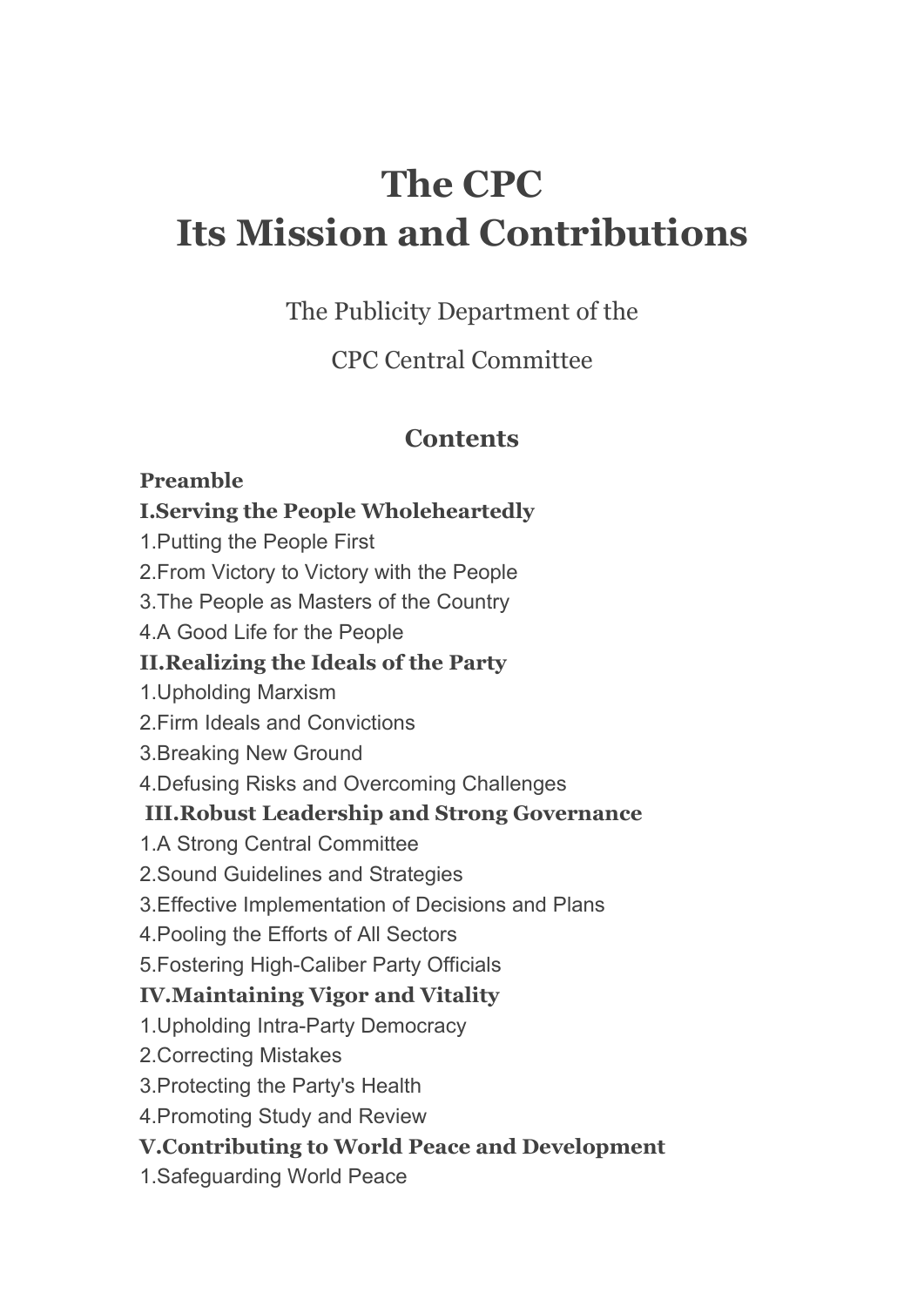# The CPC
# Its Mission and Contributions

The Publicity Department of the

CPC Central Committee

## Contents

**Preamble**

**I.Serving the People Wholeheartedly**

1.Putting the People First

2.From Victory to Victory with the People

3.The People as Masters of the Country

4.A Good Life for the People

**II.Realizing the Ideals of the Party**

1.Upholding Marxism

2.Firm Ideals and Convictions

3.Breaking New Ground

4.Defusing Risks and Overcoming Challenges

**III.Robust Leadership and Strong Governance**

1.A Strong Central Committee

2.Sound Guidelines and Strategies

3.Effective Implementation of Decisions and Plans

4.Pooling the Efforts of All Sectors

5.Fostering High-Caliber Party Officials

**IV.Maintaining Vigor and Vitality**

1.Upholding Intra-Party Democracy

2.Correcting Mistakes

3.Protecting the Party's Health

4.Promoting Study and Review

**V.Contributing to World Peace and Development**

1.Safeguarding World Peace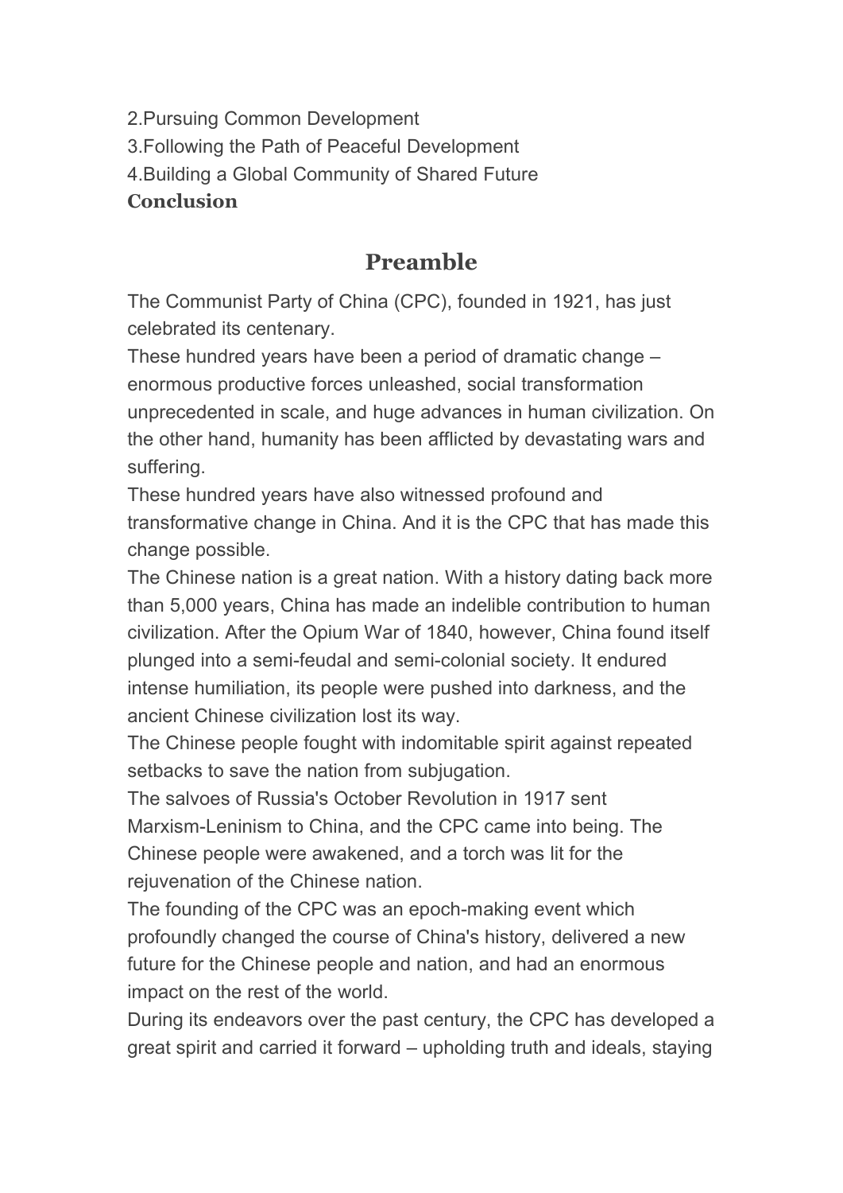2.Pursuing Common Development
3.Following the Path of Peaceful Development
4.Building a Global Community of Shared Future
**Conclusion**

## Preamble

The Communist Party of China (CPC), founded in 1921, has just celebrated its centenary.

These hundred years have been a period of dramatic change – enormous productive forces unleashed, social transformation unprecedented in scale, and huge advances in human civilization. On the other hand, humanity has been afflicted by devastating wars and suffering.

These hundred years have also witnessed profound and transformative change in China. And it is the CPC that has made this change possible.

The Chinese nation is a great nation. With a history dating back more than 5,000 years, China has made an indelible contribution to human civilization. After the Opium War of 1840, however, China found itself plunged into a semi-feudal and semi-colonial society. It endured intense humiliation, its people were pushed into darkness, and the ancient Chinese civilization lost its way.

The Chinese people fought with indomitable spirit against repeated setbacks to save the nation from subjugation.

The salvoes of Russia's October Revolution in 1917 sent Marxism-Leninism to China, and the CPC came into being. The Chinese people were awakened, and a torch was lit for the rejuvenation of the Chinese nation.

The founding of the CPC was an epoch-making event which profoundly changed the course of China's history, delivered a new future for the Chinese people and nation, and had an enormous impact on the rest of the world.

During its endeavors over the past century, the CPC has developed a great spirit and carried it forward – upholding truth and ideals, staying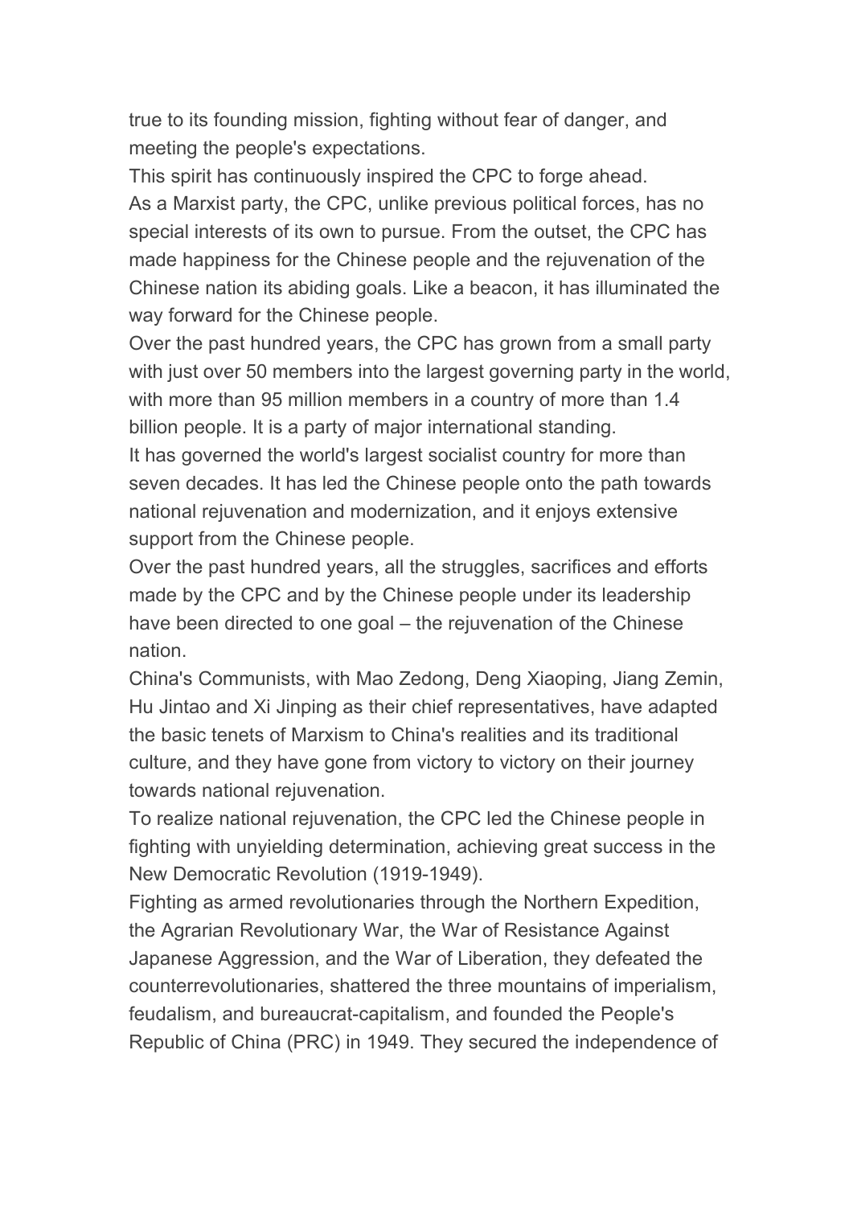true to its founding mission, fighting without fear of danger, and meeting the people's expectations.

This spirit has continuously inspired the CPC to forge ahead.

As a Marxist party, the CPC, unlike previous political forces, has no special interests of its own to pursue. From the outset, the CPC has made happiness for the Chinese people and the rejuvenation of the Chinese nation its abiding goals. Like a beacon, it has illuminated the way forward for the Chinese people.

Over the past hundred years, the CPC has grown from a small party with just over 50 members into the largest governing party in the world, with more than 95 million members in a country of more than 1.4 billion people. It is a party of major international standing.

It has governed the world's largest socialist country for more than seven decades. It has led the Chinese people onto the path towards national rejuvenation and modernization, and it enjoys extensive support from the Chinese people.

Over the past hundred years, all the struggles, sacrifices and efforts made by the CPC and by the Chinese people under its leadership have been directed to one goal – the rejuvenation of the Chinese nation.

China's Communists, with Mao Zedong, Deng Xiaoping, Jiang Zemin, Hu Jintao and Xi Jinping as their chief representatives, have adapted the basic tenets of Marxism to China's realities and its traditional culture, and they have gone from victory to victory on their journey towards national rejuvenation.

To realize national rejuvenation, the CPC led the Chinese people in fighting with unyielding determination, achieving great success in the New Democratic Revolution (1919-1949).

Fighting as armed revolutionaries through the Northern Expedition, the Agrarian Revolutionary War, the War of Resistance Against Japanese Aggression, and the War of Liberation, they defeated the counterrevolutionaries, shattered the three mountains of imperialism, feudalism, and bureaucrat-capitalism, and founded the People's Republic of China (PRC) in 1949. They secured the independence of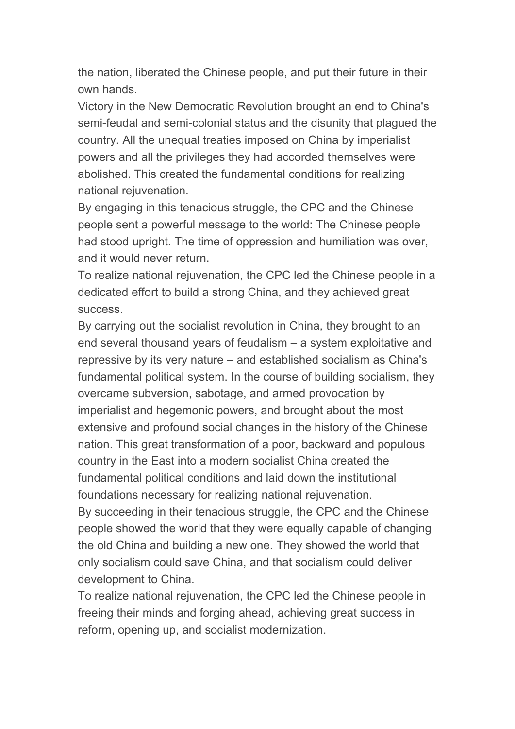the nation, liberated the Chinese people, and put their future in their own hands.

Victory in the New Democratic Revolution brought an end to China's semi-feudal and semi-colonial status and the disunity that plagued the country. All the unequal treaties imposed on China by imperialist powers and all the privileges they had accorded themselves were abolished. This created the fundamental conditions for realizing national rejuvenation.

By engaging in this tenacious struggle, the CPC and the Chinese people sent a powerful message to the world: The Chinese people had stood upright. The time of oppression and humiliation was over, and it would never return.

To realize national rejuvenation, the CPC led the Chinese people in a dedicated effort to build a strong China, and they achieved great success.

By carrying out the socialist revolution in China, they brought to an end several thousand years of feudalism – a system exploitative and repressive by its very nature – and established socialism as China's fundamental political system. In the course of building socialism, they overcame subversion, sabotage, and armed provocation by imperialist and hegemonic powers, and brought about the most extensive and profound social changes in the history of the Chinese nation. This great transformation of a poor, backward and populous country in the East into a modern socialist China created the fundamental political conditions and laid down the institutional foundations necessary for realizing national rejuvenation.

By succeeding in their tenacious struggle, the CPC and the Chinese people showed the world that they were equally capable of changing the old China and building a new one. They showed the world that only socialism could save China, and that socialism could deliver development to China.

To realize national rejuvenation, the CPC led the Chinese people in freeing their minds and forging ahead, achieving great success in reform, opening up, and socialist modernization.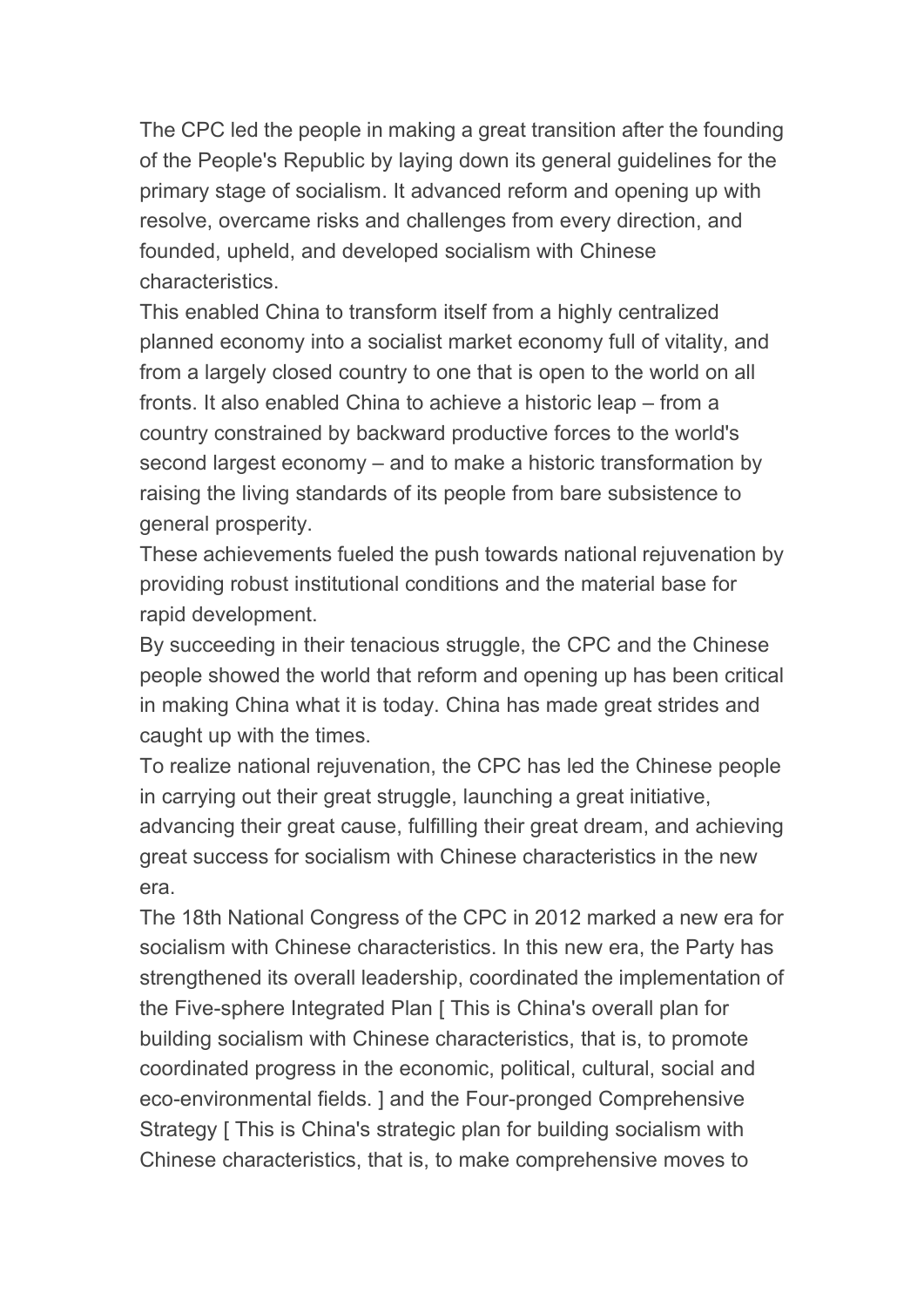The CPC led the people in making a great transition after the founding of the People's Republic by laying down its general guidelines for the primary stage of socialism. It advanced reform and opening up with resolve, overcame risks and challenges from every direction, and founded, upheld, and developed socialism with Chinese characteristics.

This enabled China to transform itself from a highly centralized planned economy into a socialist market economy full of vitality, and from a largely closed country to one that is open to the world on all fronts. It also enabled China to achieve a historic leap – from a country constrained by backward productive forces to the world's second largest economy – and to make a historic transformation by raising the living standards of its people from bare subsistence to general prosperity.

These achievements fueled the push towards national rejuvenation by providing robust institutional conditions and the material base for rapid development.

By succeeding in their tenacious struggle, the CPC and the Chinese people showed the world that reform and opening up has been critical in making China what it is today. China has made great strides and caught up with the times.

To realize national rejuvenation, the CPC has led the Chinese people in carrying out their great struggle, launching a great initiative, advancing their great cause, fulfilling their great dream, and achieving great success for socialism with Chinese characteristics in the new era.

The 18th National Congress of the CPC in 2012 marked a new era for socialism with Chinese characteristics. In this new era, the Party has strengthened its overall leadership, coordinated the implementation of the Five-sphere Integrated Plan [ This is China's overall plan for building socialism with Chinese characteristics, that is, to promote coordinated progress in the economic, political, cultural, social and eco-environmental fields. ] and the Four-pronged Comprehensive Strategy [ This is China's strategic plan for building socialism with Chinese characteristics, that is, to make comprehensive moves to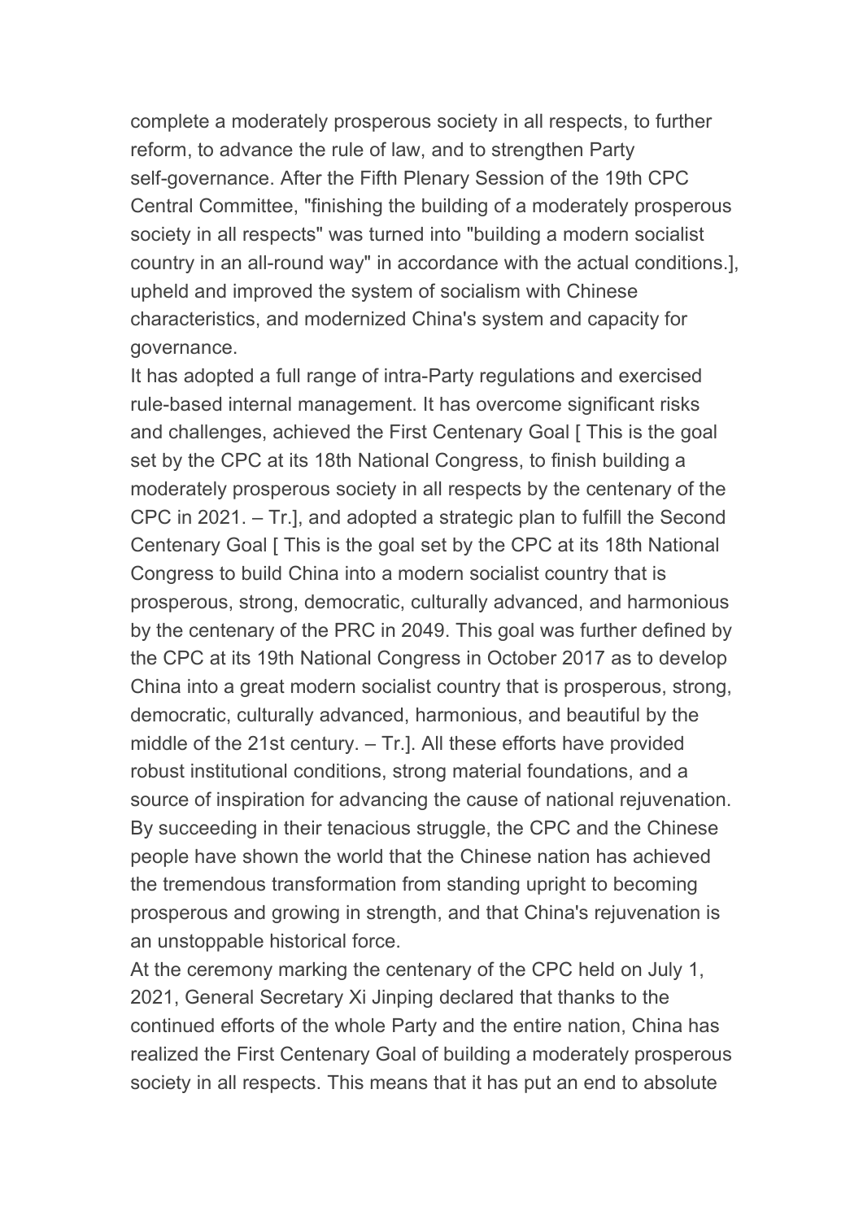complete a moderately prosperous society in all respects, to further reform, to advance the rule of law, and to strengthen Party self-governance. After the Fifth Plenary Session of the 19th CPC Central Committee, "finishing the building of a moderately prosperous society in all respects" was turned into "building a modern socialist country in an all-round way" in accordance with the actual conditions.], upheld and improved the system of socialism with Chinese characteristics, and modernized China's system and capacity for governance.

It has adopted a full range of intra-Party regulations and exercised rule-based internal management. It has overcome significant risks and challenges, achieved the First Centenary Goal [ This is the goal set by the CPC at its 18th National Congress, to finish building a moderately prosperous society in all respects by the centenary of the CPC in 2021. – Tr.], and adopted a strategic plan to fulfill the Second Centenary Goal [ This is the goal set by the CPC at its 18th National Congress to build China into a modern socialist country that is prosperous, strong, democratic, culturally advanced, and harmonious by the centenary of the PRC in 2049. This goal was further defined by the CPC at its 19th National Congress in October 2017 as to develop China into a great modern socialist country that is prosperous, strong, democratic, culturally advanced, harmonious, and beautiful by the middle of the 21st century. – Tr.]. All these efforts have provided robust institutional conditions, strong material foundations, and a source of inspiration for advancing the cause of national rejuvenation. By succeeding in their tenacious struggle, the CPC and the Chinese people have shown the world that the Chinese nation has achieved the tremendous transformation from standing upright to becoming prosperous and growing in strength, and that China's rejuvenation is an unstoppable historical force.

At the ceremony marking the centenary of the CPC held on July 1, 2021, General Secretary Xi Jinping declared that thanks to the continued efforts of the whole Party and the entire nation, China has realized the First Centenary Goal of building a moderately prosperous society in all respects. This means that it has put an end to absolute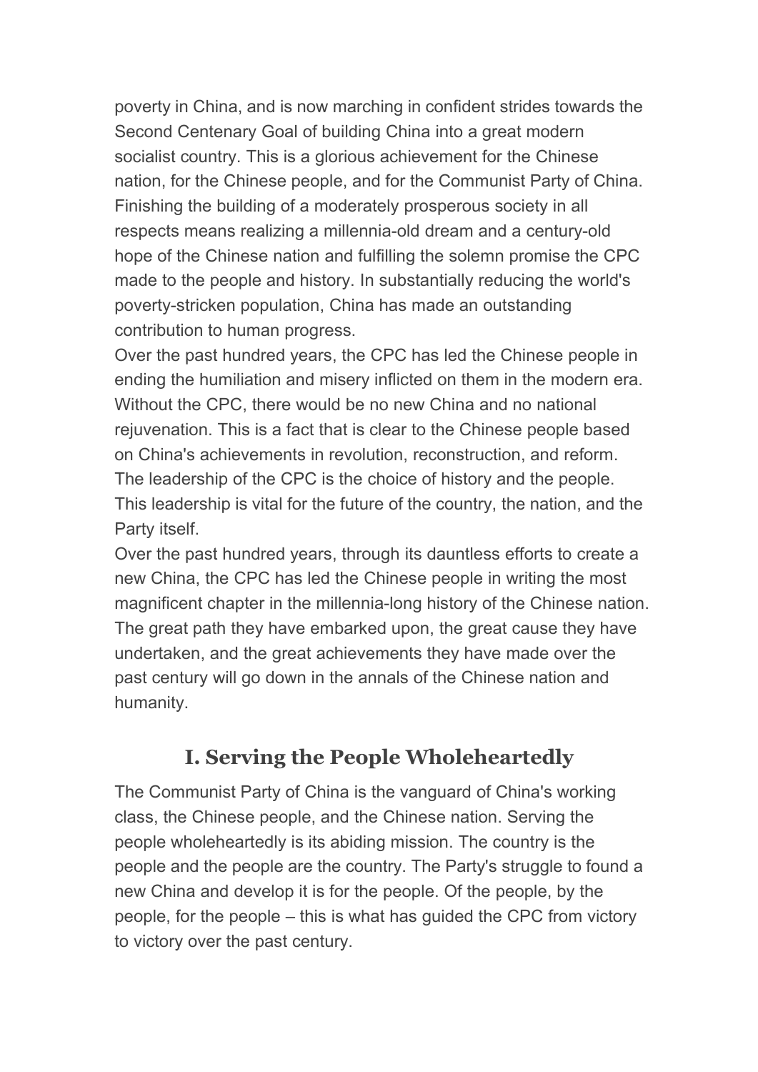poverty in China, and is now marching in confident strides towards the Second Centenary Goal of building China into a great modern socialist country. This is a glorious achievement for the Chinese nation, for the Chinese people, and for the Communist Party of China. Finishing the building of a moderately prosperous society in all respects means realizing a millennia-old dream and a century-old hope of the Chinese nation and fulfilling the solemn promise the CPC made to the people and history. In substantially reducing the world's poverty-stricken population, China has made an outstanding contribution to human progress.

Over the past hundred years, the CPC has led the Chinese people in ending the humiliation and misery inflicted on them in the modern era. Without the CPC, there would be no new China and no national rejuvenation. This is a fact that is clear to the Chinese people based on China's achievements in revolution, reconstruction, and reform. The leadership of the CPC is the choice of history and the people. This leadership is vital for the future of the country, the nation, and the Party itself.

Over the past hundred years, through its dauntless efforts to create a new China, the CPC has led the Chinese people in writing the most magnificent chapter in the millennia-long history of the Chinese nation. The great path they have embarked upon, the great cause they have undertaken, and the great achievements they have made over the past century will go down in the annals of the Chinese nation and humanity.

## I. Serving the People Wholeheartedly

The Communist Party of China is the vanguard of China's working class, the Chinese people, and the Chinese nation. Serving the people wholeheartedly is its abiding mission. The country is the people and the people are the country. The Party's struggle to found a new China and develop it is for the people. Of the people, by the people, for the people – this is what has guided the CPC from victory to victory over the past century.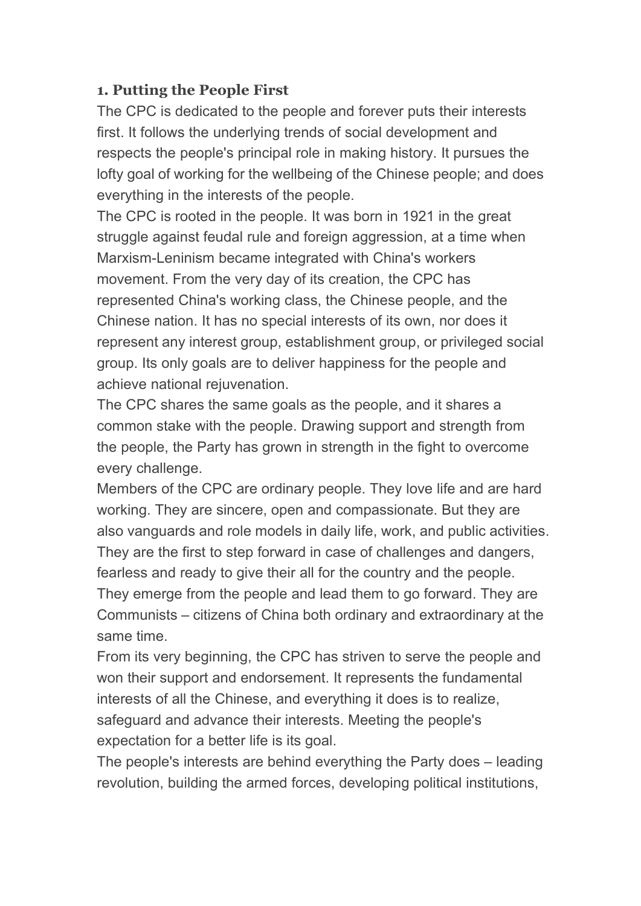## 1. Putting the People First

The CPC is dedicated to the people and forever puts their interests first. It follows the underlying trends of social development and respects the people's principal role in making history. It pursues the lofty goal of working for the wellbeing of the Chinese people; and does everything in the interests of the people.

The CPC is rooted in the people. It was born in 1921 in the great struggle against feudal rule and foreign aggression, at a time when Marxism-Leninism became integrated with China's workers movement. From the very day of its creation, the CPC has represented China's working class, the Chinese people, and the Chinese nation. It has no special interests of its own, nor does it represent any interest group, establishment group, or privileged social group. Its only goals are to deliver happiness for the people and achieve national rejuvenation.

The CPC shares the same goals as the people, and it shares a common stake with the people. Drawing support and strength from the people, the Party has grown in strength in the fight to overcome every challenge.

Members of the CPC are ordinary people. They love life and are hard working. They are sincere, open and compassionate. But they are also vanguards and role models in daily life, work, and public activities. They are the first to step forward in case of challenges and dangers, fearless and ready to give their all for the country and the people. They emerge from the people and lead them to go forward. They are Communists – citizens of China both ordinary and extraordinary at the same time.

From its very beginning, the CPC has striven to serve the people and won their support and endorsement. It represents the fundamental interests of all the Chinese, and everything it does is to realize, safeguard and advance their interests. Meeting the people's expectation for a better life is its goal.

The people's interests are behind everything the Party does – leading revolution, building the armed forces, developing political institutions,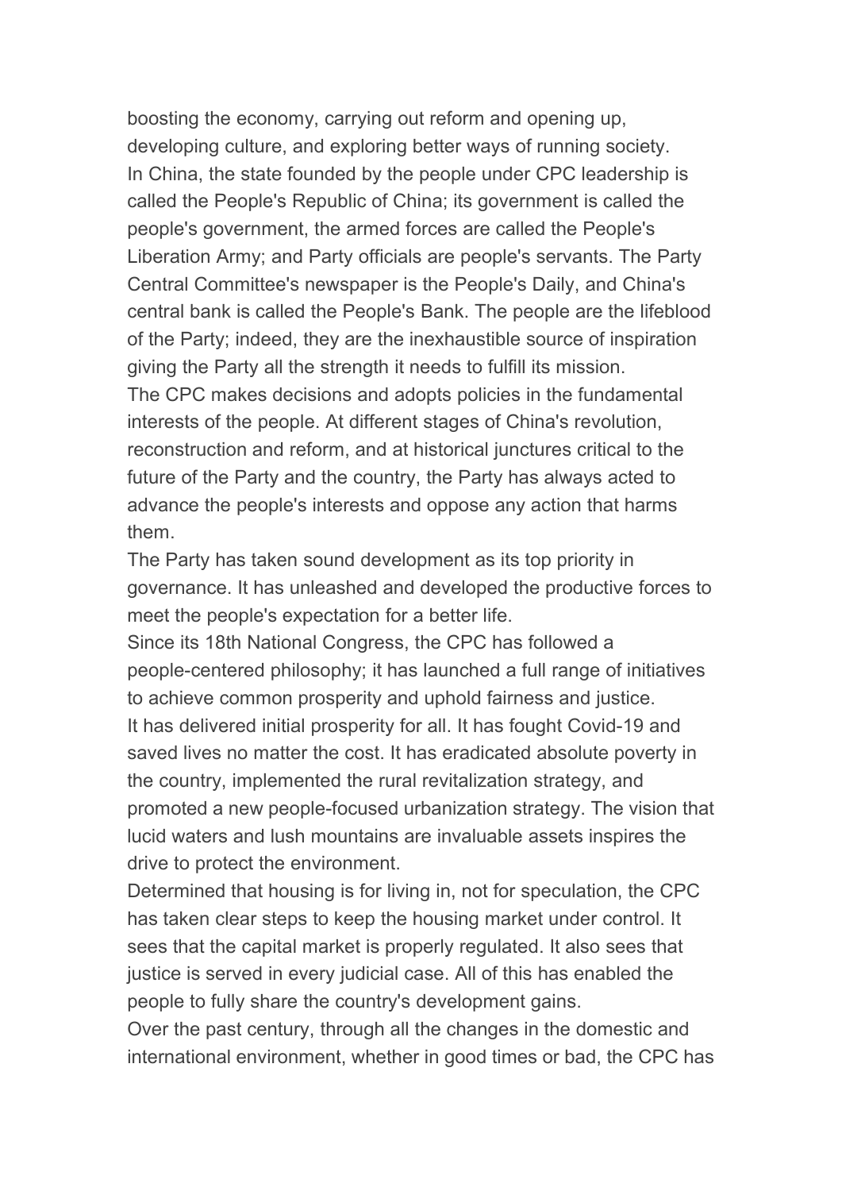boosting the economy, carrying out reform and opening up, developing culture, and exploring better ways of running society.

In China, the state founded by the people under CPC leadership is called the People's Republic of China; its government is called the people's government, the armed forces are called the People's Liberation Army; and Party officials are people's servants. The Party Central Committee's newspaper is the People's Daily, and China's central bank is called the People's Bank. The people are the lifeblood of the Party; indeed, they are the inexhaustible source of inspiration giving the Party all the strength it needs to fulfill its mission.

The CPC makes decisions and adopts policies in the fundamental interests of the people. At different stages of China's revolution, reconstruction and reform, and at historical junctures critical to the future of the Party and the country, the Party has always acted to advance the people's interests and oppose any action that harms them.

The Party has taken sound development as its top priority in governance. It has unleashed and developed the productive forces to meet the people's expectation for a better life.

Since its 18th National Congress, the CPC has followed a people-centered philosophy; it has launched a full range of initiatives to achieve common prosperity and uphold fairness and justice.

It has delivered initial prosperity for all. It has fought Covid-19 and saved lives no matter the cost. It has eradicated absolute poverty in the country, implemented the rural revitalization strategy, and promoted a new people-focused urbanization strategy. The vision that lucid waters and lush mountains are invaluable assets inspires the drive to protect the environment.

Determined that housing is for living in, not for speculation, the CPC has taken clear steps to keep the housing market under control. It sees that the capital market is properly regulated. It also sees that justice is served in every judicial case. All of this has enabled the people to fully share the country's development gains.

Over the past century, through all the changes in the domestic and international environment, whether in good times or bad, the CPC has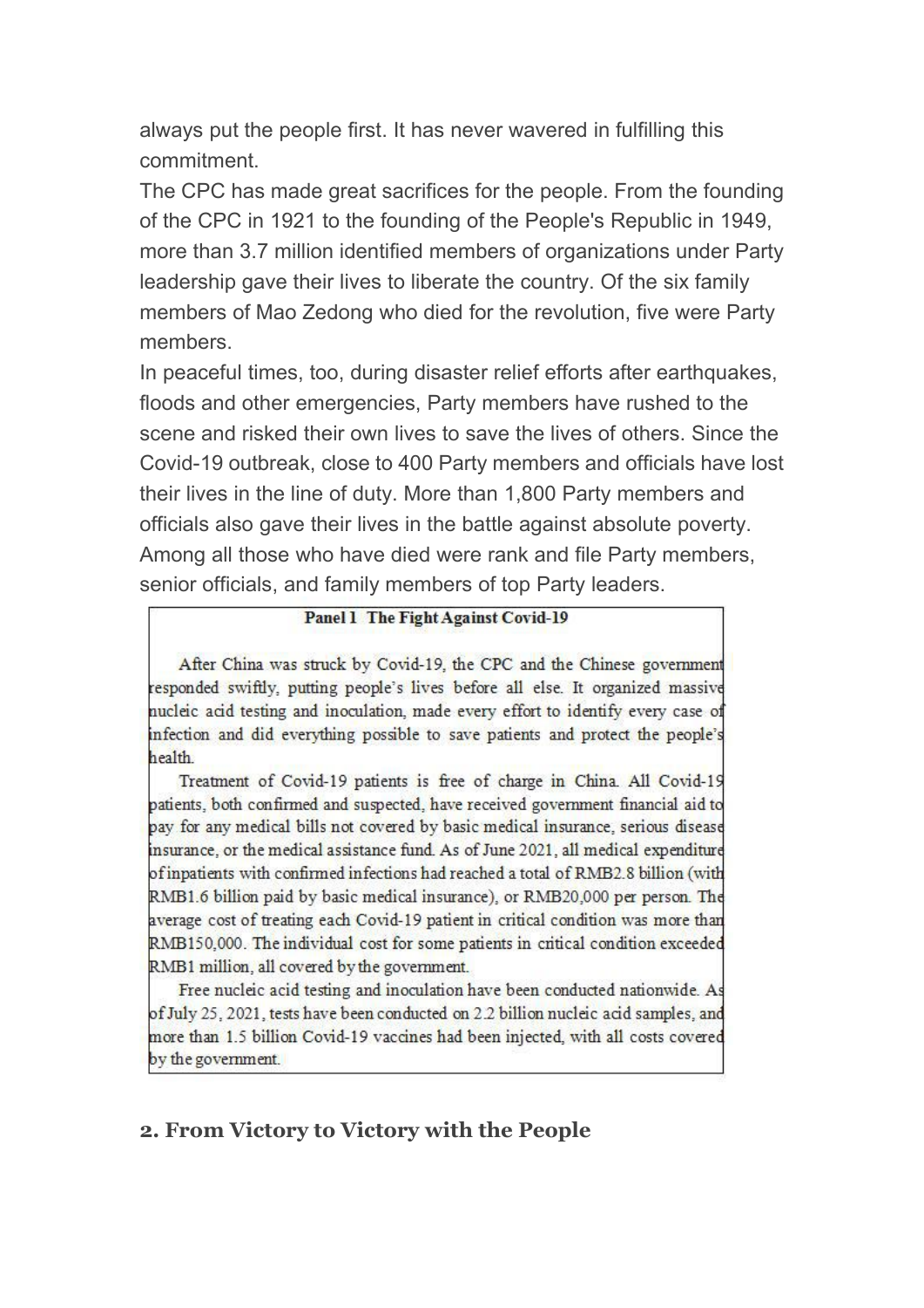always put the people first. It has never wavered in fulfilling this commitment.

The CPC has made great sacrifices for the people. From the founding of the CPC in 1921 to the founding of the People's Republic in 1949, more than 3.7 million identified members of organizations under Party leadership gave their lives to liberate the country. Of the six family members of Mao Zedong who died for the revolution, five were Party members.

In peaceful times, too, during disaster relief efforts after earthquakes, floods and other emergencies, Party members have rushed to the scene and risked their own lives to save the lives of others. Since the Covid-19 outbreak, close to 400 Party members and officials have lost their lives in the line of duty. More than 1,800 Party members and officials also gave their lives in the battle against absolute poverty. Among all those who have died were rank and file Party members, senior officials, and family members of top Party leaders.

**Panel 1 The Fight Against Covid-19**

After China was struck by Covid-19, the CPC and the Chinese government responded swiftly, putting people's lives before all else. It organized massive nucleic acid testing and inoculation, made every effort to identify every case of infection and did everything possible to save patients and protect the people's health.

Treatment of Covid-19 patients is free of charge in China. All Covid-19 patients, both confirmed and suspected, have received government financial aid to pay for any medical bills not covered by basic medical insurance, serious disease insurance, or the medical assistance fund. As of June 2021, all medical expenditure of inpatients with confirmed infections had reached a total of RMB2.8 billion (with RMB1.6 billion paid by basic medical insurance), or RMB20,000 per person. The average cost of treating each Covid-19 patient in critical condition was more than RMB150,000. The individual cost for some patients in critical condition exceeded RMB1 million, all covered by the government.

Free nucleic acid testing and inoculation have been conducted nationwide. As of July 25, 2021, tests have been conducted on 2.2 billion nucleic acid samples, and more than 1.5 billion Covid-19 vaccines had been injected, with all costs covered by the government.

## 2. From Victory to Victory with the People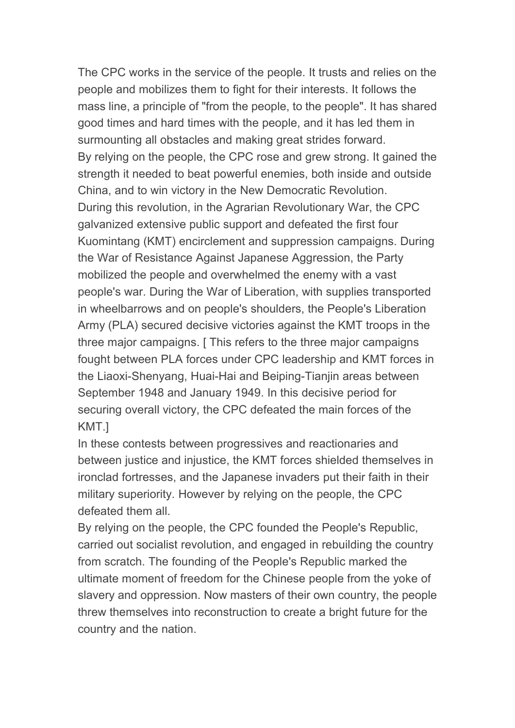The CPC works in the service of the people. It trusts and relies on the people and mobilizes them to fight for their interests. It follows the mass line, a principle of "from the people, to the people". It has shared good times and hard times with the people, and it has led them in surmounting all obstacles and making great strides forward.

By relying on the people, the CPC rose and grew strong. It gained the strength it needed to beat powerful enemies, both inside and outside China, and to win victory in the New Democratic Revolution.

During this revolution, in the Agrarian Revolutionary War, the CPC galvanized extensive public support and defeated the first four Kuomintang (KMT) encirclement and suppression campaigns. During the War of Resistance Against Japanese Aggression, the Party mobilized the people and overwhelmed the enemy with a vast people's war. During the War of Liberation, with supplies transported in wheelbarrows and on people's shoulders, the People's Liberation Army (PLA) secured decisive victories against the KMT troops in the three major campaigns. [ This refers to the three major campaigns fought between PLA forces under CPC leadership and KMT forces in the Liaoxi-Shenyang, Huai-Hai and Beiping-Tianjin areas between September 1948 and January 1949. In this decisive period for securing overall victory, the CPC defeated the main forces of the KMT.]

In these contests between progressives and reactionaries and between justice and injustice, the KMT forces shielded themselves in ironclad fortresses, and the Japanese invaders put their faith in their military superiority. However by relying on the people, the CPC defeated them all.

By relying on the people, the CPC founded the People's Republic, carried out socialist revolution, and engaged in rebuilding the country from scratch. The founding of the People's Republic marked the ultimate moment of freedom for the Chinese people from the yoke of slavery and oppression. Now masters of their own country, the people threw themselves into reconstruction to create a bright future for the country and the nation.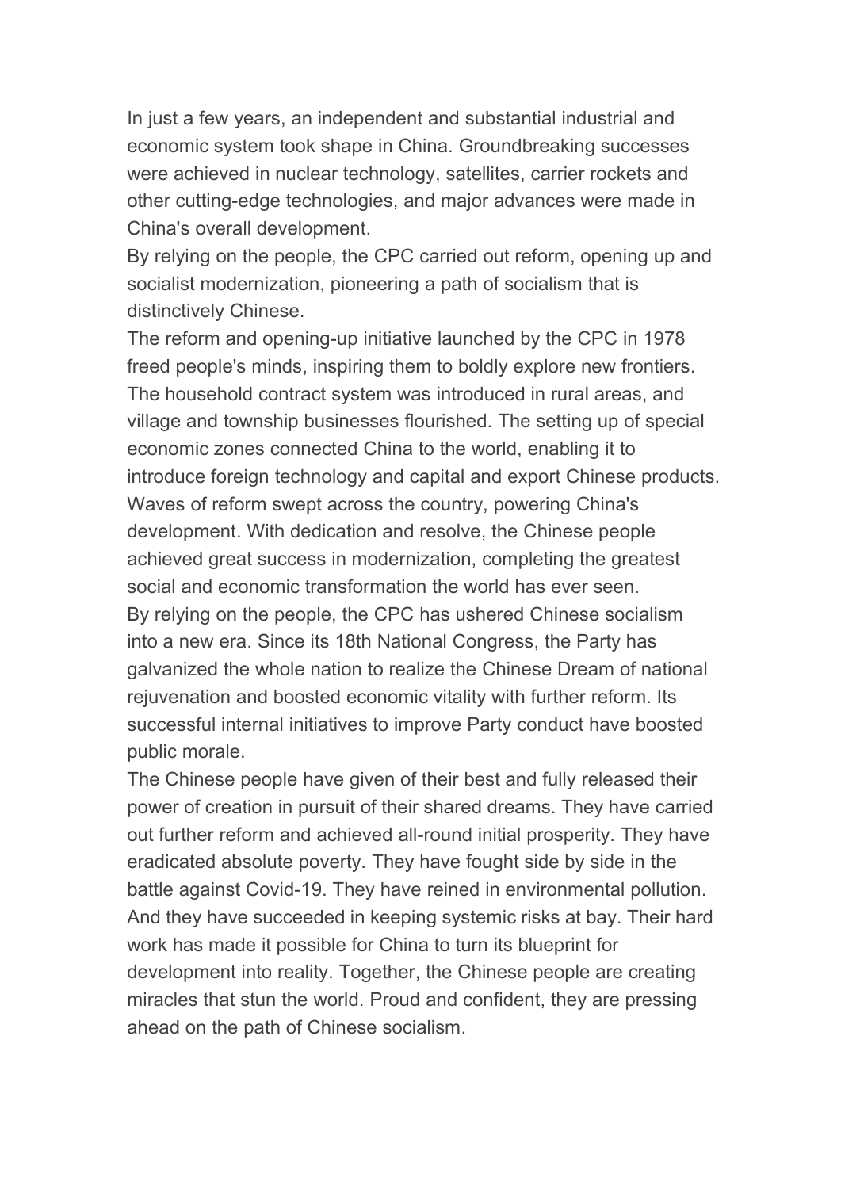In just a few years, an independent and substantial industrial and economic system took shape in China. Groundbreaking successes were achieved in nuclear technology, satellites, carrier rockets and other cutting-edge technologies, and major advances were made in China's overall development.

By relying on the people, the CPC carried out reform, opening up and socialist modernization, pioneering a path of socialism that is distinctively Chinese.

The reform and opening-up initiative launched by the CPC in 1978 freed people's minds, inspiring them to boldly explore new frontiers. The household contract system was introduced in rural areas, and village and township businesses flourished. The setting up of special economic zones connected China to the world, enabling it to introduce foreign technology and capital and export Chinese products. Waves of reform swept across the country, powering China's development. With dedication and resolve, the Chinese people achieved great success in modernization, completing the greatest social and economic transformation the world has ever seen.

By relying on the people, the CPC has ushered Chinese socialism into a new era. Since its 18th National Congress, the Party has galvanized the whole nation to realize the Chinese Dream of national rejuvenation and boosted economic vitality with further reform. Its successful internal initiatives to improve Party conduct have boosted public morale.

The Chinese people have given of their best and fully released their power of creation in pursuit of their shared dreams. They have carried out further reform and achieved all-round initial prosperity. They have eradicated absolute poverty. They have fought side by side in the battle against Covid-19. They have reined in environmental pollution. And they have succeeded in keeping systemic risks at bay. Their hard work has made it possible for China to turn its blueprint for development into reality. Together, the Chinese people are creating miracles that stun the world. Proud and confident, they are pressing ahead on the path of Chinese socialism.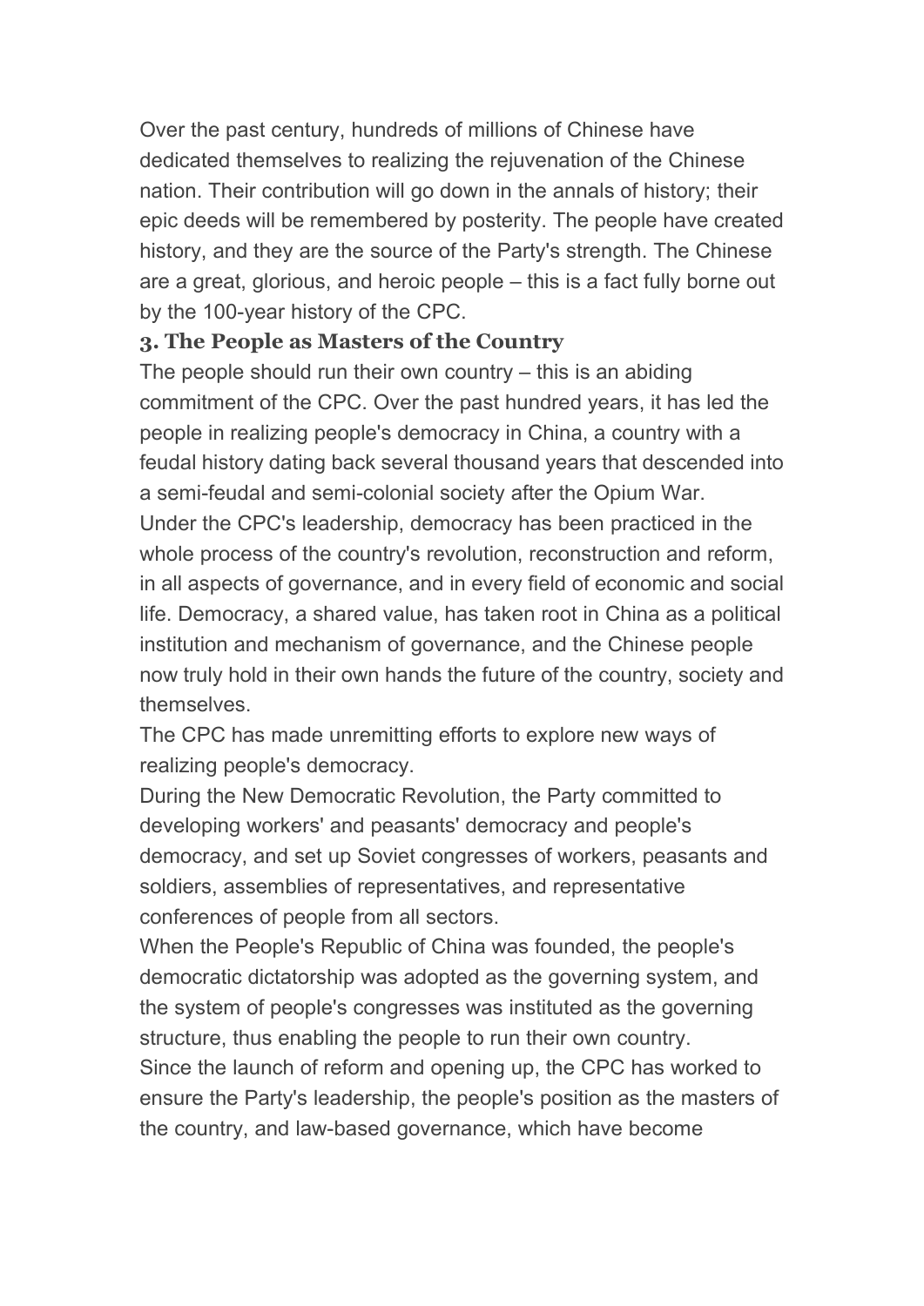Over the past century, hundreds of millions of Chinese have dedicated themselves to realizing the rejuvenation of the Chinese nation. Their contribution will go down in the annals of history; their epic deeds will be remembered by posterity. The people have created history, and they are the source of the Party's strength. The Chinese are a great, glorious, and heroic people – this is a fact fully borne out by the 100-year history of the CPC.

### 3. The People as Masters of the Country

The people should run their own country – this is an abiding commitment of the CPC. Over the past hundred years, it has led the people in realizing people's democracy in China, a country with a feudal history dating back several thousand years that descended into a semi-feudal and semi-colonial society after the Opium War.

Under the CPC's leadership, democracy has been practiced in the whole process of the country's revolution, reconstruction and reform, in all aspects of governance, and in every field of economic and social life. Democracy, a shared value, has taken root in China as a political institution and mechanism of governance, and the Chinese people now truly hold in their own hands the future of the country, society and themselves.

The CPC has made unremitting efforts to explore new ways of realizing people's democracy.

During the New Democratic Revolution, the Party committed to developing workers' and peasants' democracy and people's democracy, and set up Soviet congresses of workers, peasants and soldiers, assemblies of representatives, and representative conferences of people from all sectors.

When the People's Republic of China was founded, the people's democratic dictatorship was adopted as the governing system, and the system of people's congresses was instituted as the governing structure, thus enabling the people to run their own country.

Since the launch of reform and opening up, the CPC has worked to ensure the Party's leadership, the people's position as the masters of the country, and law-based governance, which have become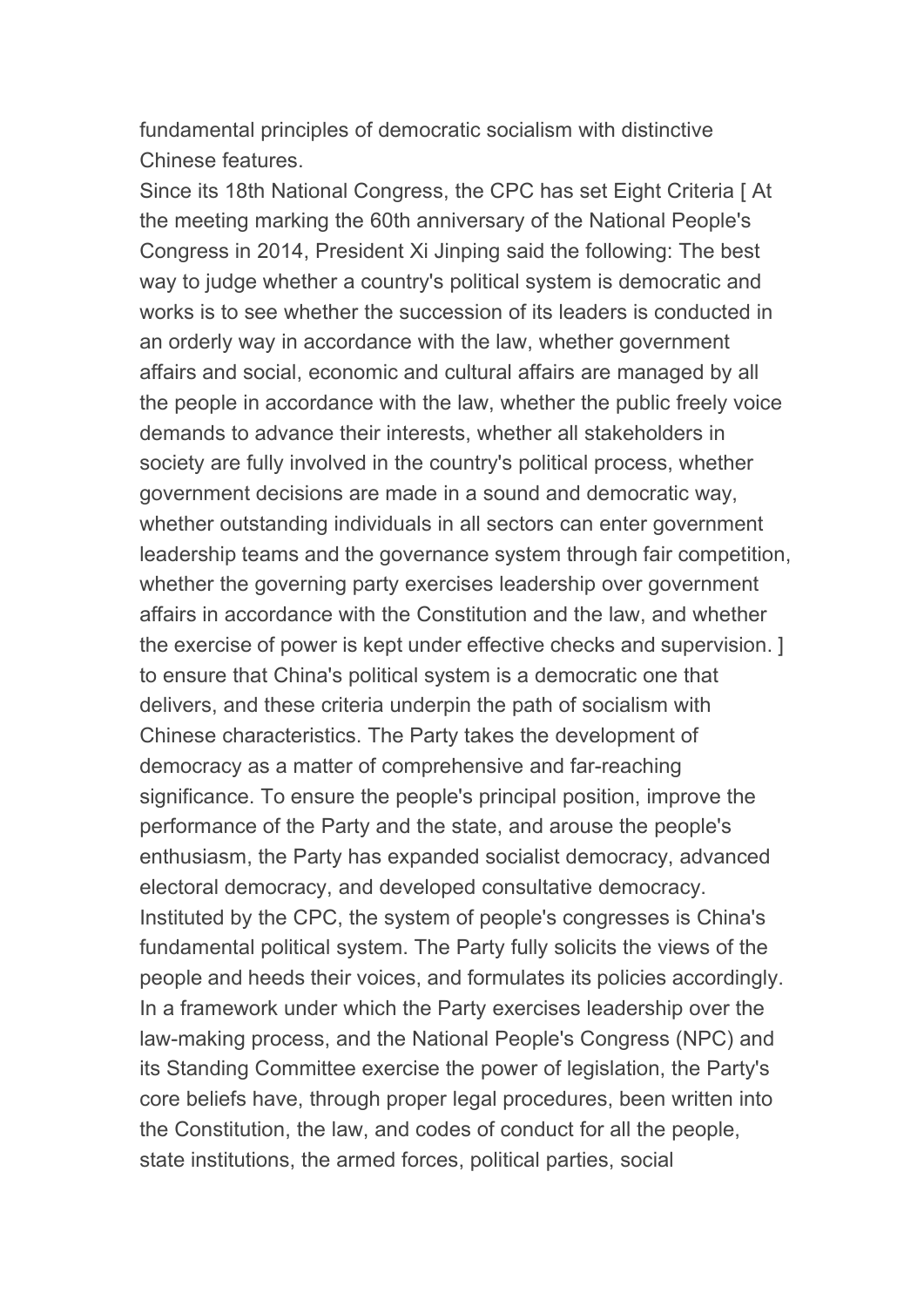fundamental principles of democratic socialism with distinctive Chinese features.

Since its 18th National Congress, the CPC has set Eight Criteria [ At the meeting marking the 60th anniversary of the National People's Congress in 2014, President Xi Jinping said the following: The best way to judge whether a country's political system is democratic and works is to see whether the succession of its leaders is conducted in an orderly way in accordance with the law, whether government affairs and social, economic and cultural affairs are managed by all the people in accordance with the law, whether the public freely voice demands to advance their interests, whether all stakeholders in society are fully involved in the country's political process, whether government decisions are made in a sound and democratic way, whether outstanding individuals in all sectors can enter government leadership teams and the governance system through fair competition, whether the governing party exercises leadership over government affairs in accordance with the Constitution and the law, and whether the exercise of power is kept under effective checks and supervision. ] to ensure that China's political system is a democratic one that delivers, and these criteria underpin the path of socialism with Chinese characteristics. The Party takes the development of democracy as a matter of comprehensive and far-reaching significance. To ensure the people's principal position, improve the performance of the Party and the state, and arouse the people's enthusiasm, the Party has expanded socialist democracy, advanced electoral democracy, and developed consultative democracy.

Instituted by the CPC, the system of people's congresses is China's fundamental political system. The Party fully solicits the views of the people and heeds their voices, and formulates its policies accordingly. In a framework under which the Party exercises leadership over the law-making process, and the National People's Congress (NPC) and its Standing Committee exercise the power of legislation, the Party's core beliefs have, through proper legal procedures, been written into the Constitution, the law, and codes of conduct for all the people, state institutions, the armed forces, political parties, social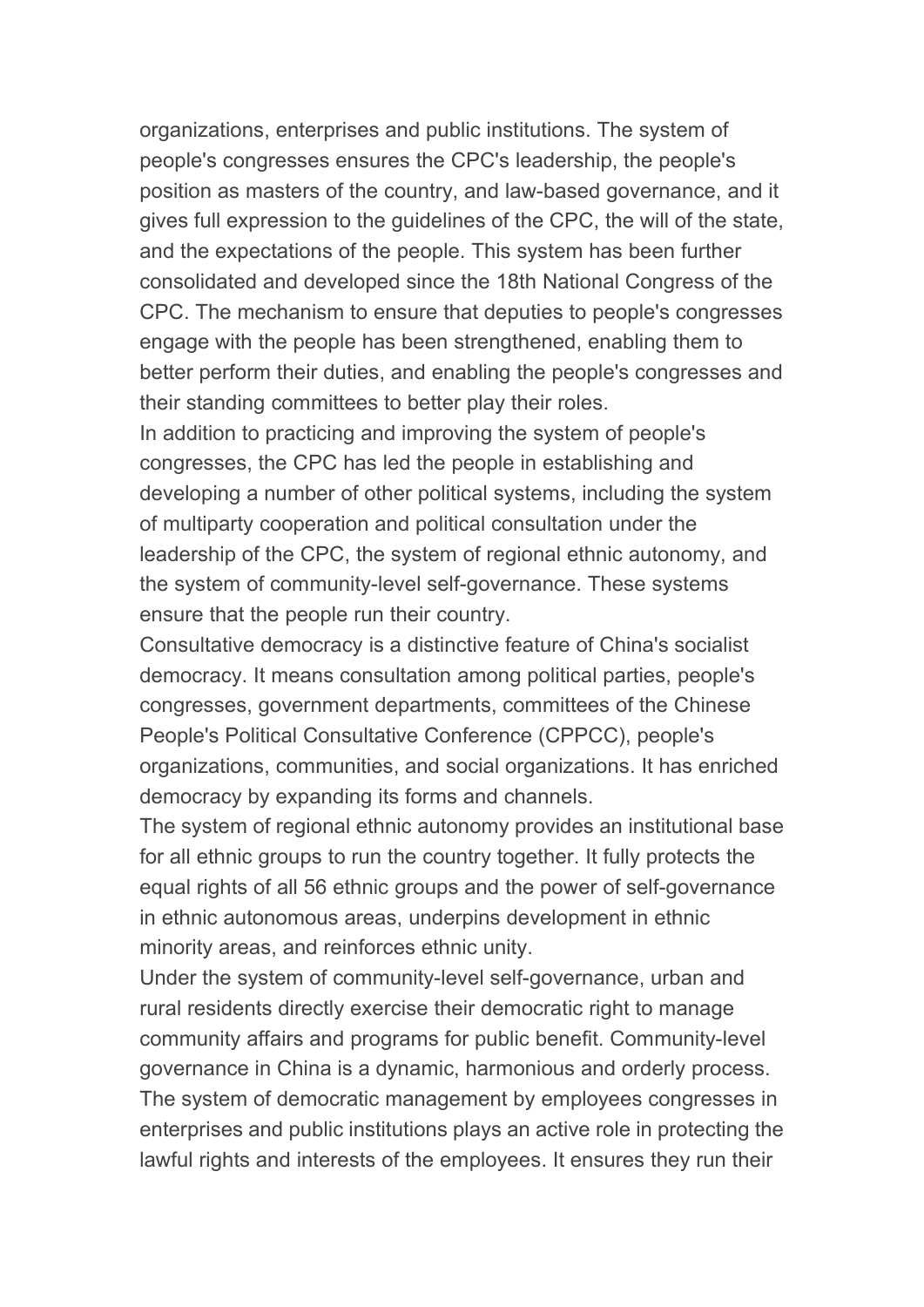organizations, enterprises and public institutions. The system of people's congresses ensures the CPC's leadership, the people's position as masters of the country, and law-based governance, and it gives full expression to the guidelines of the CPC, the will of the state, and the expectations of the people. This system has been further consolidated and developed since the 18th National Congress of the CPC. The mechanism to ensure that deputies to people's congresses engage with the people has been strengthened, enabling them to better perform their duties, and enabling the people's congresses and their standing committees to better play their roles.

In addition to practicing and improving the system of people's congresses, the CPC has led the people in establishing and developing a number of other political systems, including the system of multiparty cooperation and political consultation under the leadership of the CPC, the system of regional ethnic autonomy, and the system of community-level self-governance. These systems ensure that the people run their country.

Consultative democracy is a distinctive feature of China's socialist democracy. It means consultation among political parties, people's congresses, government departments, committees of the Chinese People's Political Consultative Conference (CPPCC), people's organizations, communities, and social organizations. It has enriched democracy by expanding its forms and channels.

The system of regional ethnic autonomy provides an institutional base for all ethnic groups to run the country together. It fully protects the equal rights of all 56 ethnic groups and the power of self-governance in ethnic autonomous areas, underpins development in ethnic minority areas, and reinforces ethnic unity.

Under the system of community-level self-governance, urban and rural residents directly exercise their democratic right to manage community affairs and programs for public benefit. Community-level governance in China is a dynamic, harmonious and orderly process.

The system of democratic management by employees congresses in enterprises and public institutions plays an active role in protecting the lawful rights and interests of the employees. It ensures they run their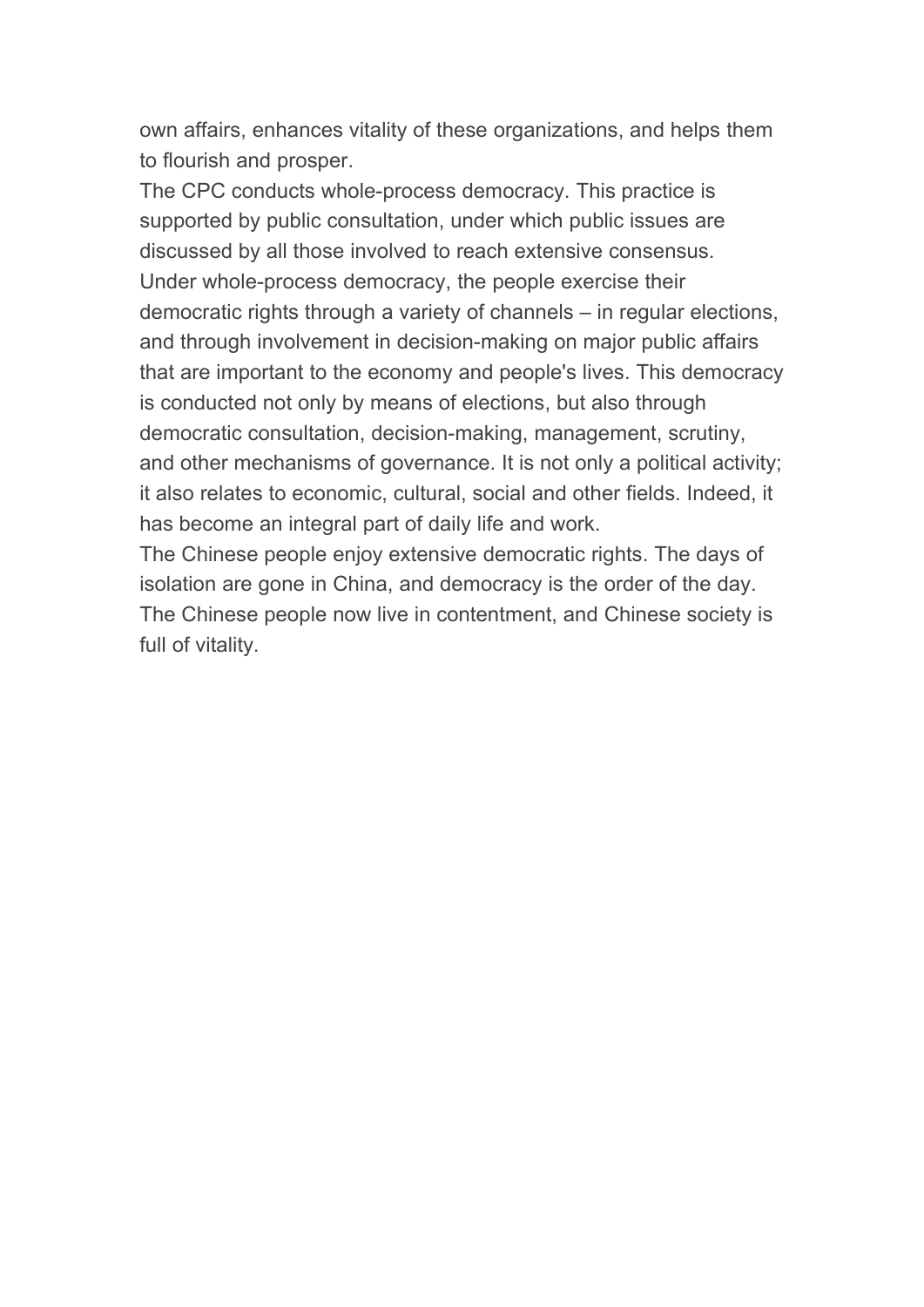own affairs, enhances vitality of these organizations, and helps them to flourish and prosper.

The CPC conducts whole-process democracy. This practice is supported by public consultation, under which public issues are discussed by all those involved to reach extensive consensus.

Under whole-process democracy, the people exercise their democratic rights through a variety of channels – in regular elections, and through involvement in decision-making on major public affairs that are important to the economy and people's lives. This democracy is conducted not only by means of elections, but also through democratic consultation, decision-making, management, scrutiny, and other mechanisms of governance. It is not only a political activity; it also relates to economic, cultural, social and other fields. Indeed, it has become an integral part of daily life and work.

The Chinese people enjoy extensive democratic rights. The days of isolation are gone in China, and democracy is the order of the day. The Chinese people now live in contentment, and Chinese society is full of vitality.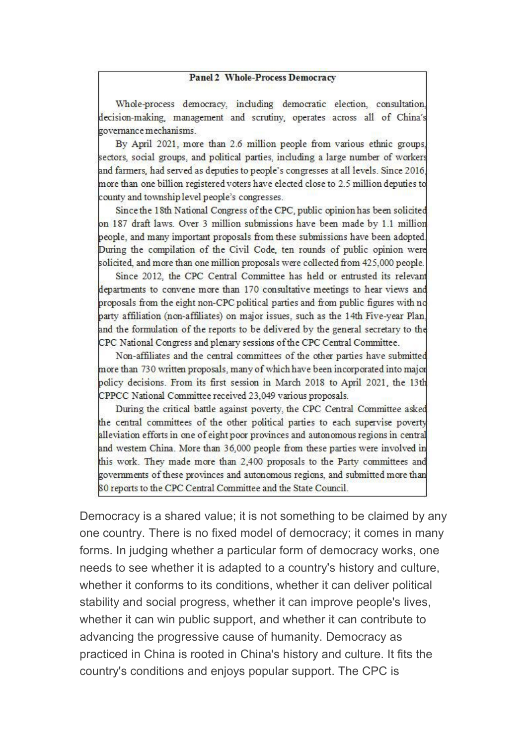**Panel 2 Whole-Process Democracy**

Whole-process democracy, including democratic election, consultation, decision-making, management and scrutiny, operates across all of China's governance mechanisms.

By April 2021, more than 2.6 million people from various ethnic groups, sectors, social groups, and political parties, including a large number of workers and farmers, had served as deputies to people's congresses at all levels. Since 2016, more than one billion registered voters have elected close to 2.5 million deputies to county and township level people's congresses.

Since the 18th National Congress of the CPC, public opinion has been solicited on 187 draft laws. Over 3 million submissions have been made by 1.1 million people, and many important proposals from these submissions have been adopted. During the compilation of the Civil Code, ten rounds of public opinion were solicited, and more than one million proposals were collected from 425,000 people.

Since 2012, the CPC Central Committee has held or entrusted its relevant departments to convene more than 170 consultative meetings to hear views and proposals from the eight non-CPC political parties and from public figures with no party affiliation (non-affiliates) on major issues, such as the 14th Five-year Plan, and the formulation of the reports to be delivered by the general secretary to the CPC National Congress and plenary sessions of the CPC Central Committee.

Non-affiliates and the central committees of the other parties have submitted more than 730 written proposals, many of which have been incorporated into major policy decisions. From its first session in March 2018 to April 2021, the 13th CPPCC National Committee received 23,049 various proposals.

During the critical battle against poverty, the CPC Central Committee asked the central committees of the other political parties to each supervise poverty alleviation efforts in one of eight poor provinces and autonomous regions in central and western China. More than 36,000 people from these parties were involved in this work. They made more than 2,400 proposals to the Party committees and governments of these provinces and autonomous regions, and submitted more than 80 reports to the CPC Central Committee and the State Council.

Democracy is a shared value; it is not something to be claimed by any one country. There is no fixed model of democracy; it comes in many forms. In judging whether a particular form of democracy works, one needs to see whether it is adapted to a country's history and culture, whether it conforms to its conditions, whether it can deliver political stability and social progress, whether it can improve people's lives, whether it can win public support, and whether it can contribute to advancing the progressive cause of humanity. Democracy as practiced in China is rooted in China's history and culture. It fits the country's conditions and enjoys popular support. The CPC is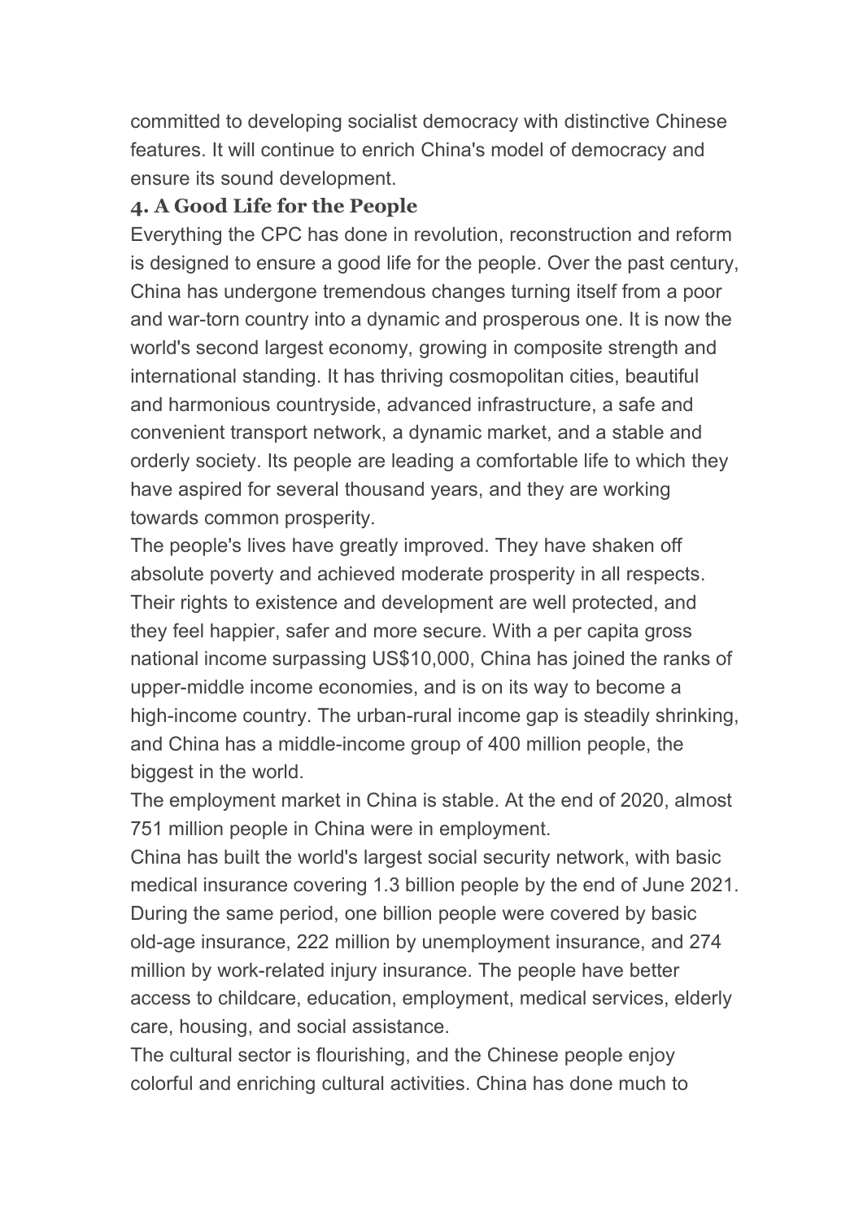committed to developing socialist democracy with distinctive Chinese features. It will continue to enrich China's model of democracy and ensure its sound development.

### 4. A Good Life for the People

Everything the CPC has done in revolution, reconstruction and reform is designed to ensure a good life for the people. Over the past century, China has undergone tremendous changes turning itself from a poor and war-torn country into a dynamic and prosperous one. It is now the world's second largest economy, growing in composite strength and international standing. It has thriving cosmopolitan cities, beautiful and harmonious countryside, advanced infrastructure, a safe and convenient transport network, a dynamic market, and a stable and orderly society. Its people are leading a comfortable life to which they have aspired for several thousand years, and they are working towards common prosperity.

The people's lives have greatly improved. They have shaken off absolute poverty and achieved moderate prosperity in all respects. Their rights to existence and development are well protected, and they feel happier, safer and more secure. With a per capita gross national income surpassing US$10,000, China has joined the ranks of upper-middle income economies, and is on its way to become a high-income country. The urban-rural income gap is steadily shrinking, and China has a middle-income group of 400 million people, the biggest in the world.

The employment market in China is stable. At the end of 2020, almost 751 million people in China were in employment.

China has built the world's largest social security network, with basic medical insurance covering 1.3 billion people by the end of June 2021. During the same period, one billion people were covered by basic old-age insurance, 222 million by unemployment insurance, and 274 million by work-related injury insurance. The people have better access to childcare, education, employment, medical services, elderly care, housing, and social assistance.

The cultural sector is flourishing, and the Chinese people enjoy colorful and enriching cultural activities. China has done much to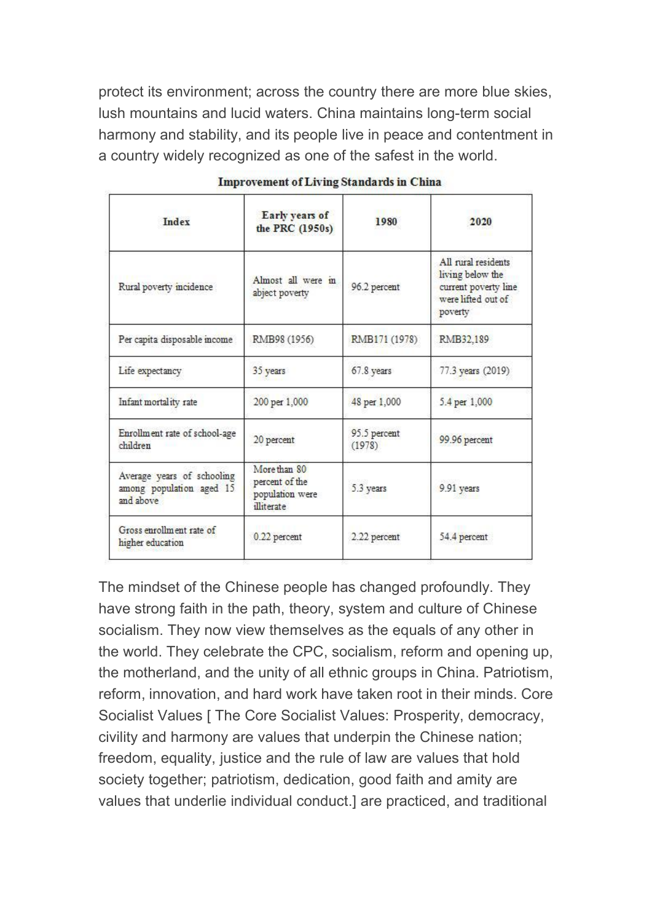protect its environment; across the country there are more blue skies, lush mountains and lucid waters. China maintains long-term social harmony and stability, and its people live in peace and contentment in a country widely recognized as one of the safest in the world.

**Improvement of Living Standards in China**

| Index | Early years of the PRC (1950s) | 1980 | 2020 |
|---|---|---|---|
| Rural poverty incidence | Almost all were in abject poverty | 96.2 percent | All rural residents living below the current poverty line were lifted out of poverty |
| Per capita disposable income | RMB98 (1956) | RMB171 (1978) | RMB32,189 |
| Life expectancy | 35 years | 67.8 years | 77.3 years (2019) |
| Infant mortality rate | 200 per 1,000 | 48 per 1,000 | 5.4 per 1,000 |
| Enrollment rate of school-age children | 20 percent | 95.5 percent (1978) | 99.96 percent |
| Average years of schooling among population aged 15 and above | More than 80 percent of the population were illiterate | 5.3 years | 9.91 years |
| Gross enrollment rate of higher education | 0.22 percent | 2.22 percent | 54.4 percent |

The mindset of the Chinese people has changed profoundly. They have strong faith in the path, theory, system and culture of Chinese socialism. They now view themselves as the equals of any other in the world. They celebrate the CPC, socialism, reform and opening up, the motherland, and the unity of all ethnic groups in China. Patriotism, reform, innovation, and hard work have taken root in their minds. Core Socialist Values [ The Core Socialist Values: Prosperity, democracy, civility and harmony are values that underpin the Chinese nation; freedom, equality, justice and the rule of law are values that hold society together; patriotism, dedication, good faith and amity are values that underlie individual conduct.] are practiced, and traditional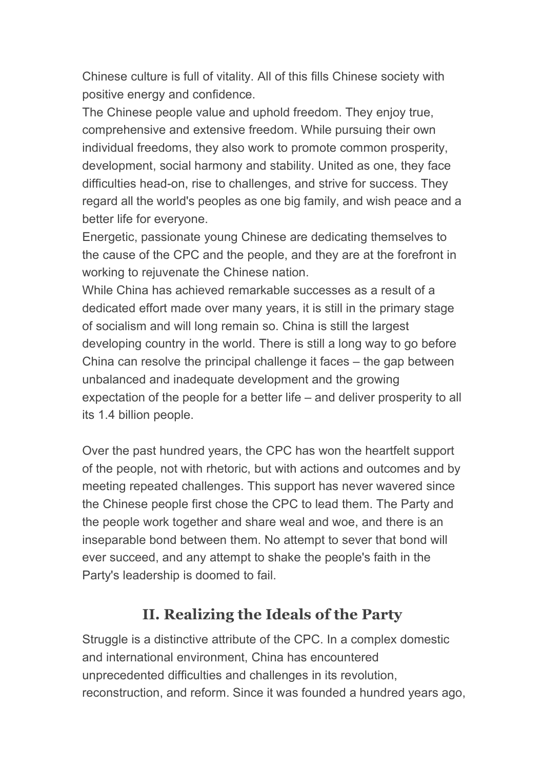Chinese culture is full of vitality. All of this fills Chinese society with positive energy and confidence.

The Chinese people value and uphold freedom. They enjoy true, comprehensive and extensive freedom. While pursuing their own individual freedoms, they also work to promote common prosperity, development, social harmony and stability. United as one, they face difficulties head-on, rise to challenges, and strive for success. They regard all the world's peoples as one big family, and wish peace and a better life for everyone.

Energetic, passionate young Chinese are dedicating themselves to the cause of the CPC and the people, and they are at the forefront in working to rejuvenate the Chinese nation.

While China has achieved remarkable successes as a result of a dedicated effort made over many years, it is still in the primary stage of socialism and will long remain so. China is still the largest developing country in the world. There is still a long way to go before China can resolve the principal challenge it faces – the gap between unbalanced and inadequate development and the growing expectation of the people for a better life – and deliver prosperity to all its 1.4 billion people.

Over the past hundred years, the CPC has won the heartfelt support of the people, not with rhetoric, but with actions and outcomes and by meeting repeated challenges. This support has never wavered since the Chinese people first chose the CPC to lead them. The Party and the people work together and share weal and woe, and there is an inseparable bond between them. No attempt to sever that bond will ever succeed, and any attempt to shake the people's faith in the Party's leadership is doomed to fail.

## II. Realizing the Ideals of the Party

Struggle is a distinctive attribute of the CPC. In a complex domestic and international environment, China has encountered unprecedented difficulties and challenges in its revolution, reconstruction, and reform. Since it was founded a hundred years ago,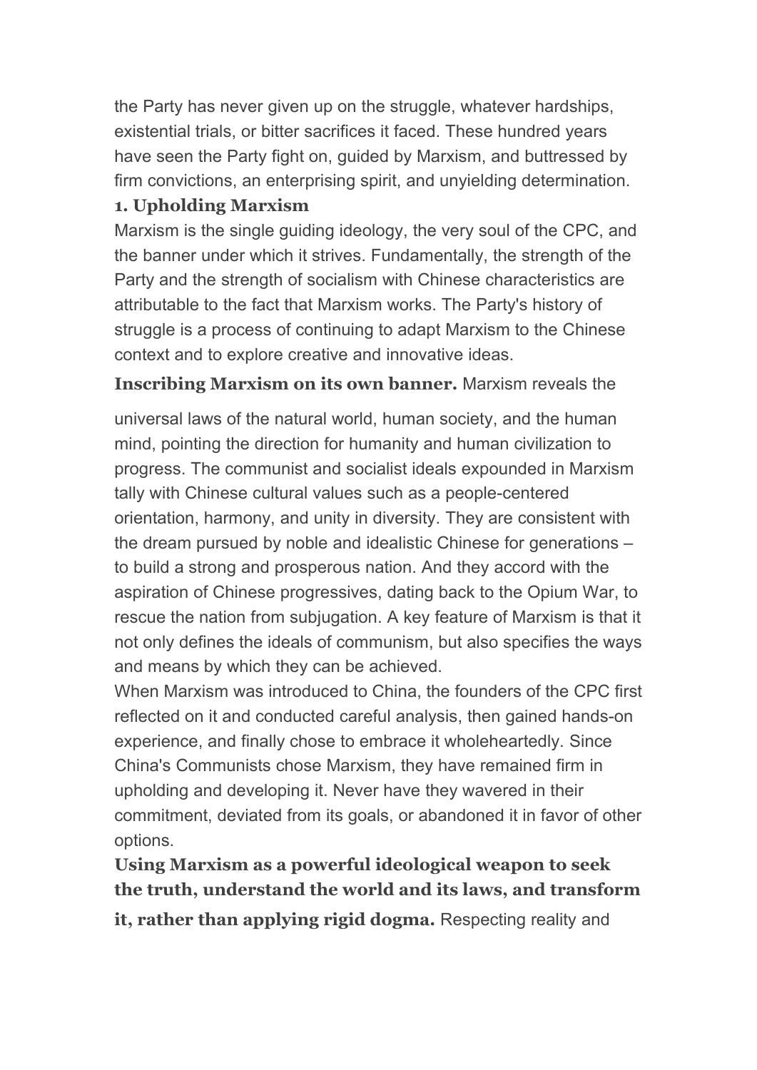the Party has never given up on the struggle, whatever hardships, existential trials, or bitter sacrifices it faced. These hundred years have seen the Party fight on, guided by Marxism, and buttressed by firm convictions, an enterprising spirit, and unyielding determination.

### 1. Upholding Marxism

Marxism is the single guiding ideology, the very soul of the CPC, and the banner under which it strives. Fundamentally, the strength of the Party and the strength of socialism with Chinese characteristics are attributable to the fact that Marxism works. The Party's history of struggle is a process of continuing to adapt Marxism to the Chinese context and to explore creative and innovative ideas.

**Inscribing Marxism on its own banner.** Marxism reveals the universal laws of the natural world, human society, and the human mind, pointing the direction for humanity and human civilization to progress. The communist and socialist ideals expounded in Marxism tally with Chinese cultural values such as a people-centered orientation, harmony, and unity in diversity. They are consistent with the dream pursued by noble and idealistic Chinese for generations – to build a strong and prosperous nation. And they accord with the aspiration of Chinese progressives, dating back to the Opium War, to rescue the nation from subjugation. A key feature of Marxism is that it not only defines the ideals of communism, but also specifies the ways and means by which they can be achieved.

When Marxism was introduced to China, the founders of the CPC first reflected on it and conducted careful analysis, then gained hands-on experience, and finally chose to embrace it wholeheartedly. Since China's Communists chose Marxism, they have remained firm in upholding and developing it. Never have they wavered in their commitment, deviated from its goals, or abandoned it in favor of other options.

**Using Marxism as a powerful ideological weapon to seek the truth, understand the world and its laws, and transform it, rather than applying rigid dogma.** Respecting reality and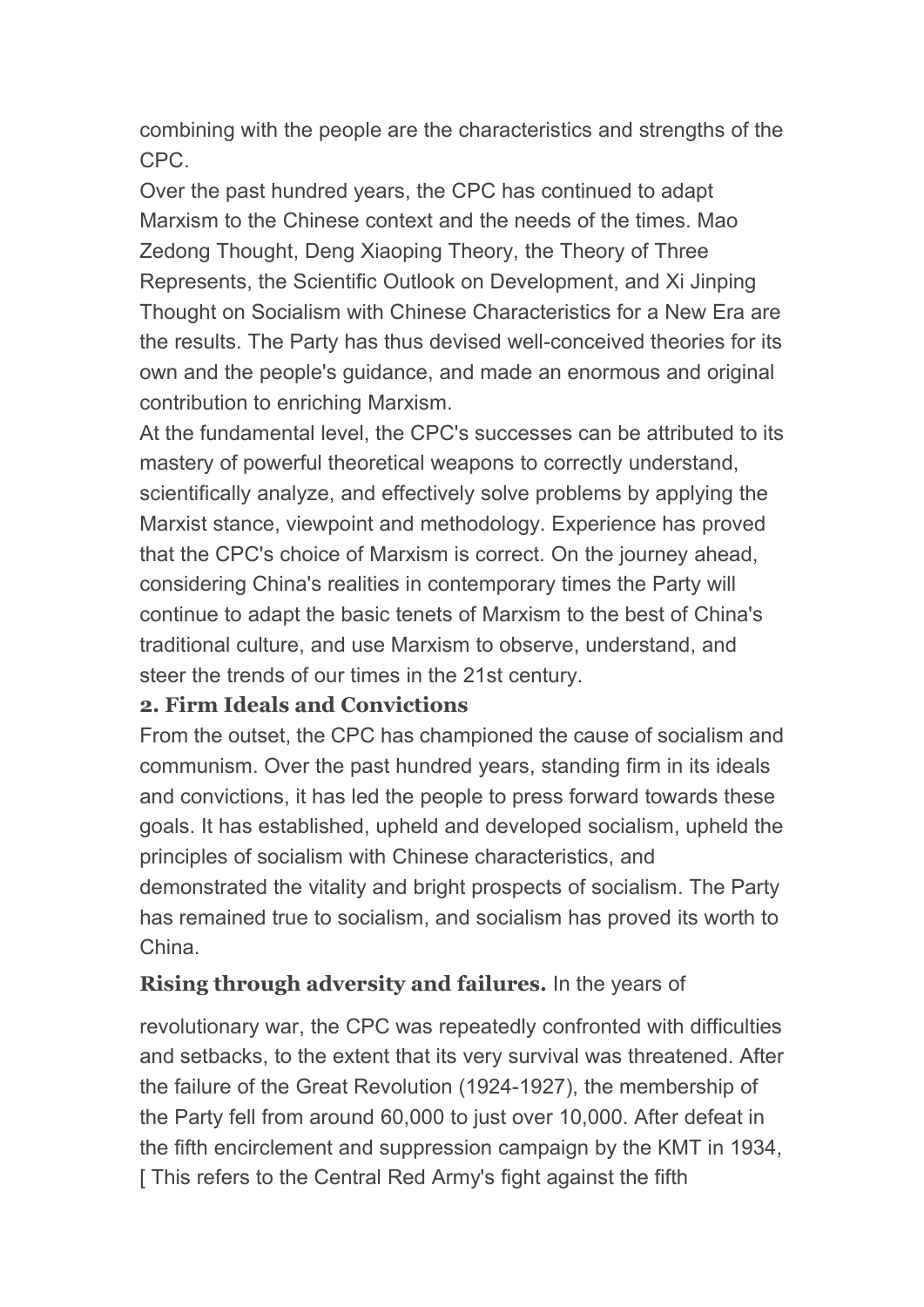combining with the people are the characteristics and strengths of the CPC.

Over the past hundred years, the CPC has continued to adapt Marxism to the Chinese context and the needs of the times. Mao Zedong Thought, Deng Xiaoping Theory, the Theory of Three Represents, the Scientific Outlook on Development, and Xi Jinping Thought on Socialism with Chinese Characteristics for a New Era are the results. The Party has thus devised well-conceived theories for its own and the people's guidance, and made an enormous and original contribution to enriching Marxism.

At the fundamental level, the CPC's successes can be attributed to its mastery of powerful theoretical weapons to correctly understand, scientifically analyze, and effectively solve problems by applying the Marxist stance, viewpoint and methodology. Experience has proved that the CPC's choice of Marxism is correct. On the journey ahead, considering China's realities in contemporary times the Party will continue to adapt the basic tenets of Marxism to the best of China's traditional culture, and use Marxism to observe, understand, and steer the trends of our times in the 21st century.

## 2. Firm Ideals and Convictions

From the outset, the CPC has championed the cause of socialism and communism. Over the past hundred years, standing firm in its ideals and convictions, it has led the people to press forward towards these goals. It has established, upheld and developed socialism, upheld the principles of socialism with Chinese characteristics, and demonstrated the vitality and bright prospects of socialism. The Party has remained true to socialism, and socialism has proved its worth to China.

**Rising through adversity and failures.** In the years of revolutionary war, the CPC was repeatedly confronted with difficulties and setbacks, to the extent that its very survival was threatened. After the failure of the Great Revolution (1924-1927), the membership of the Party fell from around 60,000 to just over 10,000. After defeat in the fifth encirclement and suppression campaign by the KMT in 1934, [ This refers to the Central Red Army's fight against the fifth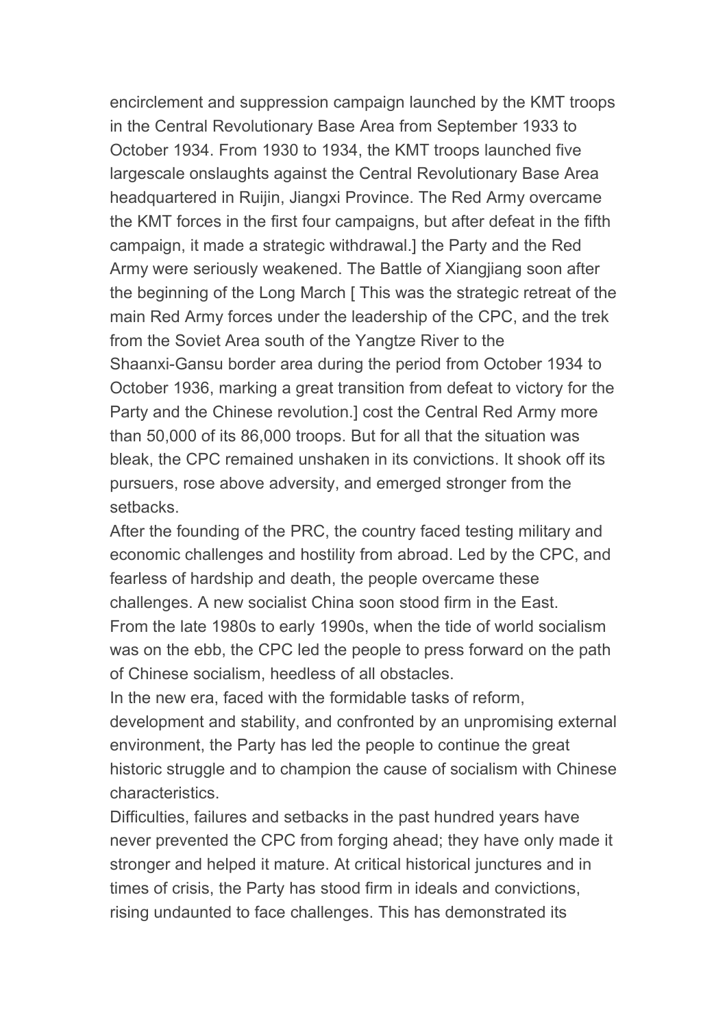encirclement and suppression campaign launched by the KMT troops in the Central Revolutionary Base Area from September 1933 to October 1934. From 1930 to 1934, the KMT troops launched five largescale onslaughts against the Central Revolutionary Base Area headquartered in Ruijin, Jiangxi Province. The Red Army overcame the KMT forces in the first four campaigns, but after defeat in the fifth campaign, it made a strategic withdrawal.] the Party and the Red Army were seriously weakened. The Battle of Xiangjiang soon after the beginning of the Long March [ This was the strategic retreat of the main Red Army forces under the leadership of the CPC, and the trek from the Soviet Area south of the Yangtze River to the Shaanxi-Gansu border area during the period from October 1934 to October 1936, marking a great transition from defeat to victory for the Party and the Chinese revolution.] cost the Central Red Army more than 50,000 of its 86,000 troops. But for all that the situation was bleak, the CPC remained unshaken in its convictions. It shook off its pursuers, rose above adversity, and emerged stronger from the setbacks.

After the founding of the PRC, the country faced testing military and economic challenges and hostility from abroad. Led by the CPC, and fearless of hardship and death, the people overcame these challenges. A new socialist China soon stood firm in the East.

From the late 1980s to early 1990s, when the tide of world socialism was on the ebb, the CPC led the people to press forward on the path of Chinese socialism, heedless of all obstacles.

In the new era, faced with the formidable tasks of reform, development and stability, and confronted by an unpromising external environment, the Party has led the people to continue the great historic struggle and to champion the cause of socialism with Chinese characteristics.

Difficulties, failures and setbacks in the past hundred years have never prevented the CPC from forging ahead; they have only made it stronger and helped it mature. At critical historical junctures and in times of crisis, the Party has stood firm in ideals and convictions, rising undaunted to face challenges. This has demonstrated its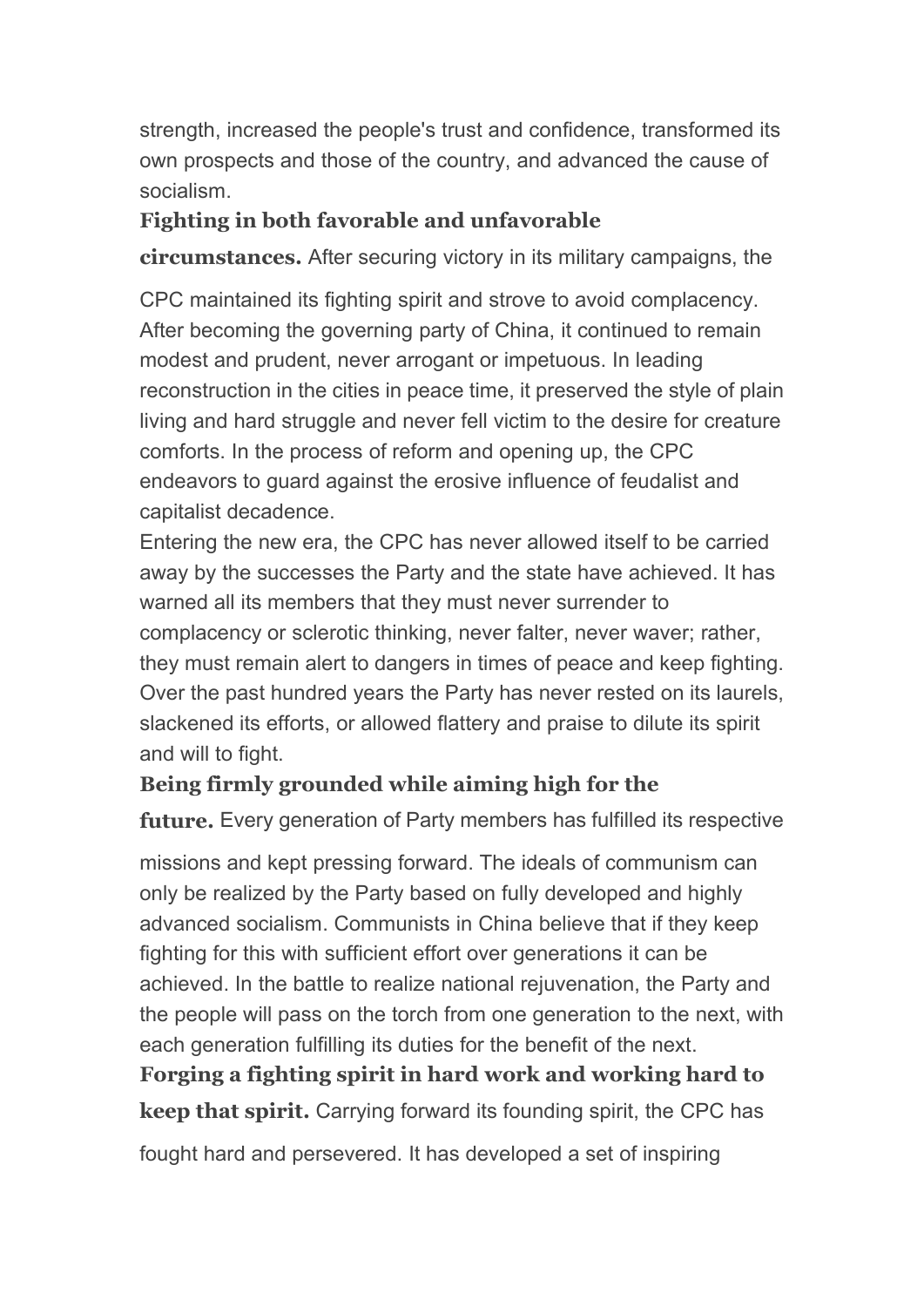strength, increased the people's trust and confidence, transformed its own prospects and those of the country, and advanced the cause of socialism.

**Fighting in both favorable and unfavorable circumstances.** After securing victory in its military campaigns, the CPC maintained its fighting spirit and strove to avoid complacency. After becoming the governing party of China, it continued to remain modest and prudent, never arrogant or impetuous. In leading reconstruction in the cities in peace time, it preserved the style of plain living and hard struggle and never fell victim to the desire for creature comforts. In the process of reform and opening up, the CPC endeavors to guard against the erosive influence of feudalist and capitalist decadence.

Entering the new era, the CPC has never allowed itself to be carried away by the successes the Party and the state have achieved. It has warned all its members that they must never surrender to complacency or sclerotic thinking, never falter, never waver; rather, they must remain alert to dangers in times of peace and keep fighting. Over the past hundred years the Party has never rested on its laurels, slackened its efforts, or allowed flattery and praise to dilute its spirit and will to fight.

**Being firmly grounded while aiming high for the future.** Every generation of Party members has fulfilled its respective missions and kept pressing forward. The ideals of communism can only be realized by the Party based on fully developed and highly advanced socialism. Communists in China believe that if they keep fighting for this with sufficient effort over generations it can be achieved. In the battle to realize national rejuvenation, the Party and the people will pass on the torch from one generation to the next, with each generation fulfilling its duties for the benefit of the next.

**Forging a fighting spirit in hard work and working hard to keep that spirit.** Carrying forward its founding spirit, the CPC has fought hard and persevered. It has developed a set of inspiring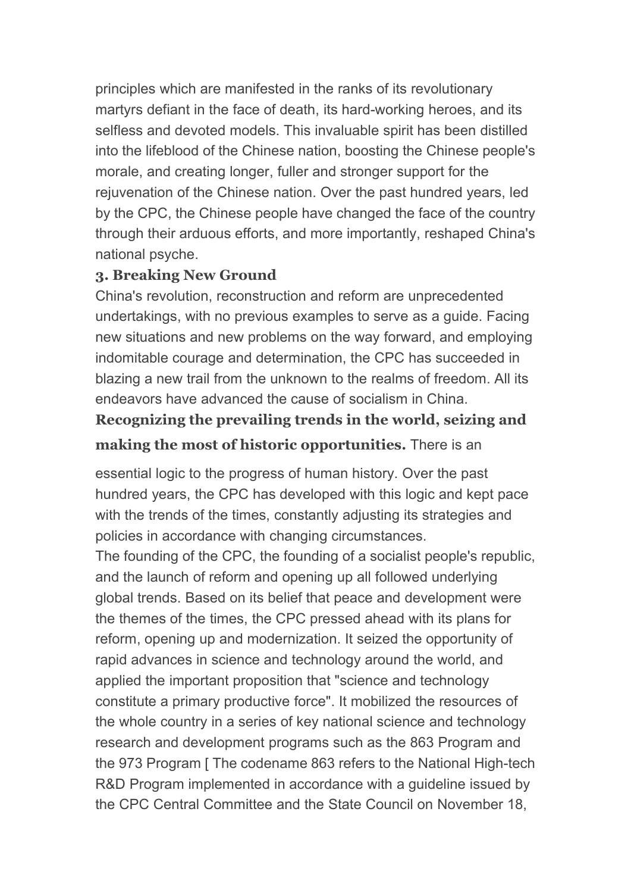principles which are manifested in the ranks of its revolutionary martyrs defiant in the face of death, its hard-working heroes, and its selfless and devoted models. This invaluable spirit has been distilled into the lifeblood of the Chinese nation, boosting the Chinese people's morale, and creating longer, fuller and stronger support for the rejuvenation of the Chinese nation. Over the past hundred years, led by the CPC, the Chinese people have changed the face of the country through their arduous efforts, and more importantly, reshaped China's national psyche.

### 3. Breaking New Ground

China's revolution, reconstruction and reform are unprecedented undertakings, with no previous examples to serve as a guide. Facing new situations and new problems on the way forward, and employing indomitable courage and determination, the CPC has succeeded in blazing a new trail from the unknown to the realms of freedom. All its endeavors have advanced the cause of socialism in China.

**Recognizing the prevailing trends in the world, seizing and making the most of historic opportunities.** There is an essential logic to the progress of human history. Over the past hundred years, the CPC has developed with this logic and kept pace with the trends of the times, constantly adjusting its strategies and policies in accordance with changing circumstances.

The founding of the CPC, the founding of a socialist people's republic, and the launch of reform and opening up all followed underlying global trends. Based on its belief that peace and development were the themes of the times, the CPC pressed ahead with its plans for reform, opening up and modernization. It seized the opportunity of rapid advances in science and technology around the world, and applied the important proposition that "science and technology constitute a primary productive force". It mobilized the resources of the whole country in a series of key national science and technology research and development programs such as the 863 Program and the 973 Program [ The codename 863 refers to the National High-tech R&D Program implemented in accordance with a guideline issued by the CPC Central Committee and the State Council on November 18,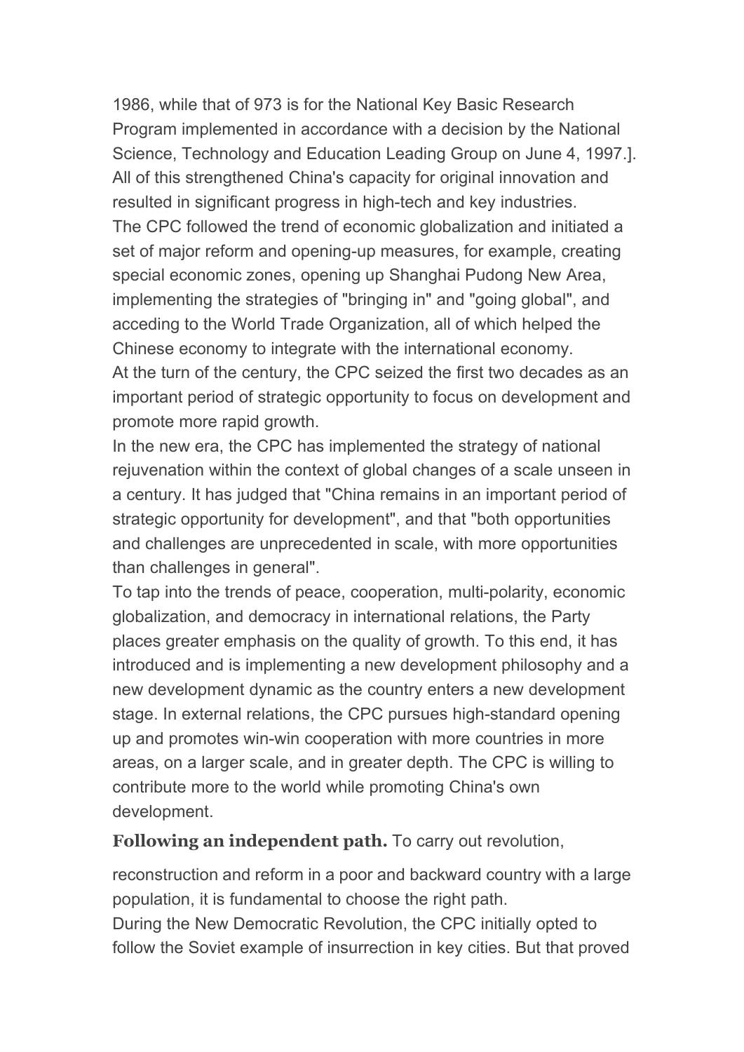1986, while that of 973 is for the National Key Basic Research Program implemented in accordance with a decision by the National Science, Technology and Education Leading Group on June 4, 1997.]. All of this strengthened China's capacity for original innovation and resulted in significant progress in high-tech and key industries.

The CPC followed the trend of economic globalization and initiated a set of major reform and opening-up measures, for example, creating special economic zones, opening up Shanghai Pudong New Area, implementing the strategies of "bringing in" and "going global", and acceding to the World Trade Organization, all of which helped the Chinese economy to integrate with the international economy.

At the turn of the century, the CPC seized the first two decades as an important period of strategic opportunity to focus on development and promote more rapid growth.

In the new era, the CPC has implemented the strategy of national rejuvenation within the context of global changes of a scale unseen in a century. It has judged that "China remains in an important period of strategic opportunity for development", and that "both opportunities and challenges are unprecedented in scale, with more opportunities than challenges in general".

To tap into the trends of peace, cooperation, multi-polarity, economic globalization, and democracy in international relations, the Party places greater emphasis on the quality of growth. To this end, it has introduced and is implementing a new development philosophy and a new development dynamic as the country enters a new development stage. In external relations, the CPC pursues high-standard opening up and promotes win-win cooperation with more countries in more areas, on a larger scale, and in greater depth. The CPC is willing to contribute more to the world while promoting China's own development.

**Following an independent path.** To carry out revolution, reconstruction and reform in a poor and backward country with a large population, it is fundamental to choose the right path.

During the New Democratic Revolution, the CPC initially opted to follow the Soviet example of insurrection in key cities. But that proved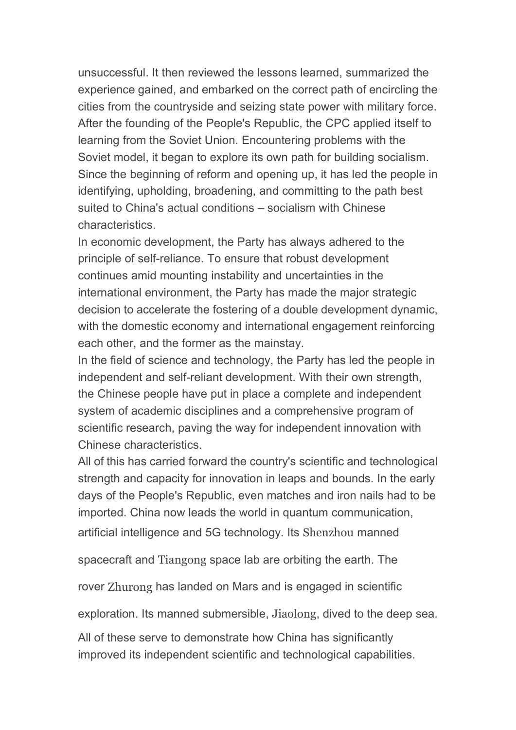unsuccessful. It then reviewed the lessons learned, summarized the experience gained, and embarked on the correct path of encircling the cities from the countryside and seizing state power with military force. After the founding of the People's Republic, the CPC applied itself to learning from the Soviet Union. Encountering problems with the Soviet model, it began to explore its own path for building socialism. Since the beginning of reform and opening up, it has led the people in identifying, upholding, broadening, and committing to the path best suited to China's actual conditions – socialism with Chinese characteristics.

In economic development, the Party has always adhered to the principle of self-reliance. To ensure that robust development continues amid mounting instability and uncertainties in the international environment, the Party has made the major strategic decision to accelerate the fostering of a double development dynamic, with the domestic economy and international engagement reinforcing each other, and the former as the mainstay.

In the field of science and technology, the Party has led the people in independent and self-reliant development. With their own strength, the Chinese people have put in place a complete and independent system of academic disciplines and a comprehensive program of scientific research, paving the way for independent innovation with Chinese characteristics.

All of this has carried forward the country's scientific and technological strength and capacity for innovation in leaps and bounds. In the early days of the People's Republic, even matches and iron nails had to be imported. China now leads the world in quantum communication, artificial intelligence and 5G technology. Its Shenzhou manned spacecraft and Tiangong space lab are orbiting the earth. The rover Zhurong has landed on Mars and is engaged in scientific exploration. Its manned submersible, Jiaolong, dived to the deep sea. All of these serve to demonstrate how China has significantly improved its independent scientific and technological capabilities.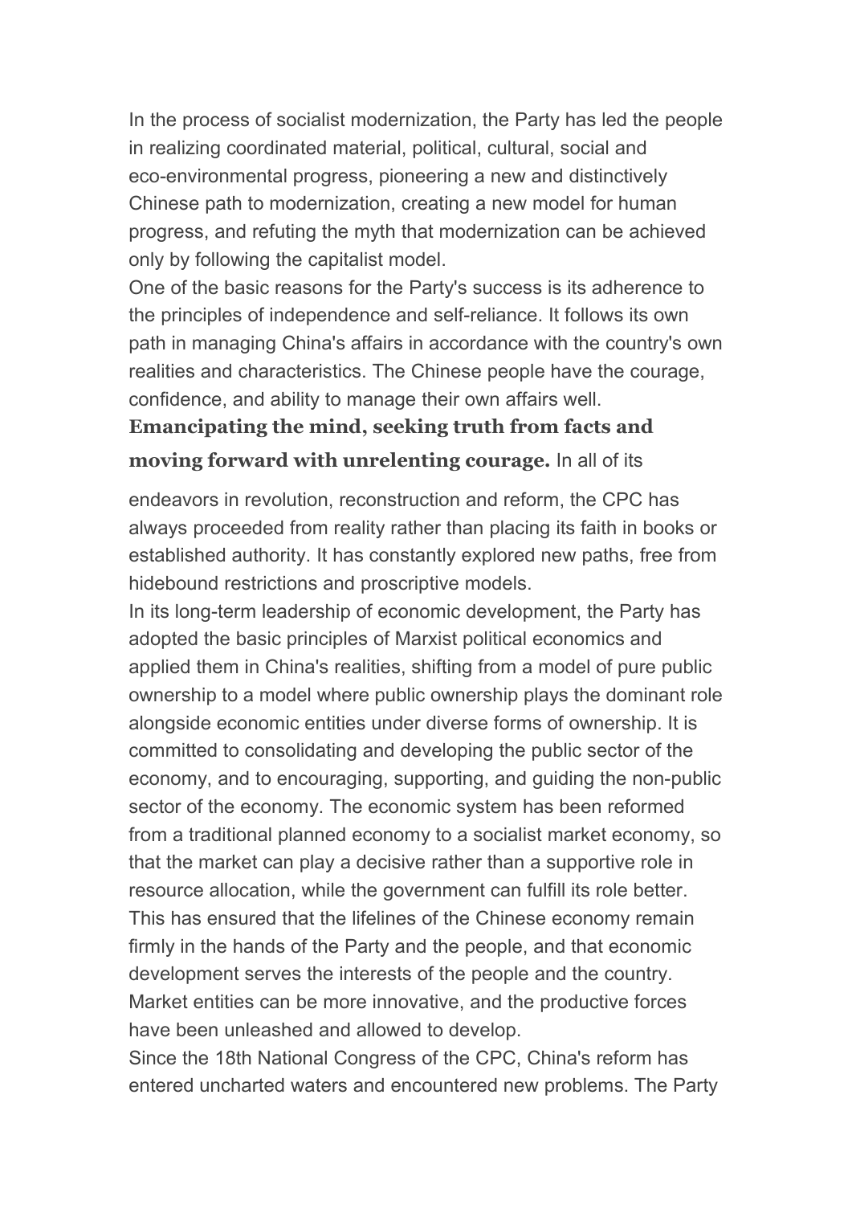In the process of socialist modernization, the Party has led the people in realizing coordinated material, political, cultural, social and eco-environmental progress, pioneering a new and distinctively Chinese path to modernization, creating a new model for human progress, and refuting the myth that modernization can be achieved only by following the capitalist model.

One of the basic reasons for the Party's success is its adherence to the principles of independence and self-reliance. It follows its own path in managing China's affairs in accordance with the country's own realities and characteristics. The Chinese people have the courage, confidence, and ability to manage their own affairs well.

**Emancipating the mind, seeking truth from facts and moving forward with unrelenting courage.** In all of its endeavors in revolution, reconstruction and reform, the CPC has always proceeded from reality rather than placing its faith in books or established authority. It has constantly explored new paths, free from hidebound restrictions and proscriptive models.

In its long-term leadership of economic development, the Party has adopted the basic principles of Marxist political economics and applied them in China's realities, shifting from a model of pure public ownership to a model where public ownership plays the dominant role alongside economic entities under diverse forms of ownership. It is committed to consolidating and developing the public sector of the economy, and to encouraging, supporting, and guiding the non-public sector of the economy. The economic system has been reformed from a traditional planned economy to a socialist market economy, so that the market can play a decisive rather than a supportive role in resource allocation, while the government can fulfill its role better. This has ensured that the lifelines of the Chinese economy remain firmly in the hands of the Party and the people, and that economic development serves the interests of the people and the country. Market entities can be more innovative, and the productive forces have been unleashed and allowed to develop.

Since the 18th National Congress of the CPC, China's reform has entered uncharted waters and encountered new problems. The Party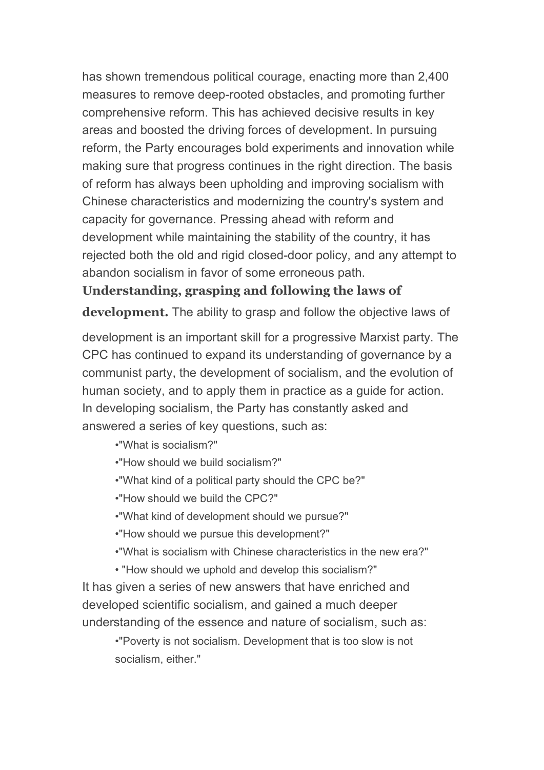has shown tremendous political courage, enacting more than 2,400 measures to remove deep-rooted obstacles, and promoting further comprehensive reform. This has achieved decisive results in key areas and boosted the driving forces of development. In pursuing reform, the Party encourages bold experiments and innovation while making sure that progress continues in the right direction. The basis of reform has always been upholding and improving socialism with Chinese characteristics and modernizing the country's system and capacity for governance. Pressing ahead with reform and development while maintaining the stability of the country, it has rejected both the old and rigid closed-door policy, and any attempt to abandon socialism in favor of some erroneous path.

**Understanding, grasping and following the laws of development.** The ability to grasp and follow the objective laws of development is an important skill for a progressive Marxist party. The CPC has continued to expand its understanding of governance by a communist party, the development of socialism, and the evolution of human society, and to apply them in practice as a guide for action. In developing socialism, the Party has constantly asked and answered a series of key questions, such as:

- "What is socialism?"
- "How should we build socialism?"
- "What kind of a political party should the CPC be?"
- "How should we build the CPC?"
- "What kind of development should we pursue?"
- "How should we pursue this development?"
- "What is socialism with Chinese characteristics in the new era?"
- "How should we uphold and develop this socialism?"

It has given a series of new answers that have enriched and developed scientific socialism, and gained a much deeper understanding of the essence and nature of socialism, such as:

- "Poverty is not socialism. Development that is too slow is not socialism, either."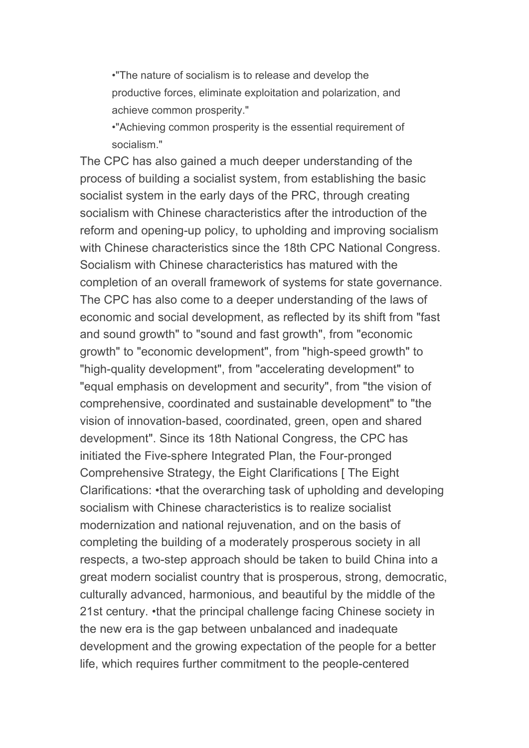- "The nature of socialism is to release and develop the productive forces, eliminate exploitation and polarization, and achieve common prosperity."
- "Achieving common prosperity is the essential requirement of socialism."

The CPC has also gained a much deeper understanding of the process of building a socialist system, from establishing the basic socialist system in the early days of the PRC, through creating socialism with Chinese characteristics after the introduction of the reform and opening-up policy, to upholding and improving socialism with Chinese characteristics since the 18th CPC National Congress. Socialism with Chinese characteristics has matured with the completion of an overall framework of systems for state governance. The CPC has also come to a deeper understanding of the laws of economic and social development, as reflected by its shift from "fast and sound growth" to "sound and fast growth", from "economic growth" to "economic development", from "high-speed growth" to "high-quality development", from "accelerating development" to "equal emphasis on development and security", from "the vision of comprehensive, coordinated and sustainable development" to "the vision of innovation-based, coordinated, green, open and shared development". Since its 18th National Congress, the CPC has initiated the Five-sphere Integrated Plan, the Four-pronged Comprehensive Strategy, the Eight Clarifications [ The Eight Clarifications: •that the overarching task of upholding and developing socialism with Chinese characteristics is to realize socialist modernization and national rejuvenation, and on the basis of completing the building of a moderately prosperous society in all respects, a two-step approach should be taken to build China into a great modern socialist country that is prosperous, strong, democratic, culturally advanced, harmonious, and beautiful by the middle of the 21st century. •that the principal challenge facing Chinese society in the new era is the gap between unbalanced and inadequate development and the growing expectation of the people for a better life, which requires further commitment to the people-centered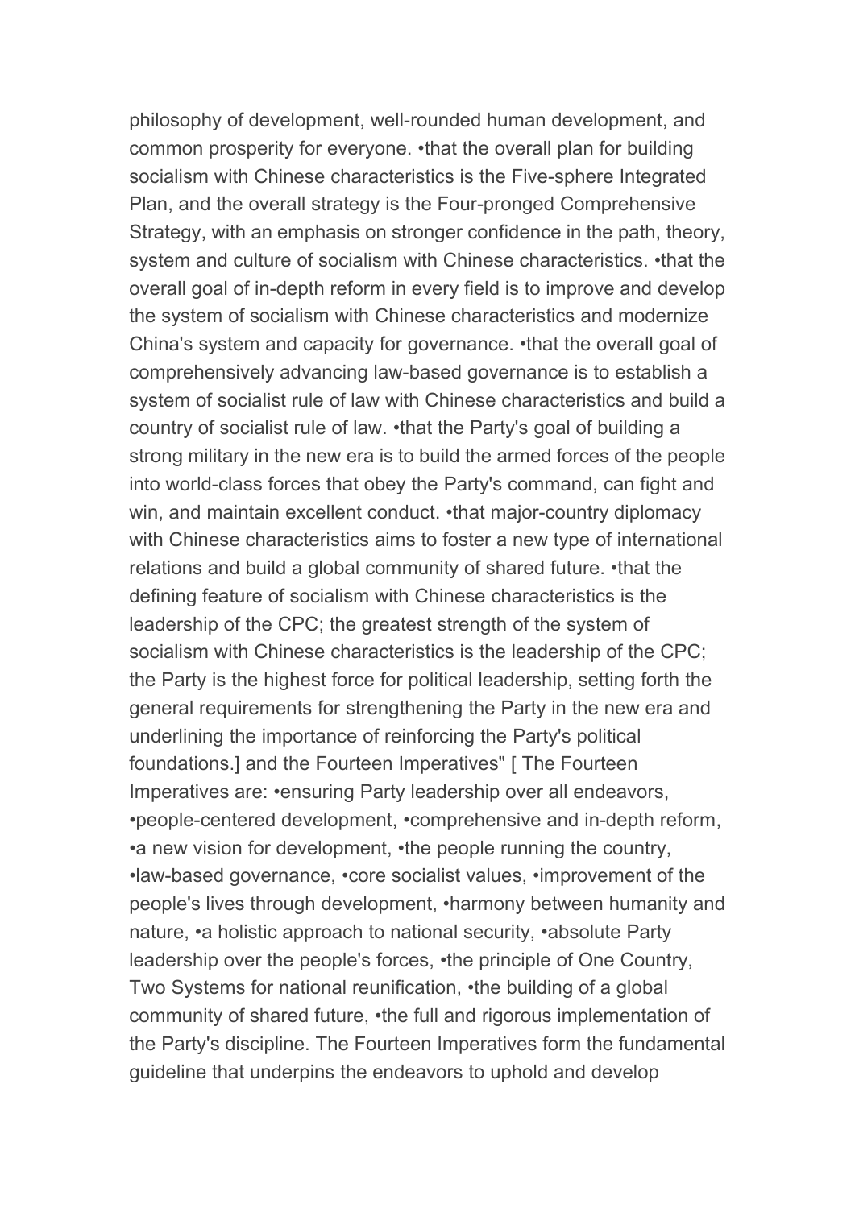philosophy of development, well-rounded human development, and common prosperity for everyone. •that the overall plan for building socialism with Chinese characteristics is the Five-sphere Integrated Plan, and the overall strategy is the Four-pronged Comprehensive Strategy, with an emphasis on stronger confidence in the path, theory, system and culture of socialism with Chinese characteristics. •that the overall goal of in-depth reform in every field is to improve and develop the system of socialism with Chinese characteristics and modernize China's system and capacity for governance. •that the overall goal of comprehensively advancing law-based governance is to establish a system of socialist rule of law with Chinese characteristics and build a country of socialist rule of law. •that the Party's goal of building a strong military in the new era is to build the armed forces of the people into world-class forces that obey the Party's command, can fight and win, and maintain excellent conduct. •that major-country diplomacy with Chinese characteristics aims to foster a new type of international relations and build a global community of shared future. •that the defining feature of socialism with Chinese characteristics is the leadership of the CPC; the greatest strength of the system of socialism with Chinese characteristics is the leadership of the CPC; the Party is the highest force for political leadership, setting forth the general requirements for strengthening the Party in the new era and underlining the importance of reinforcing the Party's political foundations.] and the Fourteen Imperatives" [ The Fourteen Imperatives are: •ensuring Party leadership over all endeavors, •people-centered development, •comprehensive and in-depth reform, •a new vision for development, •the people running the country, •law-based governance, •core socialist values, •improvement of the people's lives through development, •harmony between humanity and nature, •a holistic approach to national security, •absolute Party leadership over the people's forces, •the principle of One Country, Two Systems for national reunification, •the building of a global community of shared future, •the full and rigorous implementation of the Party's discipline. The Fourteen Imperatives form the fundamental guideline that underpins the endeavors to uphold and develop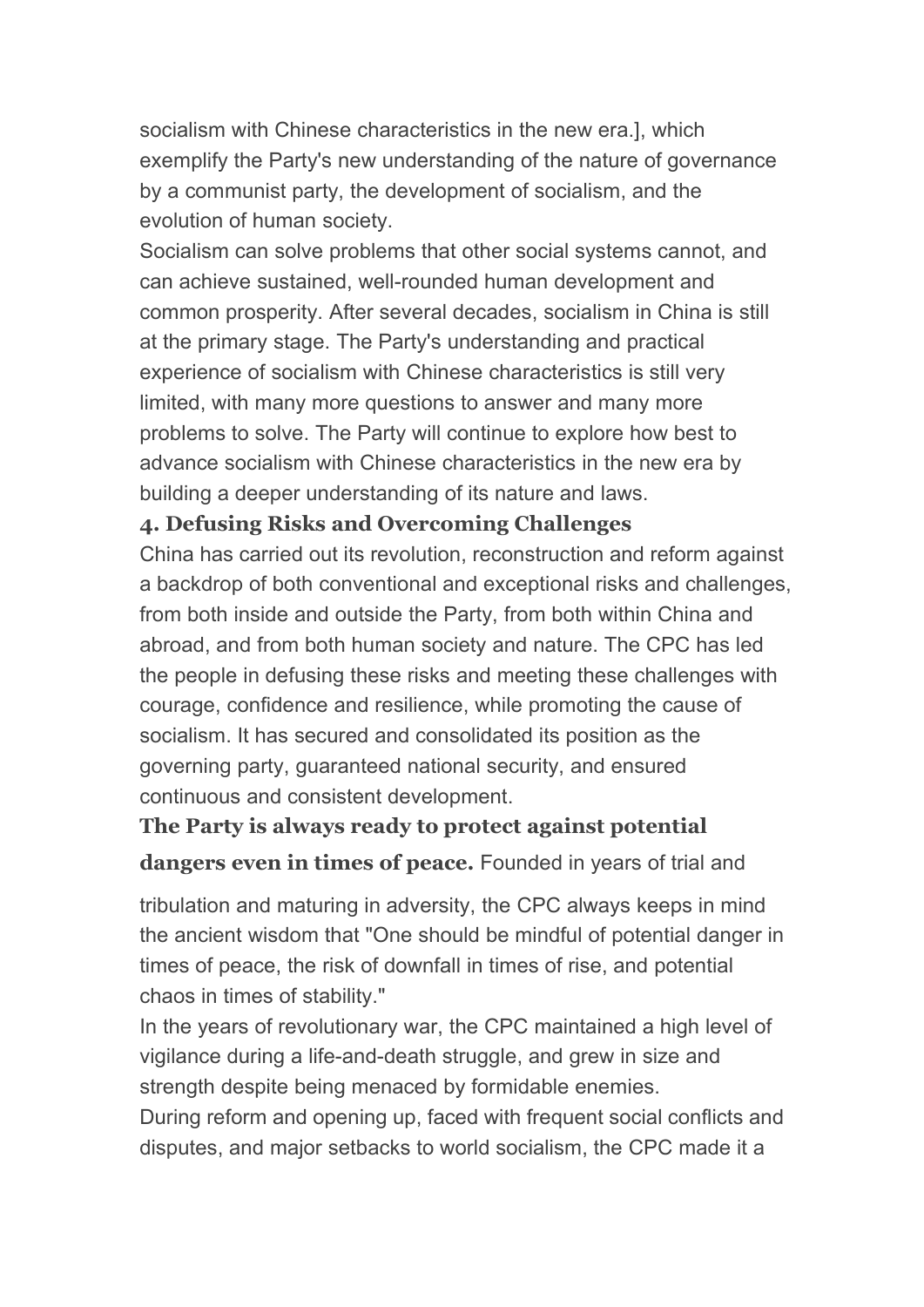socialism with Chinese characteristics in the new era.], which exemplify the Party's new understanding of the nature of governance by a communist party, the development of socialism, and the evolution of human society.

Socialism can solve problems that other social systems cannot, and can achieve sustained, well-rounded human development and common prosperity. After several decades, socialism in China is still at the primary stage. The Party's understanding and practical experience of socialism with Chinese characteristics is still very limited, with many more questions to answer and many more problems to solve. The Party will continue to explore how best to advance socialism with Chinese characteristics in the new era by building a deeper understanding of its nature and laws.

### 4. Defusing Risks and Overcoming Challenges

China has carried out its revolution, reconstruction and reform against a backdrop of both conventional and exceptional risks and challenges, from both inside and outside the Party, from both within China and abroad, and from both human society and nature. The CPC has led the people in defusing these risks and meeting these challenges with courage, confidence and resilience, while promoting the cause of socialism. It has secured and consolidated its position as the governing party, guaranteed national security, and ensured continuous and consistent development.

**The Party is always ready to protect against potential dangers even in times of peace.** Founded in years of trial and tribulation and maturing in adversity, the CPC always keeps in mind the ancient wisdom that "One should be mindful of potential danger in times of peace, the risk of downfall in times of rise, and potential chaos in times of stability."

In the years of revolutionary war, the CPC maintained a high level of vigilance during a life-and-death struggle, and grew in size and strength despite being menaced by formidable enemies.

During reform and opening up, faced with frequent social conflicts and disputes, and major setbacks to world socialism, the CPC made it a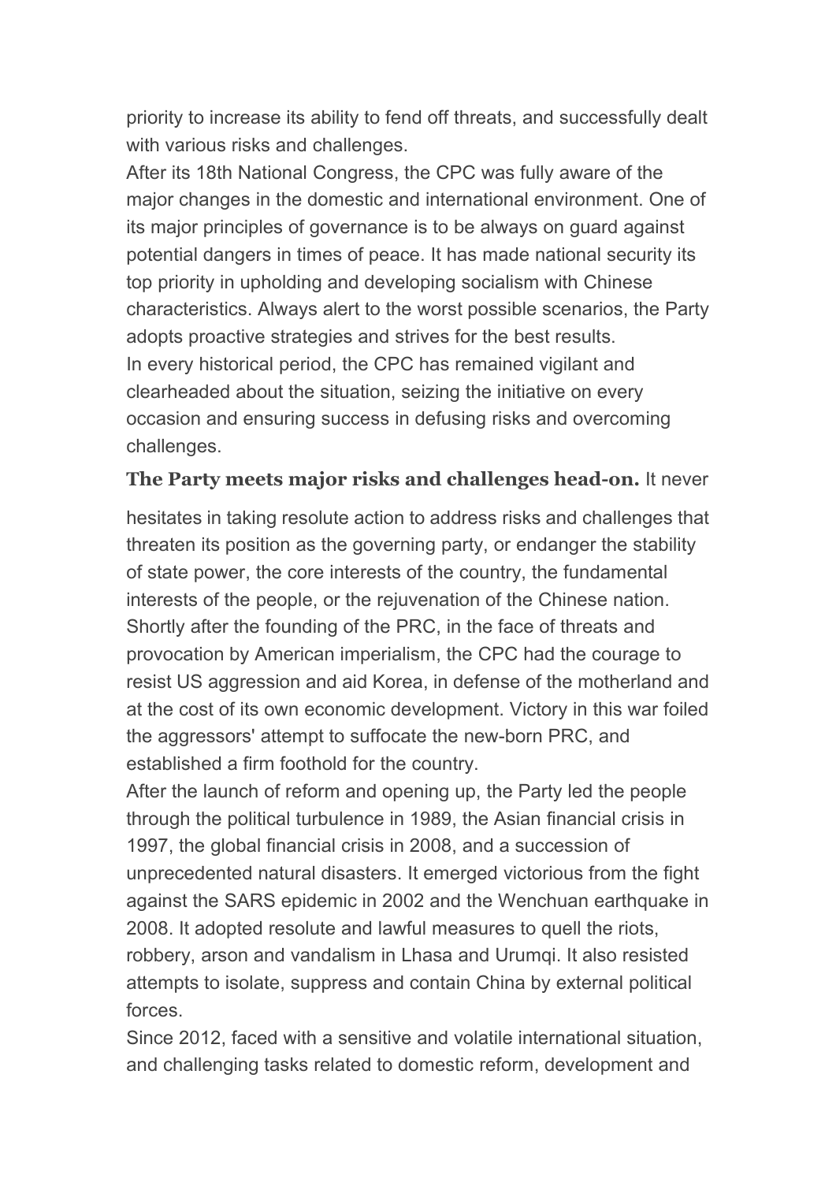priority to increase its ability to fend off threats, and successfully dealt with various risks and challenges.

After its 18th National Congress, the CPC was fully aware of the major changes in the domestic and international environment. One of its major principles of governance is to be always on guard against potential dangers in times of peace. It has made national security its top priority in upholding and developing socialism with Chinese characteristics. Always alert to the worst possible scenarios, the Party adopts proactive strategies and strives for the best results.

In every historical period, the CPC has remained vigilant and clearheaded about the situation, seizing the initiative on every occasion and ensuring success in defusing risks and overcoming challenges.

**The Party meets major risks and challenges head-on.** It never hesitates in taking resolute action to address risks and challenges that threaten its position as the governing party, or endanger the stability of state power, the core interests of the country, the fundamental interests of the people, or the rejuvenation of the Chinese nation.

Shortly after the founding of the PRC, in the face of threats and provocation by American imperialism, the CPC had the courage to resist US aggression and aid Korea, in defense of the motherland and at the cost of its own economic development. Victory in this war foiled the aggressors' attempt to suffocate the new-born PRC, and established a firm foothold for the country.

After the launch of reform and opening up, the Party led the people through the political turbulence in 1989, the Asian financial crisis in 1997, the global financial crisis in 2008, and a succession of unprecedented natural disasters. It emerged victorious from the fight against the SARS epidemic in 2002 and the Wenchuan earthquake in 2008. It adopted resolute and lawful measures to quell the riots, robbery, arson and vandalism in Lhasa and Urumqi. It also resisted attempts to isolate, suppress and contain China by external political forces.

Since 2012, faced with a sensitive and volatile international situation, and challenging tasks related to domestic reform, development and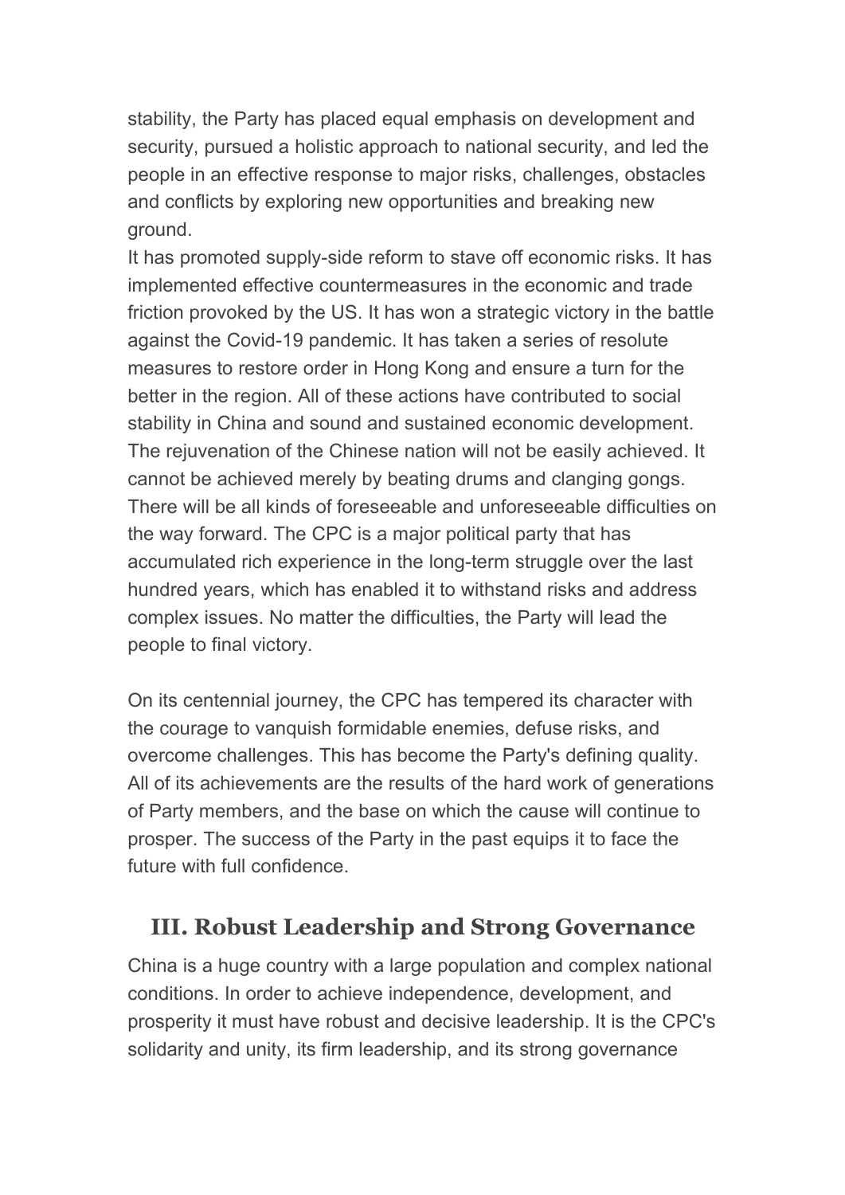stability, the Party has placed equal emphasis on development and security, pursued a holistic approach to national security, and led the people in an effective response to major risks, challenges, obstacles and conflicts by exploring new opportunities and breaking new ground.

It has promoted supply-side reform to stave off economic risks. It has implemented effective countermeasures in the economic and trade friction provoked by the US. It has won a strategic victory in the battle against the Covid-19 pandemic. It has taken a series of resolute measures to restore order in Hong Kong and ensure a turn for the better in the region. All of these actions have contributed to social stability in China and sound and sustained economic development.

The rejuvenation of the Chinese nation will not be easily achieved. It cannot be achieved merely by beating drums and clanging gongs. There will be all kinds of foreseeable and unforeseeable difficulties on the way forward. The CPC is a major political party that has accumulated rich experience in the long-term struggle over the last hundred years, which has enabled it to withstand risks and address complex issues. No matter the difficulties, the Party will lead the people to final victory.

On its centennial journey, the CPC has tempered its character with the courage to vanquish formidable enemies, defuse risks, and overcome challenges. This has become the Party's defining quality. All of its achievements are the results of the hard work of generations of Party members, and the base on which the cause will continue to prosper. The success of the Party in the past equips it to face the future with full confidence.

## III. Robust Leadership and Strong Governance

China is a huge country with a large population and complex national conditions. In order to achieve independence, development, and prosperity it must have robust and decisive leadership. It is the CPC's solidarity and unity, its firm leadership, and its strong governance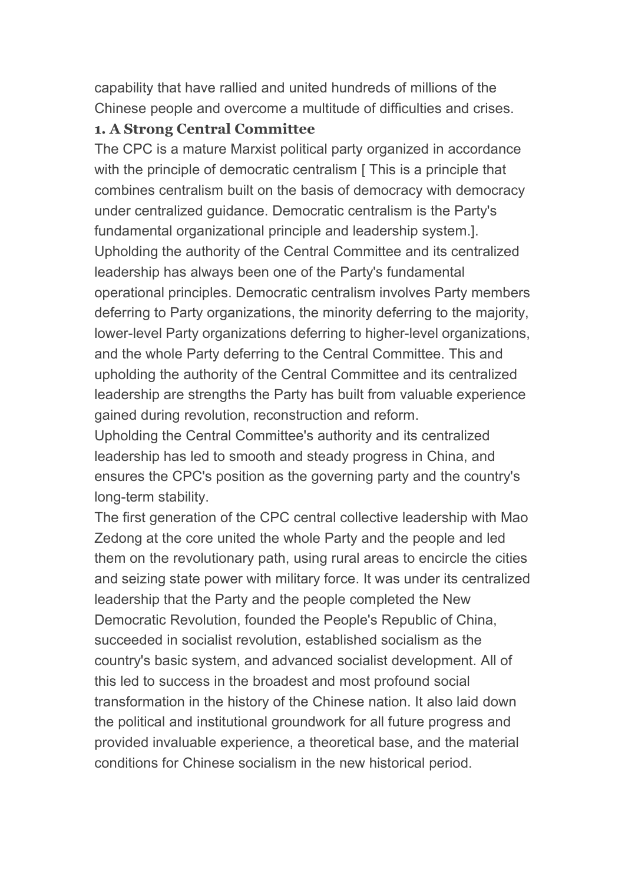capability that have rallied and united hundreds of millions of the Chinese people and overcome a multitude of difficulties and crises.

### 1. A Strong Central Committee

The CPC is a mature Marxist political party organized in accordance with the principle of democratic centralism [ This is a principle that combines centralism built on the basis of democracy with democracy under centralized guidance. Democratic centralism is the Party's fundamental organizational principle and leadership system.]. Upholding the authority of the Central Committee and its centralized leadership has always been one of the Party's fundamental operational principles. Democratic centralism involves Party members deferring to Party organizations, the minority deferring to the majority, lower-level Party organizations deferring to higher-level organizations, and the whole Party deferring to the Central Committee. This and upholding the authority of the Central Committee and its centralized leadership are strengths the Party has built from valuable experience gained during revolution, reconstruction and reform.

Upholding the Central Committee's authority and its centralized leadership has led to smooth and steady progress in China, and ensures the CPC's position as the governing party and the country's long-term stability.

The first generation of the CPC central collective leadership with Mao Zedong at the core united the whole Party and the people and led them on the revolutionary path, using rural areas to encircle the cities and seizing state power with military force. It was under its centralized leadership that the Party and the people completed the New Democratic Revolution, founded the People's Republic of China, succeeded in socialist revolution, established socialism as the country's basic system, and advanced socialist development. All of this led to success in the broadest and most profound social transformation in the history of the Chinese nation. It also laid down the political and institutional groundwork for all future progress and provided invaluable experience, a theoretical base, and the material conditions for Chinese socialism in the new historical period.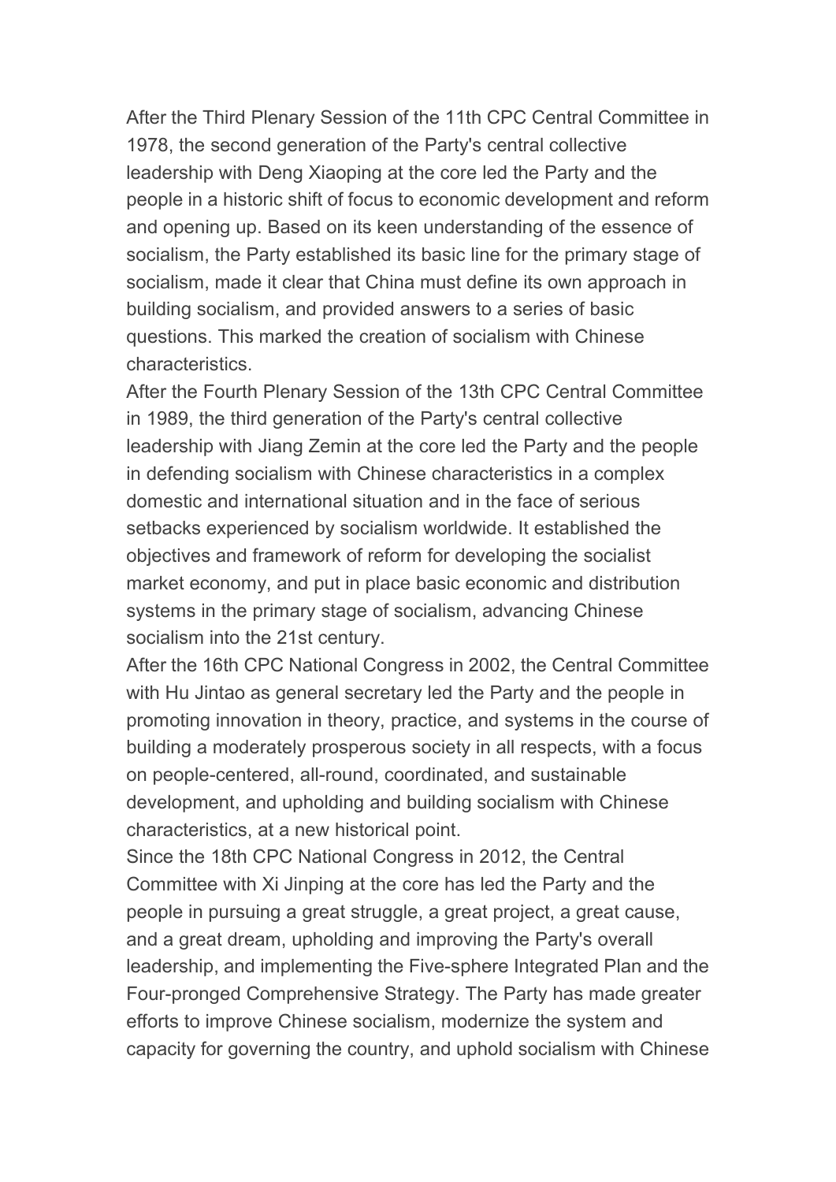After the Third Plenary Session of the 11th CPC Central Committee in 1978, the second generation of the Party's central collective leadership with Deng Xiaoping at the core led the Party and the people in a historic shift of focus to economic development and reform and opening up. Based on its keen understanding of the essence of socialism, the Party established its basic line for the primary stage of socialism, made it clear that China must define its own approach in building socialism, and provided answers to a series of basic questions. This marked the creation of socialism with Chinese characteristics.

After the Fourth Plenary Session of the 13th CPC Central Committee in 1989, the third generation of the Party's central collective leadership with Jiang Zemin at the core led the Party and the people in defending socialism with Chinese characteristics in a complex domestic and international situation and in the face of serious setbacks experienced by socialism worldwide. It established the objectives and framework of reform for developing the socialist market economy, and put in place basic economic and distribution systems in the primary stage of socialism, advancing Chinese socialism into the 21st century.

After the 16th CPC National Congress in 2002, the Central Committee with Hu Jintao as general secretary led the Party and the people in promoting innovation in theory, practice, and systems in the course of building a moderately prosperous society in all respects, with a focus on people-centered, all-round, coordinated, and sustainable development, and upholding and building socialism with Chinese characteristics, at a new historical point.

Since the 18th CPC National Congress in 2012, the Central Committee with Xi Jinping at the core has led the Party and the people in pursuing a great struggle, a great project, a great cause, and a great dream, upholding and improving the Party's overall leadership, and implementing the Five-sphere Integrated Plan and the Four-pronged Comprehensive Strategy. The Party has made greater efforts to improve Chinese socialism, modernize the system and capacity for governing the country, and uphold socialism with Chinese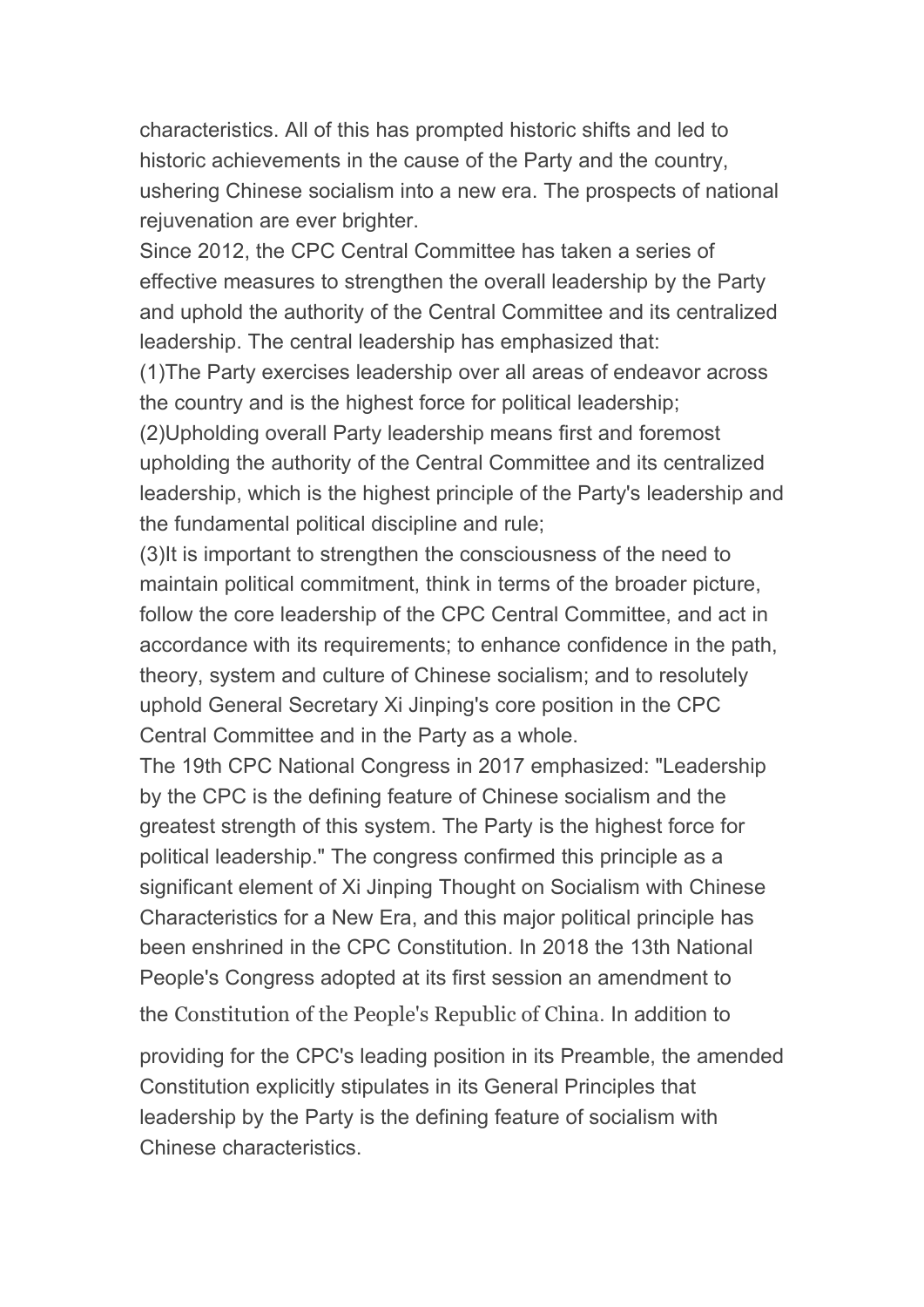characteristics. All of this has prompted historic shifts and led to historic achievements in the cause of the Party and the country, ushering Chinese socialism into a new era. The prospects of national rejuvenation are ever brighter.

Since 2012, the CPC Central Committee has taken a series of effective measures to strengthen the overall leadership by the Party and uphold the authority of the Central Committee and its centralized leadership. The central leadership has emphasized that:

(1)The Party exercises leadership over all areas of endeavor across the country and is the highest force for political leadership;

(2)Upholding overall Party leadership means first and foremost upholding the authority of the Central Committee and its centralized leadership, which is the highest principle of the Party's leadership and the fundamental political discipline and rule;

(3)It is important to strengthen the consciousness of the need to maintain political commitment, think in terms of the broader picture, follow the core leadership of the CPC Central Committee, and act in accordance with its requirements; to enhance confidence in the path, theory, system and culture of Chinese socialism; and to resolutely uphold General Secretary Xi Jinping's core position in the CPC Central Committee and in the Party as a whole.

The 19th CPC National Congress in 2017 emphasized: "Leadership by the CPC is the defining feature of Chinese socialism and the greatest strength of this system. The Party is the highest force for political leadership." The congress confirmed this principle as a significant element of Xi Jinping Thought on Socialism with Chinese Characteristics for a New Era, and this major political principle has been enshrined in the CPC Constitution. In 2018 the 13th National People's Congress adopted at its first session an amendment to the Constitution of the People's Republic of China. In addition to providing for the CPC's leading position in its Preamble, the amended Constitution explicitly stipulates in its General Principles that leadership by the Party is the defining feature of socialism with Chinese characteristics.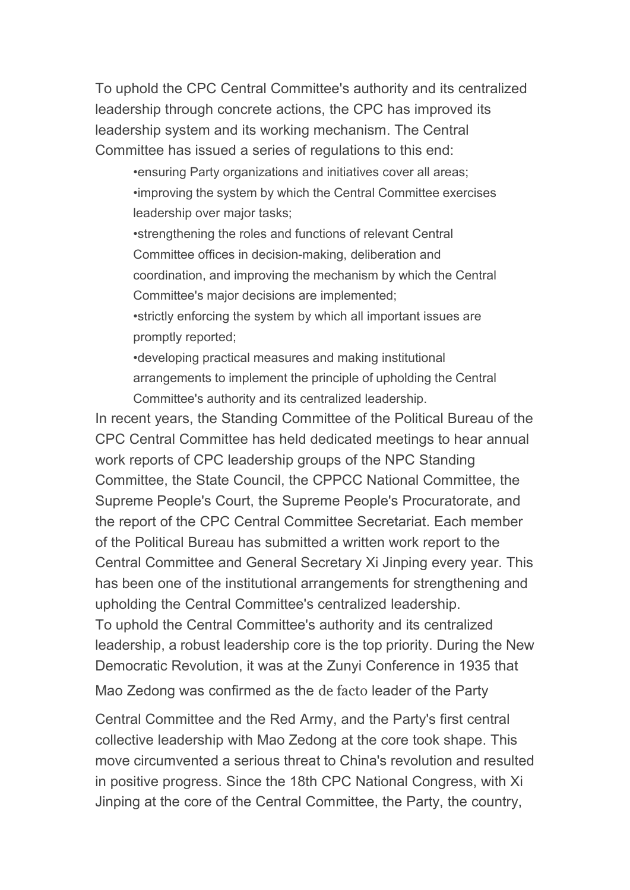To uphold the CPC Central Committee's authority and its centralized leadership through concrete actions, the CPC has improved its leadership system and its working mechanism. The Central Committee has issued a series of regulations to this end:

- ensuring Party organizations and initiatives cover all areas;
- improving the system by which the Central Committee exercises leadership over major tasks;
- strengthening the roles and functions of relevant Central Committee offices in decision-making, deliberation and coordination, and improving the mechanism by which the Central Committee's major decisions are implemented;
- strictly enforcing the system by which all important issues are promptly reported;
- developing practical measures and making institutional arrangements to implement the principle of upholding the Central Committee's authority and its centralized leadership.

In recent years, the Standing Committee of the Political Bureau of the CPC Central Committee has held dedicated meetings to hear annual work reports of CPC leadership groups of the NPC Standing Committee, the State Council, the CPPCC National Committee, the Supreme People's Court, the Supreme People's Procuratorate, and the report of the CPC Central Committee Secretariat. Each member of the Political Bureau has submitted a written work report to the Central Committee and General Secretary Xi Jinping every year. This has been one of the institutional arrangements for strengthening and upholding the Central Committee's centralized leadership.

To uphold the Central Committee's authority and its centralized leadership, a robust leadership core is the top priority. During the New Democratic Revolution, it was at the Zunyi Conference in 1935 that Mao Zedong was confirmed as the de facto leader of the Party Central Committee and the Red Army, and the Party's first central collective leadership with Mao Zedong at the core took shape. This move circumvented a serious threat to China's revolution and resulted in positive progress. Since the 18th CPC National Congress, with Xi Jinping at the core of the Central Committee, the Party, the country,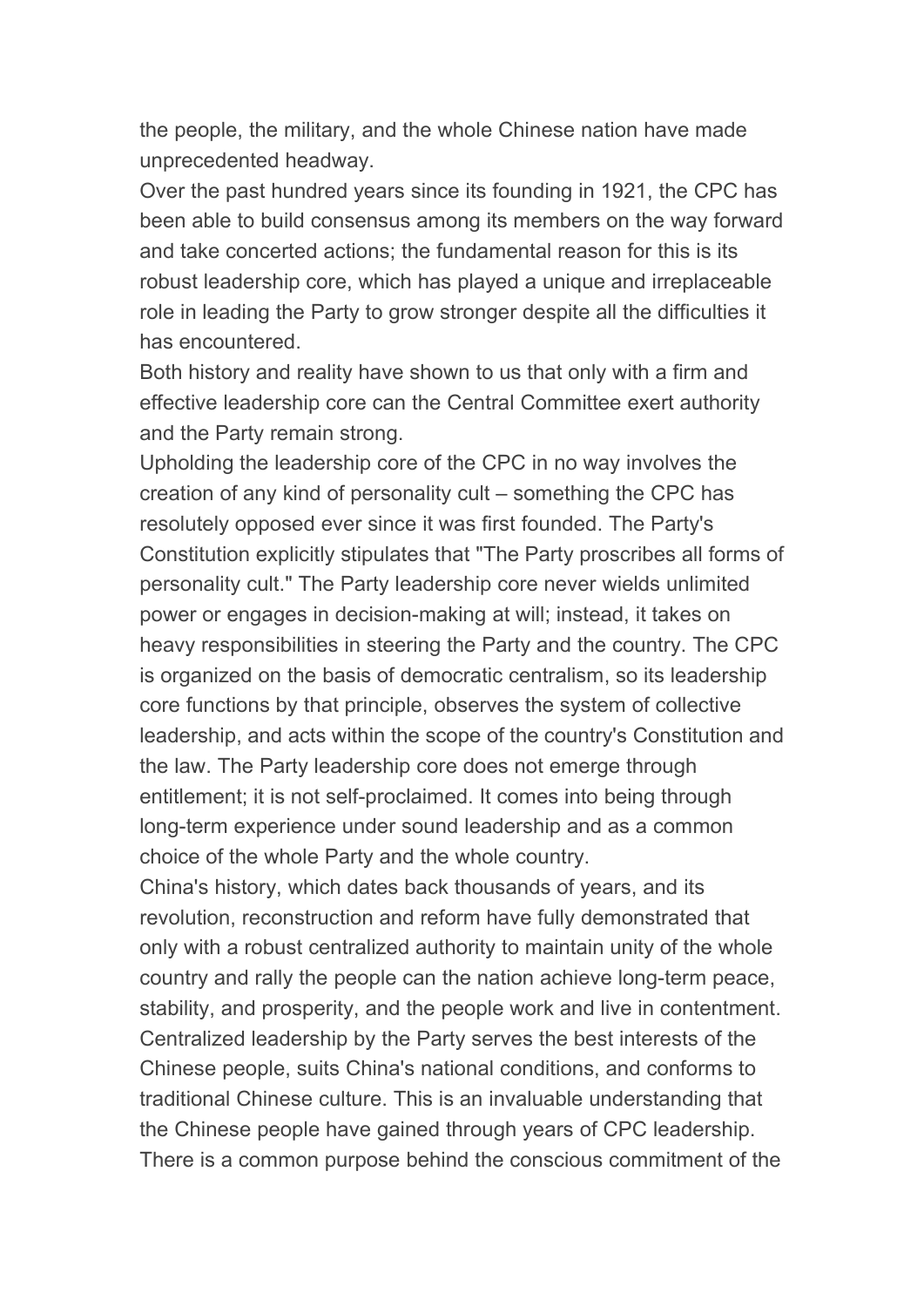the people, the military, and the whole Chinese nation have made unprecedented headway.

Over the past hundred years since its founding in 1921, the CPC has been able to build consensus among its members on the way forward and take concerted actions; the fundamental reason for this is its robust leadership core, which has played a unique and irreplaceable role in leading the Party to grow stronger despite all the difficulties it has encountered.

Both history and reality have shown to us that only with a firm and effective leadership core can the Central Committee exert authority and the Party remain strong.

Upholding the leadership core of the CPC in no way involves the creation of any kind of personality cult – something the CPC has resolutely opposed ever since it was first founded. The Party's Constitution explicitly stipulates that "The Party proscribes all forms of personality cult." The Party leadership core never wields unlimited power or engages in decision-making at will; instead, it takes on heavy responsibilities in steering the Party and the country. The CPC is organized on the basis of democratic centralism, so its leadership core functions by that principle, observes the system of collective leadership, and acts within the scope of the country's Constitution and the law. The Party leadership core does not emerge through entitlement; it is not self-proclaimed. It comes into being through long-term experience under sound leadership and as a common choice of the whole Party and the whole country.

China's history, which dates back thousands of years, and its revolution, reconstruction and reform have fully demonstrated that only with a robust centralized authority to maintain unity of the whole country and rally the people can the nation achieve long-term peace, stability, and prosperity, and the people work and live in contentment. Centralized leadership by the Party serves the best interests of the Chinese people, suits China's national conditions, and conforms to traditional Chinese culture. This is an invaluable understanding that the Chinese people have gained through years of CPC leadership.

There is a common purpose behind the conscious commitment of the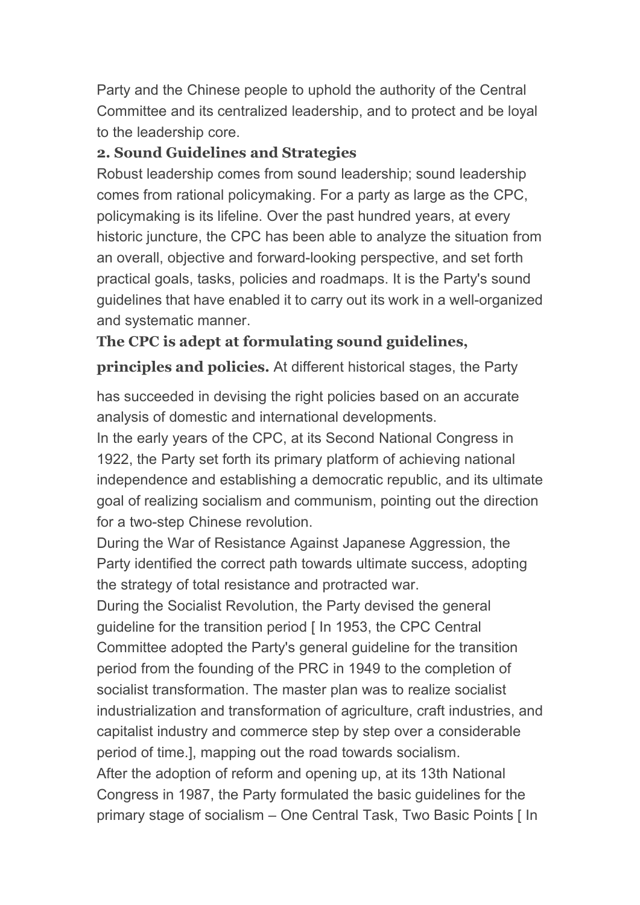Party and the Chinese people to uphold the authority of the Central Committee and its centralized leadership, and to protect and be loyal to the leadership core.

### 2. Sound Guidelines and Strategies

Robust leadership comes from sound leadership; sound leadership comes from rational policymaking. For a party as large as the CPC, policymaking is its lifeline. Over the past hundred years, at every historic juncture, the CPC has been able to analyze the situation from an overall, objective and forward-looking perspective, and set forth practical goals, tasks, policies and roadmaps. It is the Party's sound guidelines that have enabled it to carry out its work in a well-organized and systematic manner.

**The CPC is adept at formulating sound guidelines, principles and policies.** At different historical stages, the Party has succeeded in devising the right policies based on an accurate analysis of domestic and international developments.

In the early years of the CPC, at its Second National Congress in 1922, the Party set forth its primary platform of achieving national independence and establishing a democratic republic, and its ultimate goal of realizing socialism and communism, pointing out the direction for a two-step Chinese revolution.

During the War of Resistance Against Japanese Aggression, the Party identified the correct path towards ultimate success, adopting the strategy of total resistance and protracted war.

During the Socialist Revolution, the Party devised the general guideline for the transition period [ In 1953, the CPC Central Committee adopted the Party's general guideline for the transition period from the founding of the PRC in 1949 to the completion of socialist transformation. The master plan was to realize socialist industrialization and transformation of agriculture, craft industries, and capitalist industry and commerce step by step over a considerable period of time.], mapping out the road towards socialism.

After the adoption of reform and opening up, at its 13th National Congress in 1987, the Party formulated the basic guidelines for the primary stage of socialism – One Central Task, Two Basic Points [ In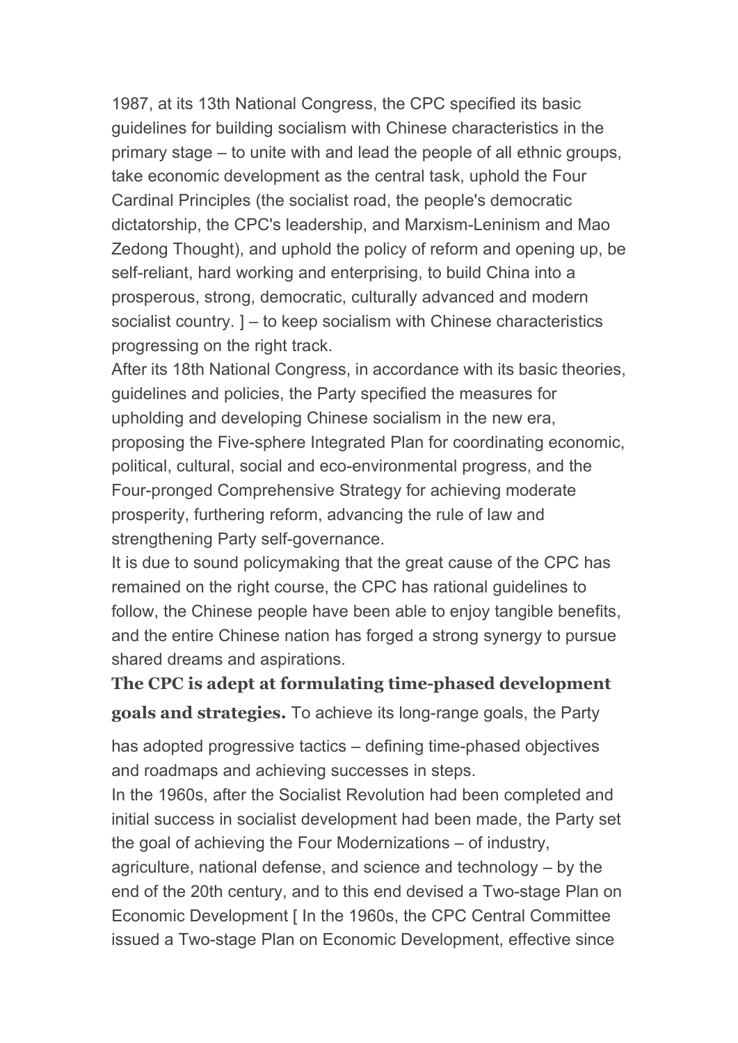1987, at its 13th National Congress, the CPC specified its basic guidelines for building socialism with Chinese characteristics in the primary stage – to unite with and lead the people of all ethnic groups, take economic development as the central task, uphold the Four Cardinal Principles (the socialist road, the people's democratic dictatorship, the CPC's leadership, and Marxism-Leninism and Mao Zedong Thought), and uphold the policy of reform and opening up, be self-reliant, hard working and enterprising, to build China into a prosperous, strong, democratic, culturally advanced and modern socialist country. ] – to keep socialism with Chinese characteristics progressing on the right track.

After its 18th National Congress, in accordance with its basic theories, guidelines and policies, the Party specified the measures for upholding and developing Chinese socialism in the new era, proposing the Five-sphere Integrated Plan for coordinating economic, political, cultural, social and eco-environmental progress, and the Four-pronged Comprehensive Strategy for achieving moderate prosperity, furthering reform, advancing the rule of law and strengthening Party self-governance.

It is due to sound policymaking that the great cause of the CPC has remained on the right course, the CPC has rational guidelines to follow, the Chinese people have been able to enjoy tangible benefits, and the entire Chinese nation has forged a strong synergy to pursue shared dreams and aspirations.

**The CPC is adept at formulating time-phased development goals and strategies.** To achieve its long-range goals, the Party has adopted progressive tactics – defining time-phased objectives and roadmaps and achieving successes in steps.

In the 1960s, after the Socialist Revolution had been completed and initial success in socialist development had been made, the Party set the goal of achieving the Four Modernizations – of industry, agriculture, national defense, and science and technology – by the end of the 20th century, and to this end devised a Two-stage Plan on Economic Development [ In the 1960s, the CPC Central Committee issued a Two-stage Plan on Economic Development, effective since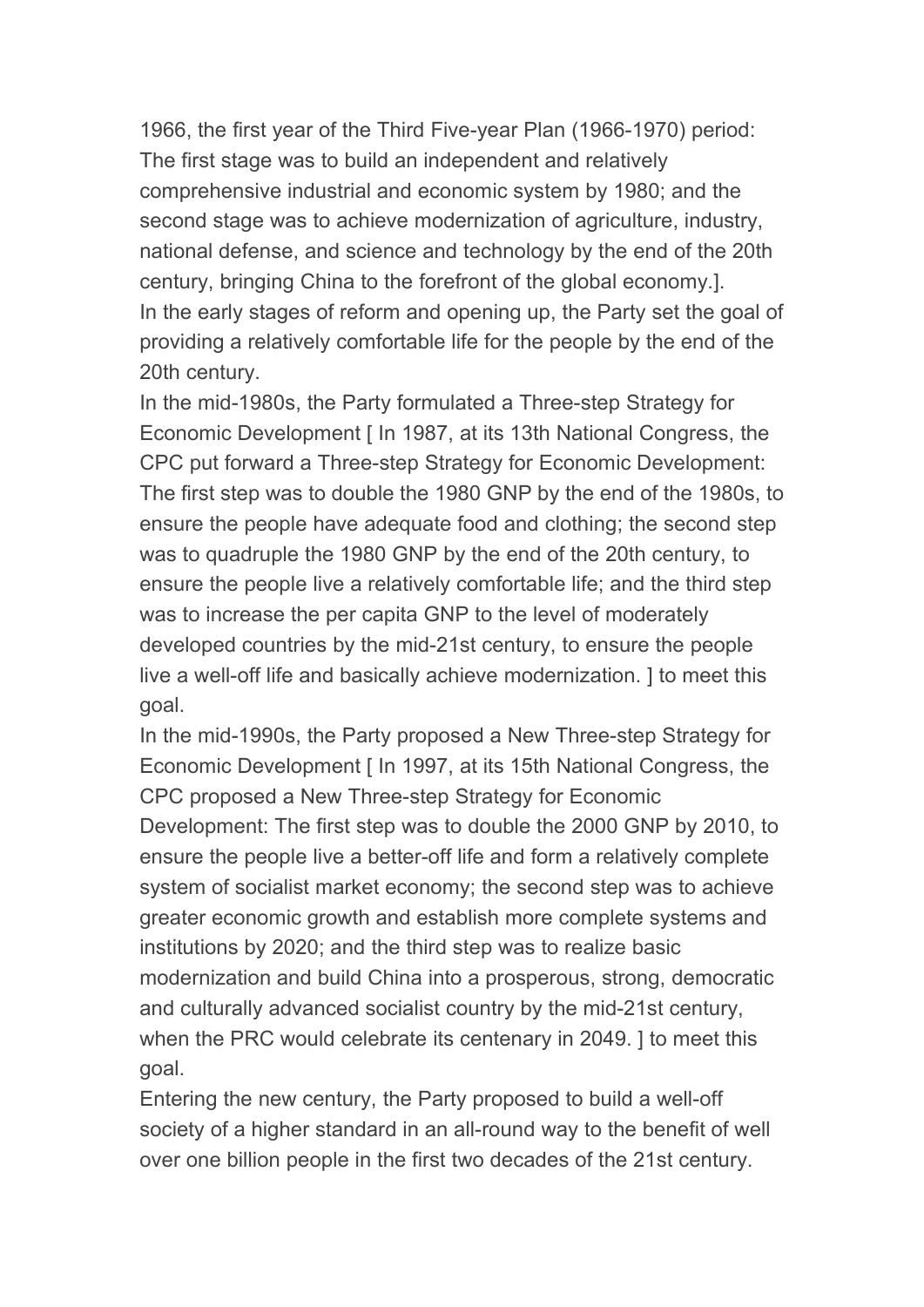1966, the first year of the Third Five-year Plan (1966-1970) period: The first stage was to build an independent and relatively comprehensive industrial and economic system by 1980; and the second stage was to achieve modernization of agriculture, industry, national defense, and science and technology by the end of the 20th century, bringing China to the forefront of the global economy.].

In the early stages of reform and opening up, the Party set the goal of providing a relatively comfortable life for the people by the end of the 20th century.

In the mid-1980s, the Party formulated a Three-step Strategy for Economic Development [ In 1987, at its 13th National Congress, the CPC put forward a Three-step Strategy for Economic Development: The first step was to double the 1980 GNP by the end of the 1980s, to ensure the people have adequate food and clothing; the second step was to quadruple the 1980 GNP by the end of the 20th century, to ensure the people live a relatively comfortable life; and the third step was to increase the per capita GNP to the level of moderately developed countries by the mid-21st century, to ensure the people live a well-off life and basically achieve modernization. ] to meet this goal.

In the mid-1990s, the Party proposed a New Three-step Strategy for Economic Development [ In 1997, at its 15th National Congress, the CPC proposed a New Three-step Strategy for Economic Development: The first step was to double the 2000 GNP by 2010, to ensure the people live a better-off life and form a relatively complete system of socialist market economy; the second step was to achieve greater economic growth and establish more complete systems and institutions by 2020; and the third step was to realize basic modernization and build China into a prosperous, strong, democratic and culturally advanced socialist country by the mid-21st century, when the PRC would celebrate its centenary in 2049. ] to meet this goal.

Entering the new century, the Party proposed to build a well-off society of a higher standard in an all-round way to the benefit of well over one billion people in the first two decades of the 21st century.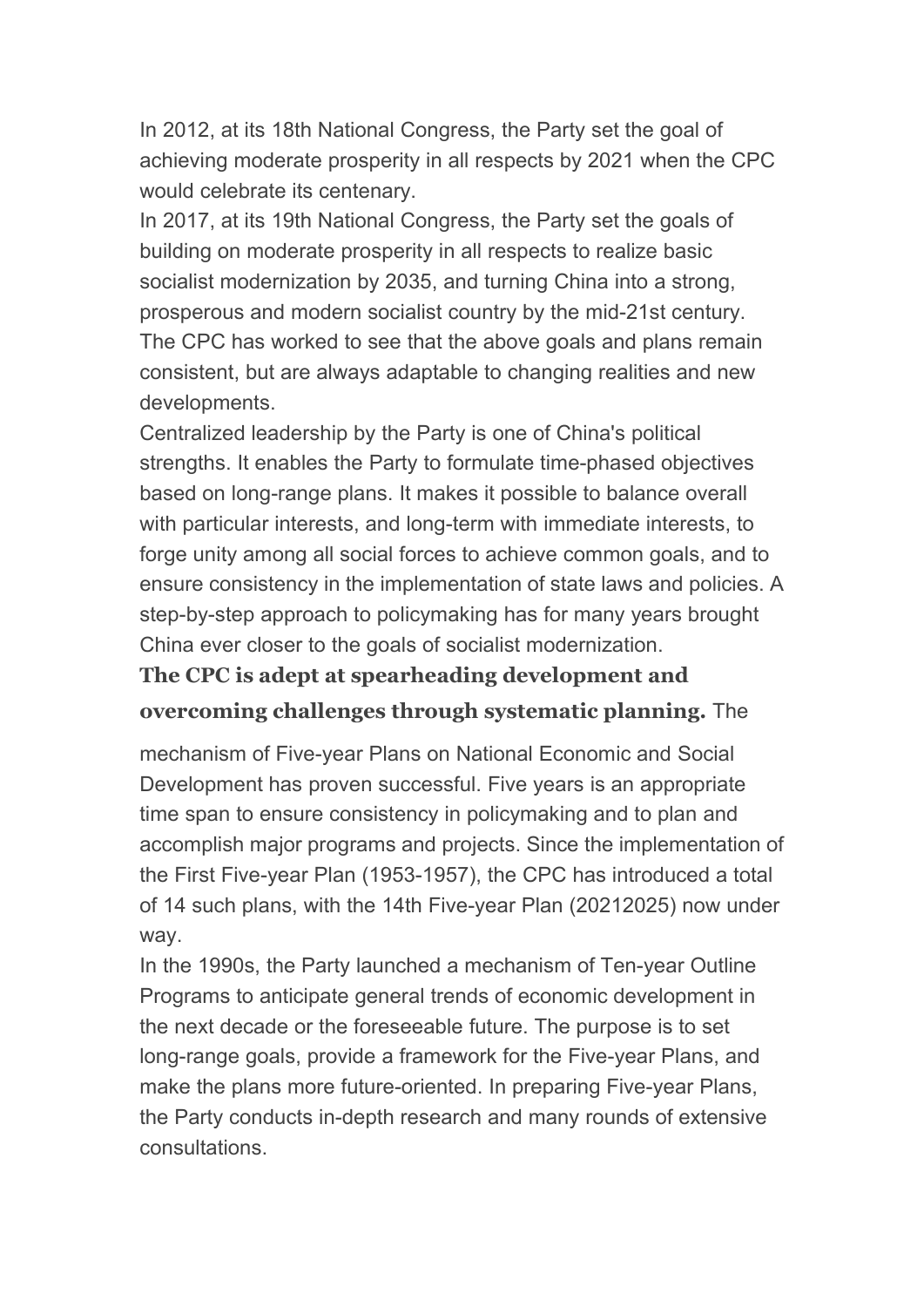In 2012, at its 18th National Congress, the Party set the goal of achieving moderate prosperity in all respects by 2021 when the CPC would celebrate its centenary.

In 2017, at its 19th National Congress, the Party set the goals of building on moderate prosperity in all respects to realize basic socialist modernization by 2035, and turning China into a strong, prosperous and modern socialist country by the mid-21st century.

The CPC has worked to see that the above goals and plans remain consistent, but are always adaptable to changing realities and new developments.

Centralized leadership by the Party is one of China's political strengths. It enables the Party to formulate time-phased objectives based on long-range plans. It makes it possible to balance overall with particular interests, and long-term with immediate interests, to forge unity among all social forces to achieve common goals, and to ensure consistency in the implementation of state laws and policies. A step-by-step approach to policymaking has for many years brought China ever closer to the goals of socialist modernization.

**The CPC is adept at spearheading development and overcoming challenges through systematic planning.** The mechanism of Five-year Plans on National Economic and Social Development has proven successful. Five years is an appropriate time span to ensure consistency in policymaking and to plan and accomplish major programs and projects. Since the implementation of the First Five-year Plan (1953-1957), the CPC has introduced a total of 14 such plans, with the 14th Five-year Plan (20212025) now under way.

In the 1990s, the Party launched a mechanism of Ten-year Outline Programs to anticipate general trends of economic development in the next decade or the foreseeable future. The purpose is to set long-range goals, provide a framework for the Five-year Plans, and make the plans more future-oriented. In preparing Five-year Plans, the Party conducts in-depth research and many rounds of extensive consultations.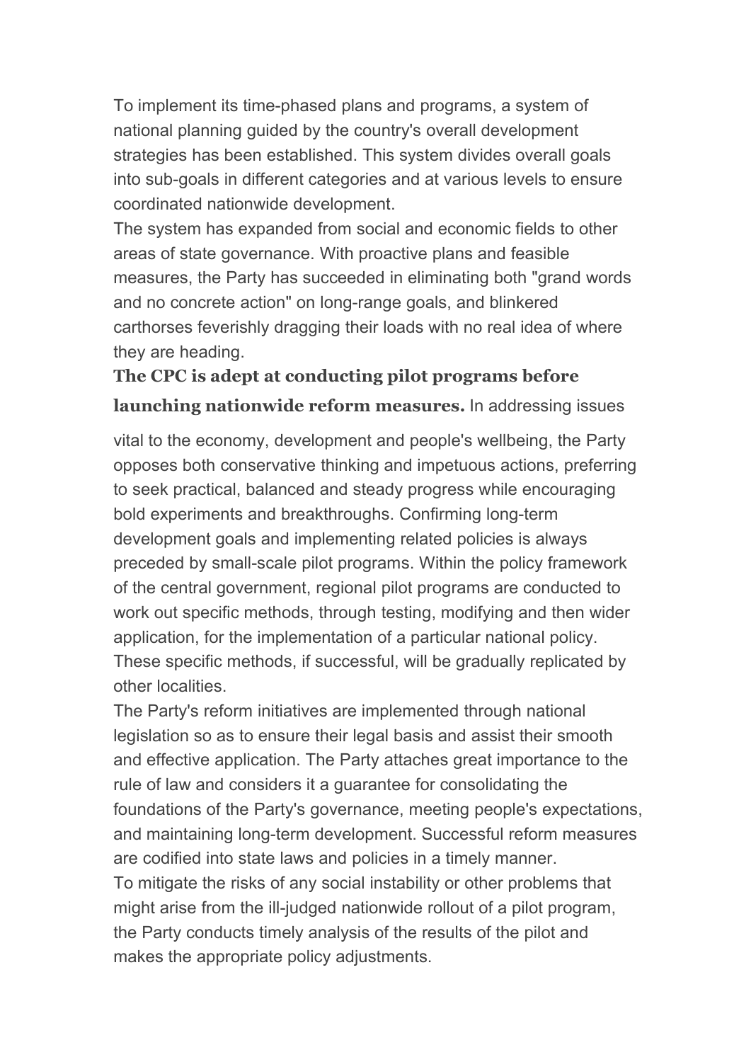To implement its time-phased plans and programs, a system of national planning guided by the country's overall development strategies has been established. This system divides overall goals into sub-goals in different categories and at various levels to ensure coordinated nationwide development.

The system has expanded from social and economic fields to other areas of state governance. With proactive plans and feasible measures, the Party has succeeded in eliminating both "grand words and no concrete action" on long-range goals, and blinkered carthorses feverishly dragging their loads with no real idea of where they are heading.

**The CPC is adept at conducting pilot programs before launching nationwide reform measures.** In addressing issues vital to the economy, development and people's wellbeing, the Party opposes both conservative thinking and impetuous actions, preferring to seek practical, balanced and steady progress while encouraging bold experiments and breakthroughs. Confirming long-term development goals and implementing related policies is always preceded by small-scale pilot programs. Within the policy framework of the central government, regional pilot programs are conducted to work out specific methods, through testing, modifying and then wider application, for the implementation of a particular national policy. These specific methods, if successful, will be gradually replicated by other localities.

The Party's reform initiatives are implemented through national legislation so as to ensure their legal basis and assist their smooth and effective application. The Party attaches great importance to the rule of law and considers it a guarantee for consolidating the foundations of the Party's governance, meeting people's expectations, and maintaining long-term development. Successful reform measures are codified into state laws and policies in a timely manner.

To mitigate the risks of any social instability or other problems that might arise from the ill-judged nationwide rollout of a pilot program, the Party conducts timely analysis of the results of the pilot and makes the appropriate policy adjustments.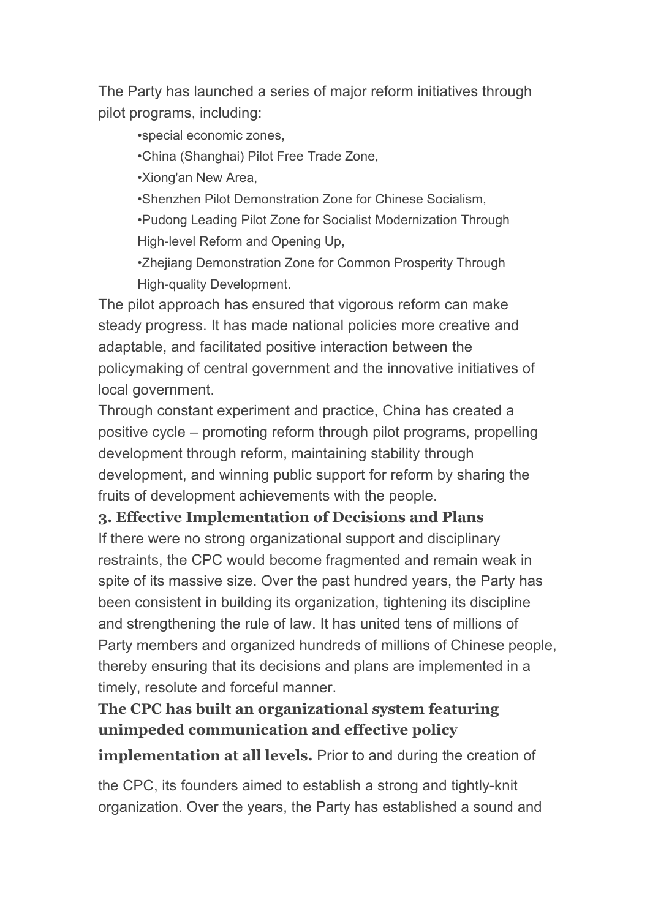The Party has launched a series of major reform initiatives through pilot programs, including:

- special economic zones,
- China (Shanghai) Pilot Free Trade Zone,
- Xiong'an New Area,
- Shenzhen Pilot Demonstration Zone for Chinese Socialism,
- Pudong Leading Pilot Zone for Socialist Modernization Through High-level Reform and Opening Up,
- Zhejiang Demonstration Zone for Common Prosperity Through High-quality Development.

The pilot approach has ensured that vigorous reform can make steady progress. It has made national policies more creative and adaptable, and facilitated positive interaction between the policymaking of central government and the innovative initiatives of local government.

Through constant experiment and practice, China has created a positive cycle – promoting reform through pilot programs, propelling development through reform, maintaining stability through development, and winning public support for reform by sharing the fruits of development achievements with the people.

### 3. Effective Implementation of Decisions and Plans

If there were no strong organizational support and disciplinary restraints, the CPC would become fragmented and remain weak in spite of its massive size. Over the past hundred years, the Party has been consistent in building its organization, tightening its discipline and strengthening the rule of law. It has united tens of millions of Party members and organized hundreds of millions of Chinese people, thereby ensuring that its decisions and plans are implemented in a timely, resolute and forceful manner.

**The CPC has built an organizational system featuring unimpeded communication and effective policy implementation at all levels.** Prior to and during the creation of the CPC, its founders aimed to establish a strong and tightly-knit organization. Over the years, the Party has established a sound and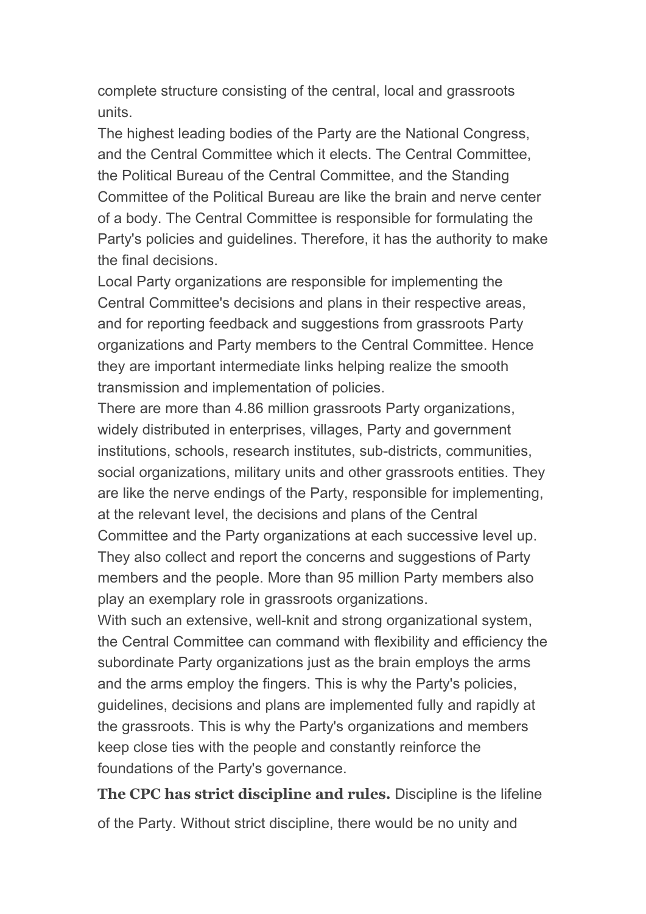complete structure consisting of the central, local and grassroots units.

The highest leading bodies of the Party are the National Congress, and the Central Committee which it elects. The Central Committee, the Political Bureau of the Central Committee, and the Standing Committee of the Political Bureau are like the brain and nerve center of a body. The Central Committee is responsible for formulating the Party's policies and guidelines. Therefore, it has the authority to make the final decisions.

Local Party organizations are responsible for implementing the Central Committee's decisions and plans in their respective areas, and for reporting feedback and suggestions from grassroots Party organizations and Party members to the Central Committee. Hence they are important intermediate links helping realize the smooth transmission and implementation of policies.

There are more than 4.86 million grassroots Party organizations, widely distributed in enterprises, villages, Party and government institutions, schools, research institutes, sub-districts, communities, social organizations, military units and other grassroots entities. They are like the nerve endings of the Party, responsible for implementing, at the relevant level, the decisions and plans of the Central Committee and the Party organizations at each successive level up. They also collect and report the concerns and suggestions of Party members and the people. More than 95 million Party members also play an exemplary role in grassroots organizations.

With such an extensive, well-knit and strong organizational system, the Central Committee can command with flexibility and efficiency the subordinate Party organizations just as the brain employs the arms and the arms employ the fingers. This is why the Party's policies, guidelines, decisions and plans are implemented fully and rapidly at the grassroots. This is why the Party's organizations and members keep close ties with the people and constantly reinforce the foundations of the Party's governance.

**The CPC has strict discipline and rules.** Discipline is the lifeline of the Party. Without strict discipline, there would be no unity and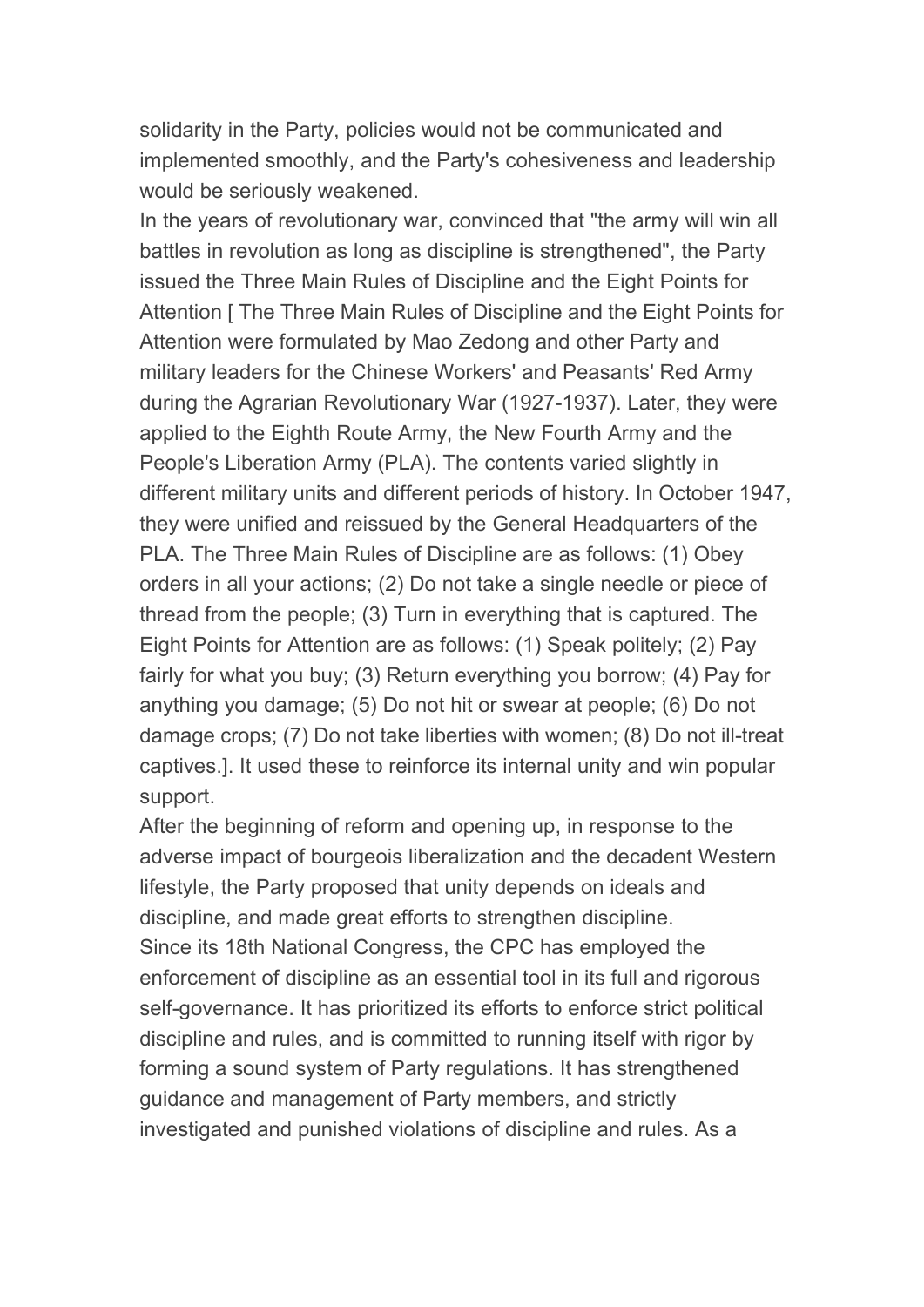solidarity in the Party, policies would not be communicated and implemented smoothly, and the Party's cohesiveness and leadership would be seriously weakened.

In the years of revolutionary war, convinced that "the army will win all battles in revolution as long as discipline is strengthened", the Party issued the Three Main Rules of Discipline and the Eight Points for Attention [ The Three Main Rules of Discipline and the Eight Points for Attention were formulated by Mao Zedong and other Party and military leaders for the Chinese Workers' and Peasants' Red Army during the Agrarian Revolutionary War (1927-1937). Later, they were applied to the Eighth Route Army, the New Fourth Army and the People's Liberation Army (PLA). The contents varied slightly in different military units and different periods of history. In October 1947, they were unified and reissued by the General Headquarters of the PLA. The Three Main Rules of Discipline are as follows: (1) Obey orders in all your actions; (2) Do not take a single needle or piece of thread from the people; (3) Turn in everything that is captured. The Eight Points for Attention are as follows: (1) Speak politely; (2) Pay fairly for what you buy; (3) Return everything you borrow; (4) Pay for anything you damage; (5) Do not hit or swear at people; (6) Do not damage crops; (7) Do not take liberties with women; (8) Do not ill-treat captives.]. It used these to reinforce its internal unity and win popular support.

After the beginning of reform and opening up, in response to the adverse impact of bourgeois liberalization and the decadent Western lifestyle, the Party proposed that unity depends on ideals and discipline, and made great efforts to strengthen discipline.

Since its 18th National Congress, the CPC has employed the enforcement of discipline as an essential tool in its full and rigorous self-governance. It has prioritized its efforts to enforce strict political discipline and rules, and is committed to running itself with rigor by forming a sound system of Party regulations. It has strengthened guidance and management of Party members, and strictly investigated and punished violations of discipline and rules. As a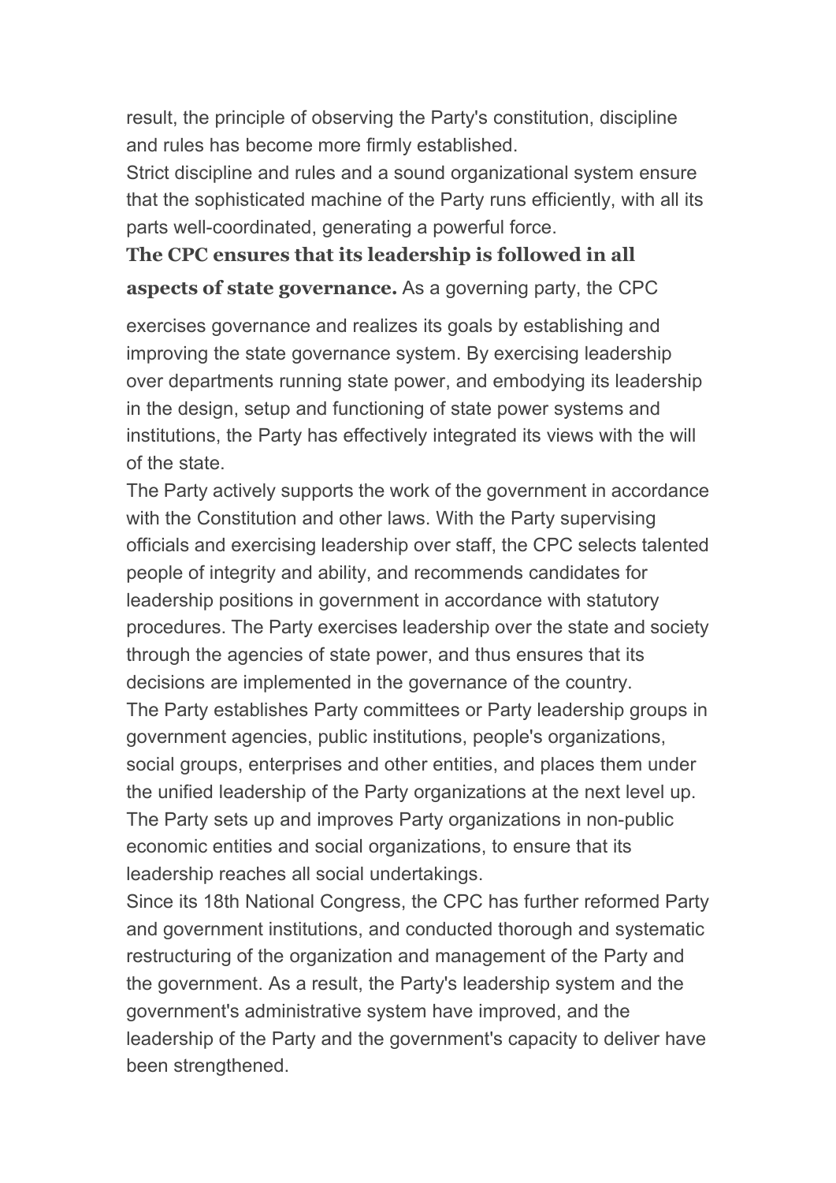result, the principle of observing the Party's constitution, discipline and rules has become more firmly established.

Strict discipline and rules and a sound organizational system ensure that the sophisticated machine of the Party runs efficiently, with all its parts well-coordinated, generating a powerful force.

**The CPC ensures that its leadership is followed in all aspects of state governance.** As a governing party, the CPC exercises governance and realizes its goals by establishing and improving the state governance system. By exercising leadership over departments running state power, and embodying its leadership in the design, setup and functioning of state power systems and institutions, the Party has effectively integrated its views with the will of the state.

The Party actively supports the work of the government in accordance with the Constitution and other laws. With the Party supervising officials and exercising leadership over staff, the CPC selects talented people of integrity and ability, and recommends candidates for leadership positions in government in accordance with statutory procedures. The Party exercises leadership over the state and society through the agencies of state power, and thus ensures that its decisions are implemented in the governance of the country.

The Party establishes Party committees or Party leadership groups in government agencies, public institutions, people's organizations, social groups, enterprises and other entities, and places them under the unified leadership of the Party organizations at the next level up. The Party sets up and improves Party organizations in non-public economic entities and social organizations, to ensure that its leadership reaches all social undertakings.

Since its 18th National Congress, the CPC has further reformed Party and government institutions, and conducted thorough and systematic restructuring of the organization and management of the Party and the government. As a result, the Party's leadership system and the government's administrative system have improved, and the leadership of the Party and the government's capacity to deliver have been strengthened.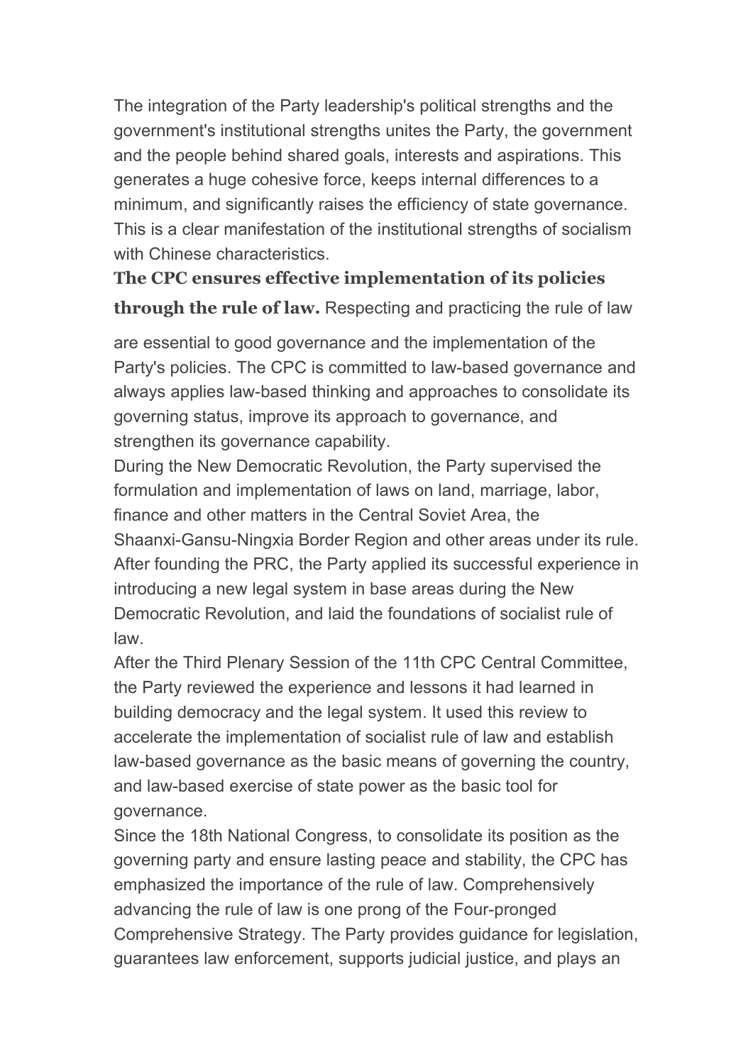The integration of the Party leadership's political strengths and the government's institutional strengths unites the Party, the government and the people behind shared goals, interests and aspirations. This generates a huge cohesive force, keeps internal differences to a minimum, and significantly raises the efficiency of state governance. This is a clear manifestation of the institutional strengths of socialism with Chinese characteristics.

**The CPC ensures effective implementation of its policies through the rule of law.** Respecting and practicing the rule of law are essential to good governance and the implementation of the Party's policies. The CPC is committed to law-based governance and always applies law-based thinking and approaches to consolidate its governing status, improve its approach to governance, and strengthen its governance capability.

During the New Democratic Revolution, the Party supervised the formulation and implementation of laws on land, marriage, labor, finance and other matters in the Central Soviet Area, the Shaanxi-Gansu-Ningxia Border Region and other areas under its rule. After founding the PRC, the Party applied its successful experience in introducing a new legal system in base areas during the New Democratic Revolution, and laid the foundations of socialist rule of law.

After the Third Plenary Session of the 11th CPC Central Committee, the Party reviewed the experience and lessons it had learned in building democracy and the legal system. It used this review to accelerate the implementation of socialist rule of law and establish law-based governance as the basic means of governing the country, and law-based exercise of state power as the basic tool for governance.

Since the 18th National Congress, to consolidate its position as the governing party and ensure lasting peace and stability, the CPC has emphasized the importance of the rule of law. Comprehensively advancing the rule of law is one prong of the Four-pronged Comprehensive Strategy. The Party provides guidance for legislation, guarantees law enforcement, supports judicial justice, and plays an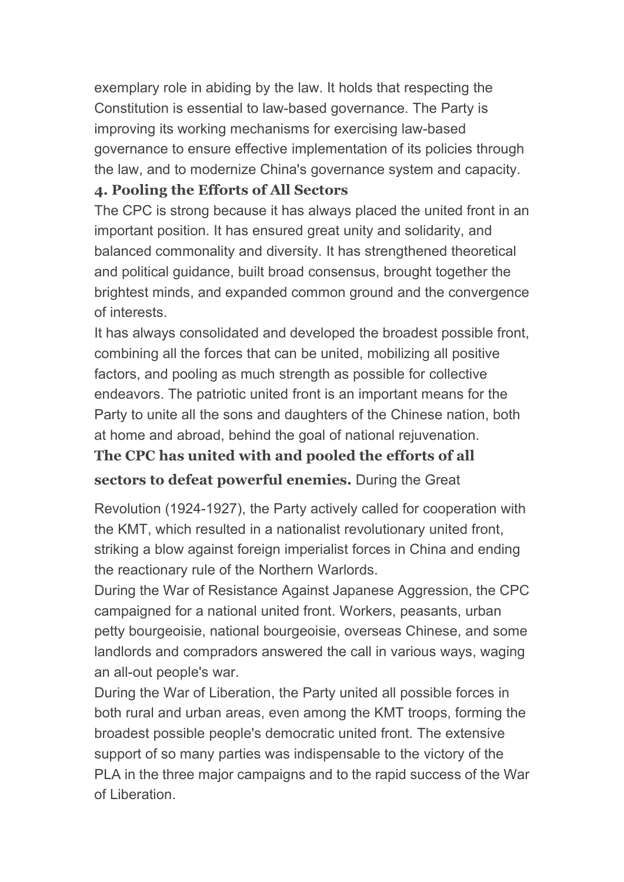exemplary role in abiding by the law. It holds that respecting the Constitution is essential to law-based governance. The Party is improving its working mechanisms for exercising law-based governance to ensure effective implementation of its policies through the law, and to modernize China's governance system and capacity.

### 4. Pooling the Efforts of All Sectors

The CPC is strong because it has always placed the united front in an important position. It has ensured great unity and solidarity, and balanced commonality and diversity. It has strengthened theoretical and political guidance, built broad consensus, brought together the brightest minds, and expanded common ground and the convergence of interests.

It has always consolidated and developed the broadest possible front, combining all the forces that can be united, mobilizing all positive factors, and pooling as much strength as possible for collective endeavors. The patriotic united front is an important means for the Party to unite all the sons and daughters of the Chinese nation, both at home and abroad, behind the goal of national rejuvenation.

**The CPC has united with and pooled the efforts of all sectors to defeat powerful enemies.** During the Great Revolution (1924-1927), the Party actively called for cooperation with the KMT, which resulted in a nationalist revolutionary united front, striking a blow against foreign imperialist forces in China and ending the reactionary rule of the Northern Warlords.

During the War of Resistance Against Japanese Aggression, the CPC campaigned for a national united front. Workers, peasants, urban petty bourgeoisie, national bourgeoisie, overseas Chinese, and some landlords and compradors answered the call in various ways, waging an all-out people's war.

During the War of Liberation, the Party united all possible forces in both rural and urban areas, even among the KMT troops, forming the broadest possible people's democratic united front. The extensive support of so many parties was indispensable to the victory of the PLA in the three major campaigns and to the rapid success of the War of Liberation.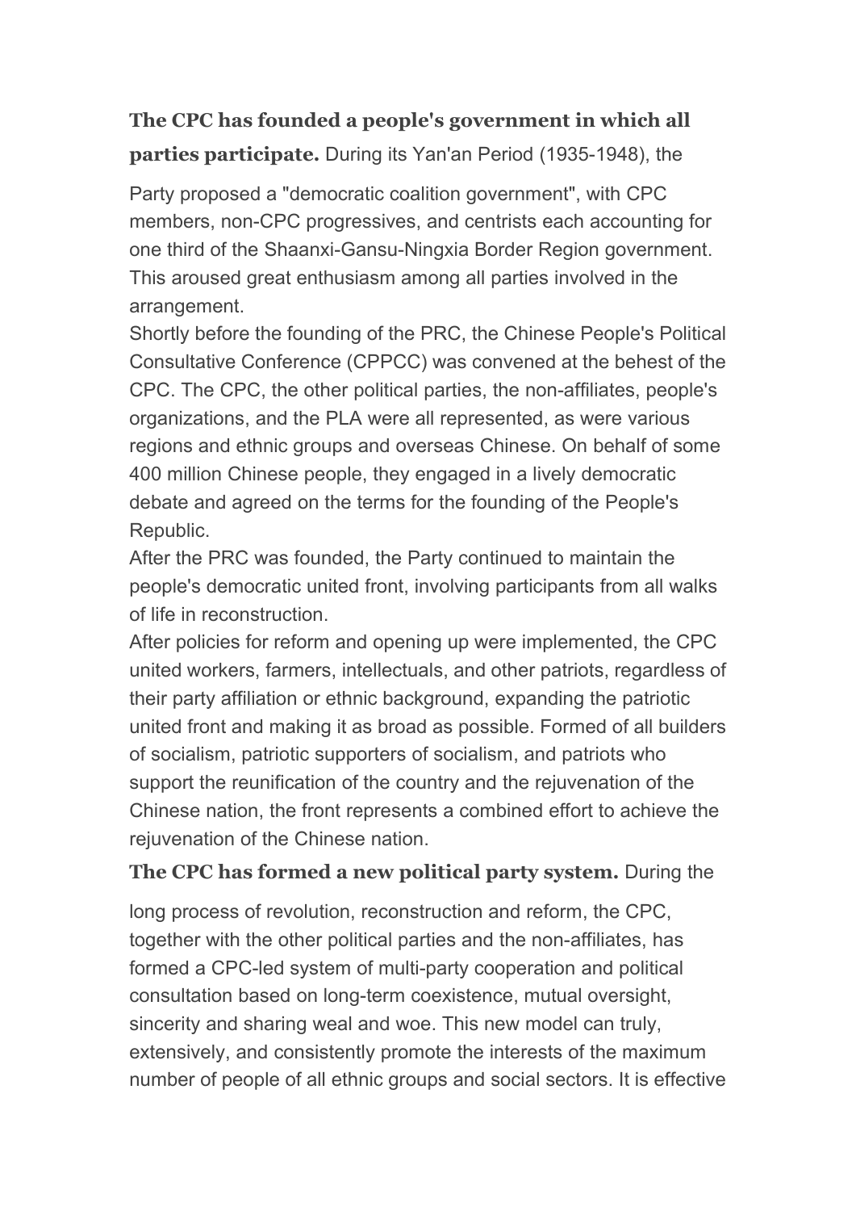**The CPC has founded a people's government in which all parties participate.** During its Yan'an Period (1935-1948), the Party proposed a "democratic coalition government", with CPC members, non-CPC progressives, and centrists each accounting for one third of the Shaanxi-Gansu-Ningxia Border Region government. This aroused great enthusiasm among all parties involved in the arrangement.

Shortly before the founding of the PRC, the Chinese People's Political Consultative Conference (CPPCC) was convened at the behest of the CPC. The CPC, the other political parties, the non-affiliates, people's organizations, and the PLA were all represented, as were various regions and ethnic groups and overseas Chinese. On behalf of some 400 million Chinese people, they engaged in a lively democratic debate and agreed on the terms for the founding of the People's Republic.

After the PRC was founded, the Party continued to maintain the people's democratic united front, involving participants from all walks of life in reconstruction.

After policies for reform and opening up were implemented, the CPC united workers, farmers, intellectuals, and other patriots, regardless of their party affiliation or ethnic background, expanding the patriotic united front and making it as broad as possible. Formed of all builders of socialism, patriotic supporters of socialism, and patriots who support the reunification of the country and the rejuvenation of the Chinese nation, the front represents a combined effort to achieve the rejuvenation of the Chinese nation.

**The CPC has formed a new political party system.** During the long process of revolution, reconstruction and reform, the CPC, together with the other political parties and the non-affiliates, has formed a CPC-led system of multi-party cooperation and political consultation based on long-term coexistence, mutual oversight, sincerity and sharing weal and woe. This new model can truly, extensively, and consistently promote the interests of the maximum number of people of all ethnic groups and social sectors. It is effective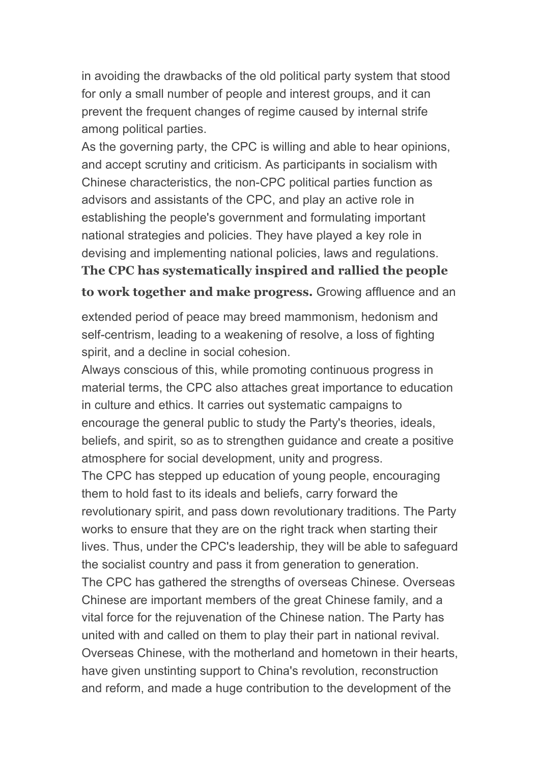in avoiding the drawbacks of the old political party system that stood for only a small number of people and interest groups, and it can prevent the frequent changes of regime caused by internal strife among political parties.

As the governing party, the CPC is willing and able to hear opinions, and accept scrutiny and criticism. As participants in socialism with Chinese characteristics, the non-CPC political parties function as advisors and assistants of the CPC, and play an active role in establishing the people's government and formulating important national strategies and policies. They have played a key role in devising and implementing national policies, laws and regulations.

**The CPC has systematically inspired and rallied the people to work together and make progress.** Growing affluence and an extended period of peace may breed mammonism, hedonism and self-centrism, leading to a weakening of resolve, a loss of fighting spirit, and a decline in social cohesion.

Always conscious of this, while promoting continuous progress in material terms, the CPC also attaches great importance to education in culture and ethics. It carries out systematic campaigns to encourage the general public to study the Party's theories, ideals, beliefs, and spirit, so as to strengthen guidance and create a positive atmosphere for social development, unity and progress.

The CPC has stepped up education of young people, encouraging them to hold fast to its ideals and beliefs, carry forward the revolutionary spirit, and pass down revolutionary traditions. The Party works to ensure that they are on the right track when starting their lives. Thus, under the CPC's leadership, they will be able to safeguard the socialist country and pass it from generation to generation.

The CPC has gathered the strengths of overseas Chinese. Overseas Chinese are important members of the great Chinese family, and a vital force for the rejuvenation of the Chinese nation. The Party has united with and called on them to play their part in national revival. Overseas Chinese, with the motherland and hometown in their hearts, have given unstinting support to China's revolution, reconstruction and reform, and made a huge contribution to the development of the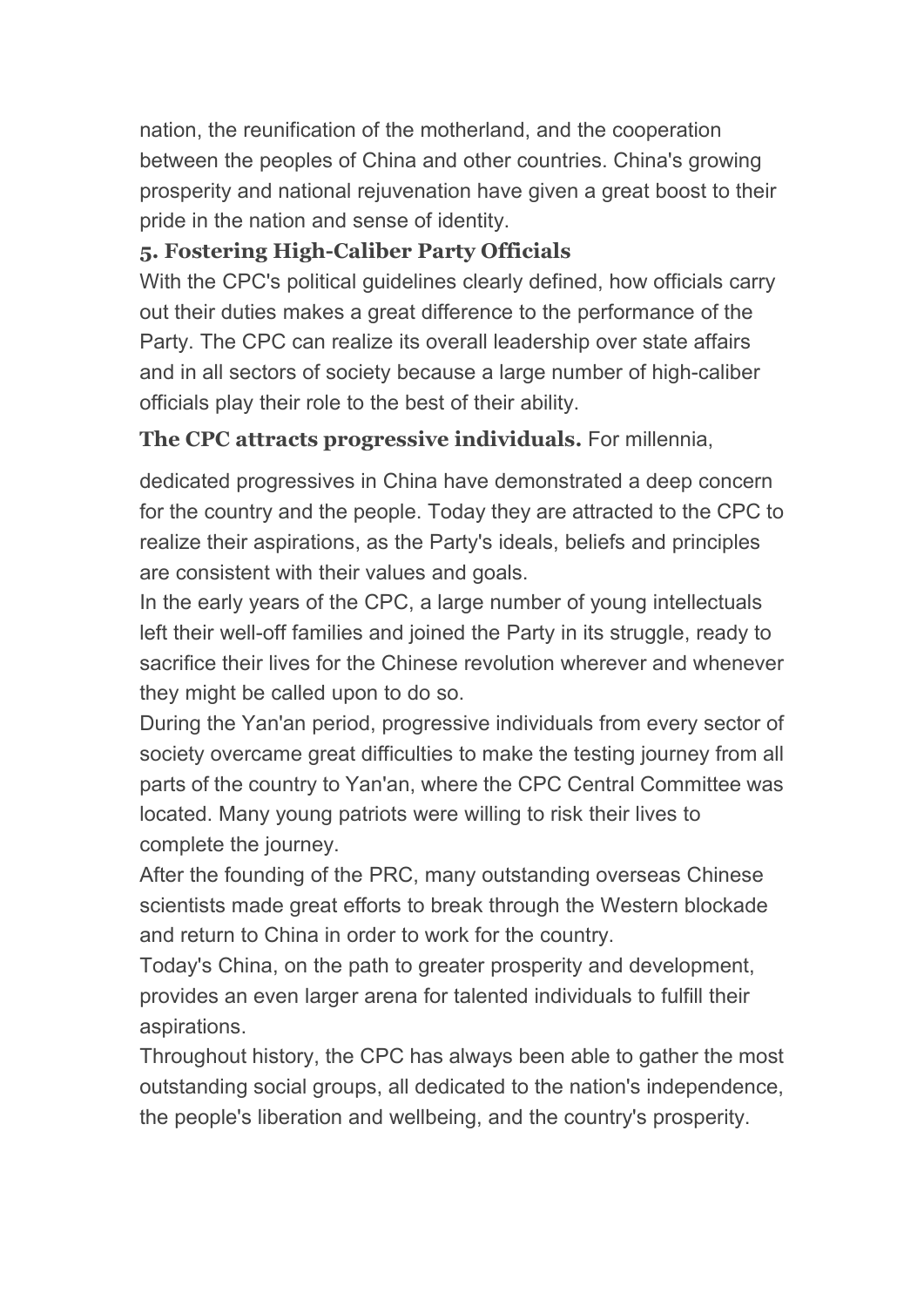nation, the reunification of the motherland, and the cooperation between the peoples of China and other countries. China's growing prosperity and national rejuvenation have given a great boost to their pride in the nation and sense of identity.

### 5. Fostering High-Caliber Party Officials

With the CPC's political guidelines clearly defined, how officials carry out their duties makes a great difference to the performance of the Party. The CPC can realize its overall leadership over state affairs and in all sectors of society because a large number of high-caliber officials play their role to the best of their ability.

**The CPC attracts progressive individuals.** For millennia, dedicated progressives in China have demonstrated a deep concern for the country and the people. Today they are attracted to the CPC to realize their aspirations, as the Party's ideals, beliefs and principles are consistent with their values and goals.

In the early years of the CPC, a large number of young intellectuals left their well-off families and joined the Party in its struggle, ready to sacrifice their lives for the Chinese revolution wherever and whenever they might be called upon to do so.

During the Yan'an period, progressive individuals from every sector of society overcame great difficulties to make the testing journey from all parts of the country to Yan'an, where the CPC Central Committee was located. Many young patriots were willing to risk their lives to complete the journey.

After the founding of the PRC, many outstanding overseas Chinese scientists made great efforts to break through the Western blockade and return to China in order to work for the country.

Today's China, on the path to greater prosperity and development, provides an even larger arena for talented individuals to fulfill their aspirations.

Throughout history, the CPC has always been able to gather the most outstanding social groups, all dedicated to the nation's independence, the people's liberation and wellbeing, and the country's prosperity.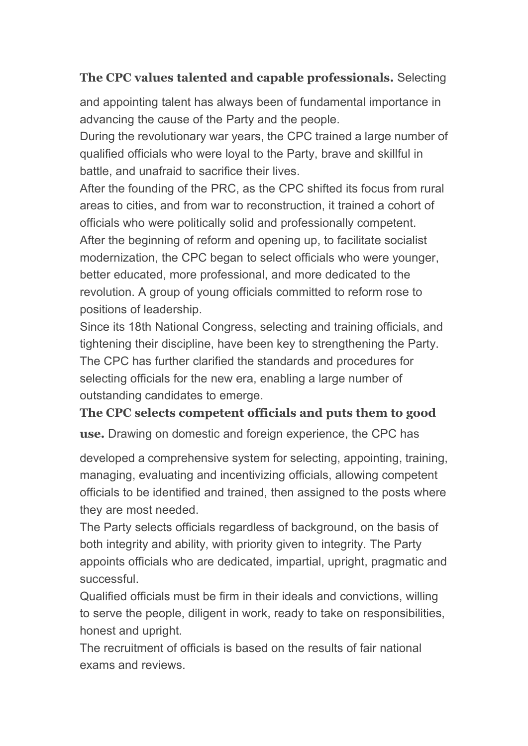**The CPC values talented and capable professionals.** Selecting and appointing talent has always been of fundamental importance in advancing the cause of the Party and the people.

During the revolutionary war years, the CPC trained a large number of qualified officials who were loyal to the Party, brave and skillful in battle, and unafraid to sacrifice their lives.

After the founding of the PRC, as the CPC shifted its focus from rural areas to cities, and from war to reconstruction, it trained a cohort of officials who were politically solid and professionally competent.

After the beginning of reform and opening up, to facilitate socialist modernization, the CPC began to select officials who were younger, better educated, more professional, and more dedicated to the revolution. A group of young officials committed to reform rose to positions of leadership.

Since its 18th National Congress, selecting and training officials, and tightening their discipline, have been key to strengthening the Party. The CPC has further clarified the standards and procedures for selecting officials for the new era, enabling a large number of outstanding candidates to emerge.

**The CPC selects competent officials and puts them to good use.** Drawing on domestic and foreign experience, the CPC has developed a comprehensive system for selecting, appointing, training, managing, evaluating and incentivizing officials, allowing competent officials to be identified and trained, then assigned to the posts where they are most needed.

The Party selects officials regardless of background, on the basis of both integrity and ability, with priority given to integrity. The Party appoints officials who are dedicated, impartial, upright, pragmatic and successful.

Qualified officials must be firm in their ideals and convictions, willing to serve the people, diligent in work, ready to take on responsibilities, honest and upright.

The recruitment of officials is based on the results of fair national exams and reviews.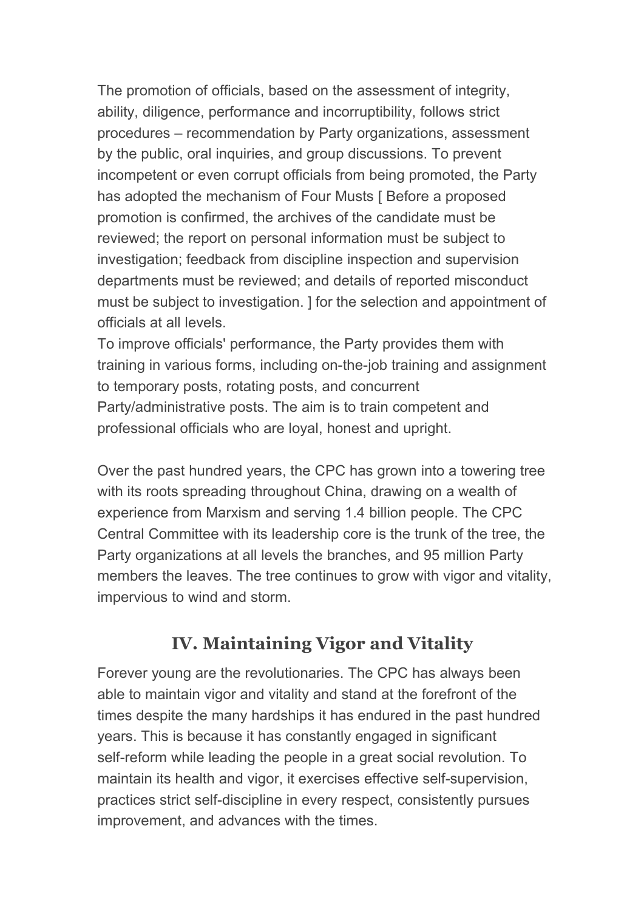The promotion of officials, based on the assessment of integrity, ability, diligence, performance and incorruptibility, follows strict procedures – recommendation by Party organizations, assessment by the public, oral inquiries, and group discussions. To prevent incompetent or even corrupt officials from being promoted, the Party has adopted the mechanism of Four Musts [ Before a proposed promotion is confirmed, the archives of the candidate must be reviewed; the report on personal information must be subject to investigation; feedback from discipline inspection and supervision departments must be reviewed; and details of reported misconduct must be subject to investigation. ] for the selection and appointment of officials at all levels.

To improve officials' performance, the Party provides them with training in various forms, including on-the-job training and assignment to temporary posts, rotating posts, and concurrent Party/administrative posts. The aim is to train competent and professional officials who are loyal, honest and upright.

Over the past hundred years, the CPC has grown into a towering tree with its roots spreading throughout China, drawing on a wealth of experience from Marxism and serving 1.4 billion people. The CPC Central Committee with its leadership core is the trunk of the tree, the Party organizations at all levels the branches, and 95 million Party members the leaves. The tree continues to grow with vigor and vitality, impervious to wind and storm.

## IV. Maintaining Vigor and Vitality

Forever young are the revolutionaries. The CPC has always been able to maintain vigor and vitality and stand at the forefront of the times despite the many hardships it has endured in the past hundred years. This is because it has constantly engaged in significant self-reform while leading the people in a great social revolution. To maintain its health and vigor, it exercises effective self-supervision, practices strict self-discipline in every respect, consistently pursues improvement, and advances with the times.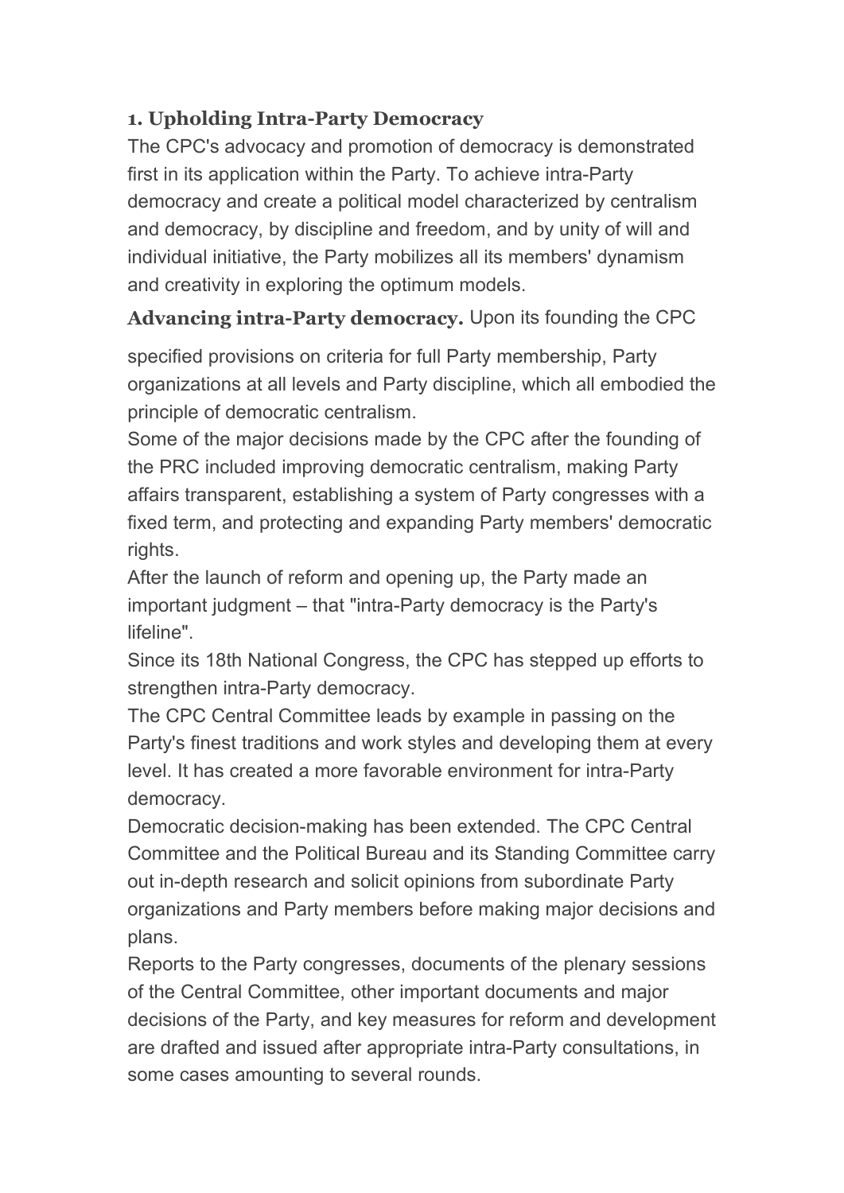### 1. Upholding Intra-Party Democracy

The CPC's advocacy and promotion of democracy is demonstrated first in its application within the Party. To achieve intra-Party democracy and create a political model characterized by centralism and democracy, by discipline and freedom, and by unity of will and individual initiative, the Party mobilizes all its members' dynamism and creativity in exploring the optimum models.

**Advancing intra-Party democracy.** Upon its founding the CPC specified provisions on criteria for full Party membership, Party organizations at all levels and Party discipline, which all embodied the principle of democratic centralism.

Some of the major decisions made by the CPC after the founding of the PRC included improving democratic centralism, making Party affairs transparent, establishing a system of Party congresses with a fixed term, and protecting and expanding Party members' democratic rights.

After the launch of reform and opening up, the Party made an important judgment – that "intra-Party democracy is the Party's lifeline".

Since its 18th National Congress, the CPC has stepped up efforts to strengthen intra-Party democracy.

The CPC Central Committee leads by example in passing on the Party's finest traditions and work styles and developing them at every level. It has created a more favorable environment for intra-Party democracy.

Democratic decision-making has been extended. The CPC Central Committee and the Political Bureau and its Standing Committee carry out in-depth research and solicit opinions from subordinate Party organizations and Party members before making major decisions and plans.

Reports to the Party congresses, documents of the plenary sessions of the Central Committee, other important documents and major decisions of the Party, and key measures for reform and development are drafted and issued after appropriate intra-Party consultations, in some cases amounting to several rounds.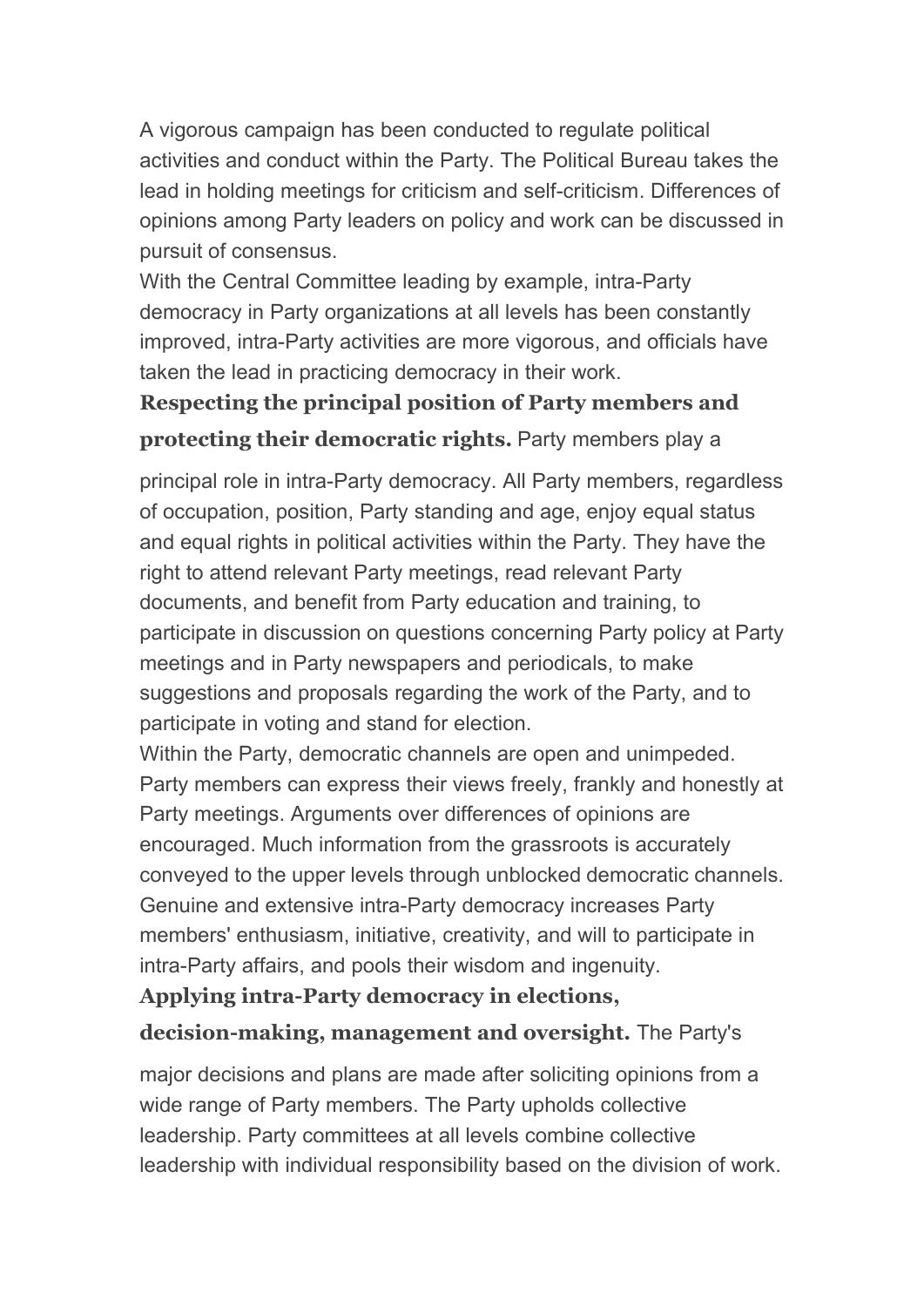A vigorous campaign has been conducted to regulate political activities and conduct within the Party. The Political Bureau takes the lead in holding meetings for criticism and self-criticism. Differences of opinions among Party leaders on policy and work can be discussed in pursuit of consensus.

With the Central Committee leading by example, intra-Party democracy in Party organizations at all levels has been constantly improved, intra-Party activities are more vigorous, and officials have taken the lead in practicing democracy in their work.

**Respecting the principal position of Party members and protecting their democratic rights.** Party members play a principal role in intra-Party democracy. All Party members, regardless of occupation, position, Party standing and age, enjoy equal status and equal rights in political activities within the Party. They have the right to attend relevant Party meetings, read relevant Party documents, and benefit from Party education and training, to participate in discussion on questions concerning Party policy at Party meetings and in Party newspapers and periodicals, to make suggestions and proposals regarding the work of the Party, and to participate in voting and stand for election.

Within the Party, democratic channels are open and unimpeded. Party members can express their views freely, frankly and honestly at Party meetings. Arguments over differences of opinions are encouraged. Much information from the grassroots is accurately conveyed to the upper levels through unblocked democratic channels. Genuine and extensive intra-Party democracy increases Party members' enthusiasm, initiative, creativity, and will to participate in intra-Party affairs, and pools their wisdom and ingenuity.

**Applying intra-Party democracy in elections, decision-making, management and oversight.** The Party's major decisions and plans are made after soliciting opinions from a wide range of Party members. The Party upholds collective leadership. Party committees at all levels combine collective leadership with individual responsibility based on the division of work.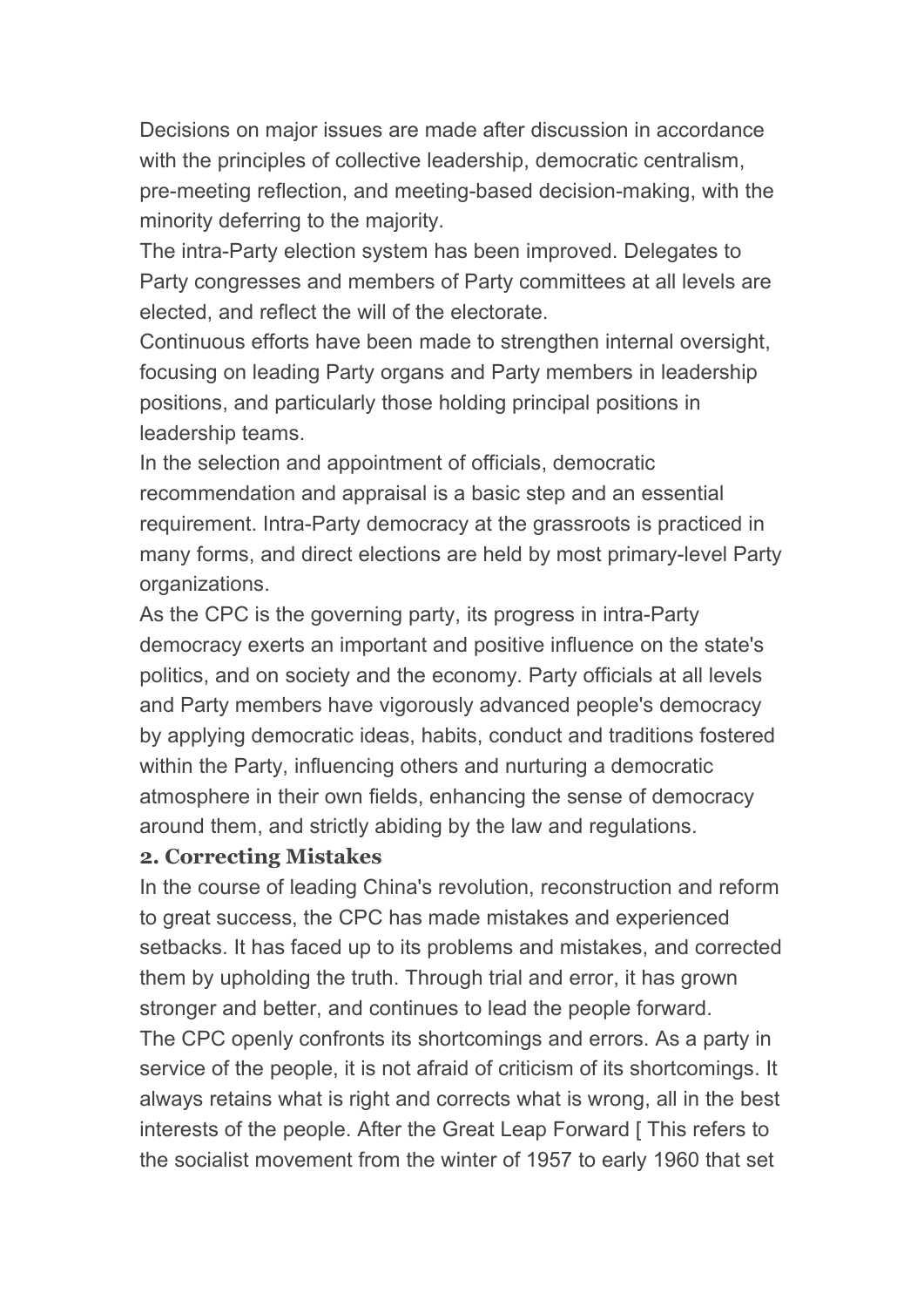Decisions on major issues are made after discussion in accordance with the principles of collective leadership, democratic centralism, pre-meeting reflection, and meeting-based decision-making, with the minority deferring to the majority.

The intra-Party election system has been improved. Delegates to Party congresses and members of Party committees at all levels are elected, and reflect the will of the electorate.

Continuous efforts have been made to strengthen internal oversight, focusing on leading Party organs and Party members in leadership positions, and particularly those holding principal positions in leadership teams.

In the selection and appointment of officials, democratic recommendation and appraisal is a basic step and an essential requirement. Intra-Party democracy at the grassroots is practiced in many forms, and direct elections are held by most primary-level Party organizations.

As the CPC is the governing party, its progress in intra-Party democracy exerts an important and positive influence on the state's politics, and on society and the economy. Party officials at all levels and Party members have vigorously advanced people's democracy by applying democratic ideas, habits, conduct and traditions fostered within the Party, influencing others and nurturing a democratic atmosphere in their own fields, enhancing the sense of democracy around them, and strictly abiding by the law and regulations.

## 2. Correcting Mistakes

In the course of leading China's revolution, reconstruction and reform to great success, the CPC has made mistakes and experienced setbacks. It has faced up to its problems and mistakes, and corrected them by upholding the truth. Through trial and error, it has grown stronger and better, and continues to lead the people forward.

The CPC openly confronts its shortcomings and errors. As a party in service of the people, it is not afraid of criticism of its shortcomings. It always retains what is right and corrects what is wrong, all in the best interests of the people. After the Great Leap Forward [ This refers to the socialist movement from the winter of 1957 to early 1960 that set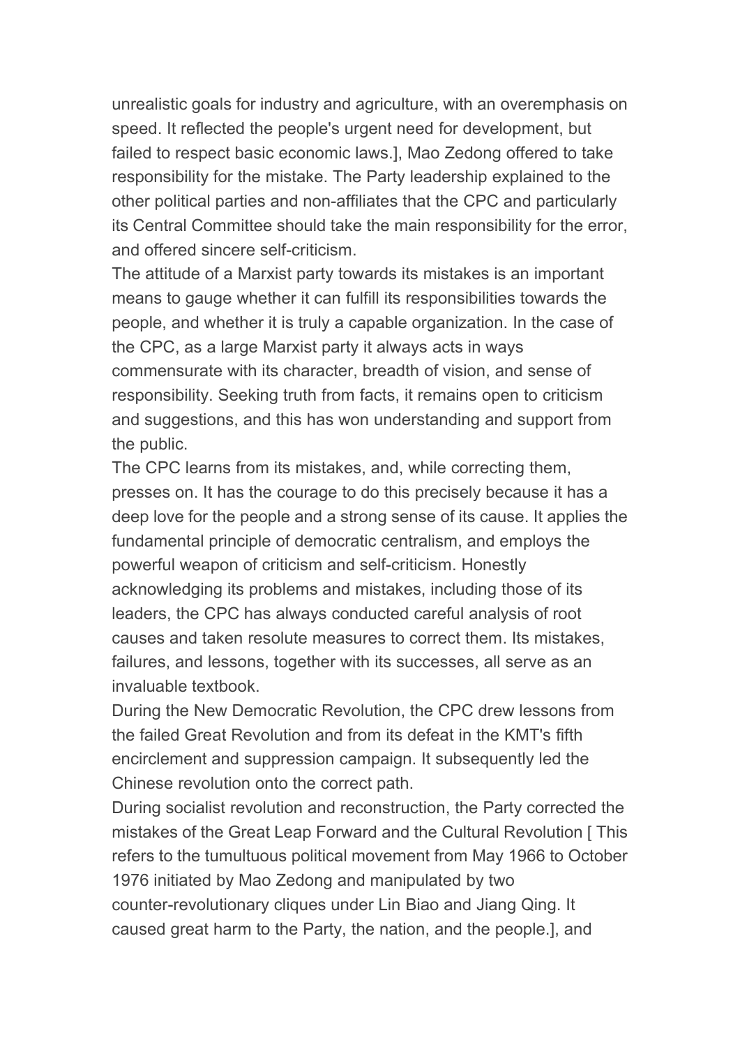unrealistic goals for industry and agriculture, with an overemphasis on speed. It reflected the people's urgent need for development, but failed to respect basic economic laws.], Mao Zedong offered to take responsibility for the mistake. The Party leadership explained to the other political parties and non-affiliates that the CPC and particularly its Central Committee should take the main responsibility for the error, and offered sincere self-criticism.

The attitude of a Marxist party towards its mistakes is an important means to gauge whether it can fulfill its responsibilities towards the people, and whether it is truly a capable organization. In the case of the CPC, as a large Marxist party it always acts in ways commensurate with its character, breadth of vision, and sense of responsibility. Seeking truth from facts, it remains open to criticism and suggestions, and this has won understanding and support from the public.

The CPC learns from its mistakes, and, while correcting them, presses on. It has the courage to do this precisely because it has a deep love for the people and a strong sense of its cause. It applies the fundamental principle of democratic centralism, and employs the powerful weapon of criticism and self-criticism. Honestly acknowledging its problems and mistakes, including those of its leaders, the CPC has always conducted careful analysis of root causes and taken resolute measures to correct them. Its mistakes, failures, and lessons, together with its successes, all serve as an invaluable textbook.

During the New Democratic Revolution, the CPC drew lessons from the failed Great Revolution and from its defeat in the KMT's fifth encirclement and suppression campaign. It subsequently led the Chinese revolution onto the correct path.

During socialist revolution and reconstruction, the Party corrected the mistakes of the Great Leap Forward and the Cultural Revolution [ This refers to the tumultuous political movement from May 1966 to October 1976 initiated by Mao Zedong and manipulated by two counter-revolutionary cliques under Lin Biao and Jiang Qing. It caused great harm to the Party, the nation, and the people.], and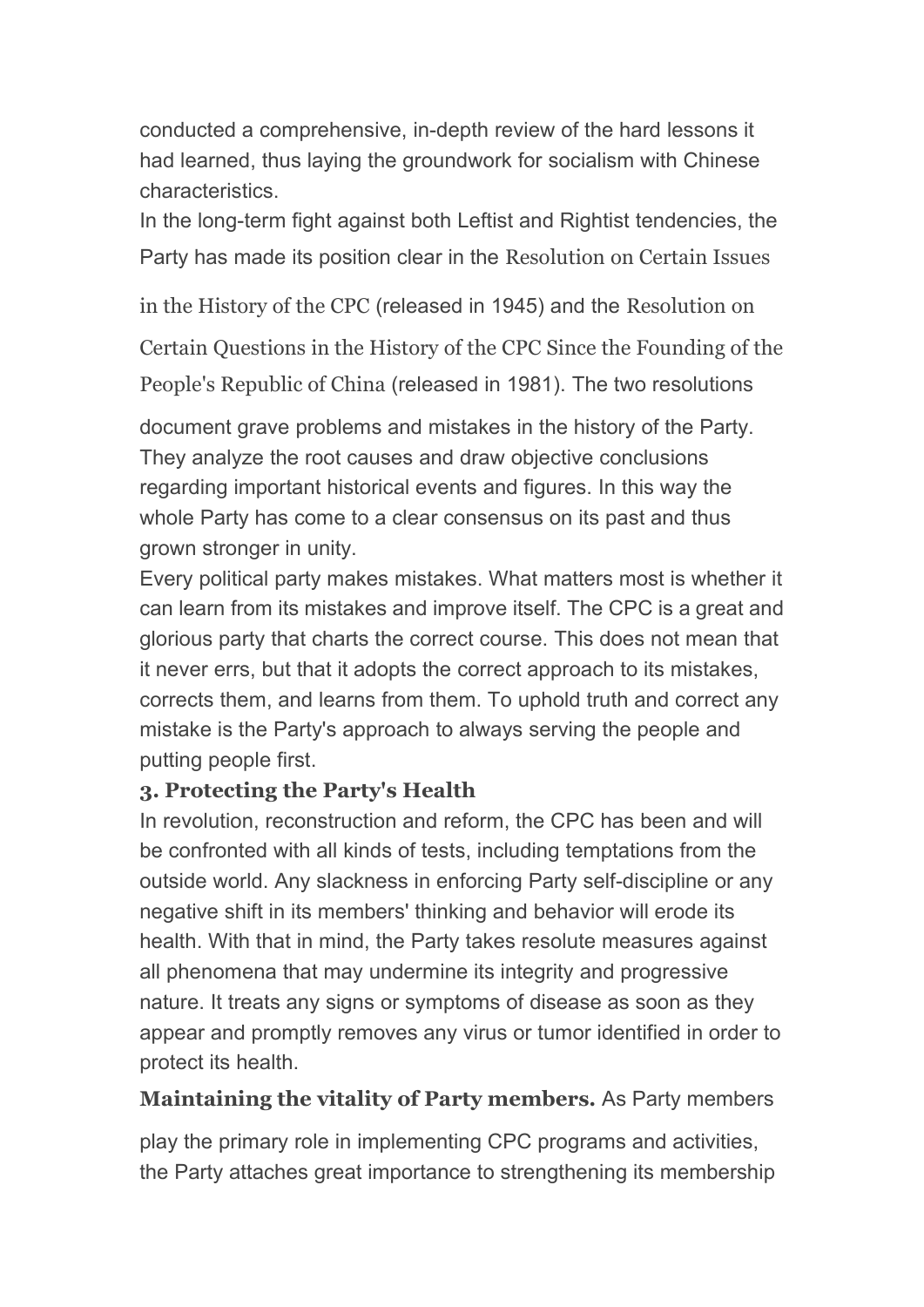conducted a comprehensive, in-depth review of the hard lessons it had learned, thus laying the groundwork for socialism with Chinese characteristics.

In the long-term fight against both Leftist and Rightist tendencies, the Party has made its position clear in the Resolution on Certain Issues in the History of the CPC (released in 1945) and the Resolution on Certain Questions in the History of the CPC Since the Founding of the People's Republic of China (released in 1981). The two resolutions document grave problems and mistakes in the history of the Party. They analyze the root causes and draw objective conclusions regarding important historical events and figures. In this way the whole Party has come to a clear consensus on its past and thus grown stronger in unity.

Every political party makes mistakes. What matters most is whether it can learn from its mistakes and improve itself. The CPC is a great and glorious party that charts the correct course. This does not mean that it never errs, but that it adopts the correct approach to its mistakes, corrects them, and learns from them. To uphold truth and correct any mistake is the Party's approach to always serving the people and putting people first.

### 3. Protecting the Party's Health

In revolution, reconstruction and reform, the CPC has been and will be confronted with all kinds of tests, including temptations from the outside world. Any slackness in enforcing Party self-discipline or any negative shift in its members' thinking and behavior will erode its health. With that in mind, the Party takes resolute measures against all phenomena that may undermine its integrity and progressive nature. It treats any signs or symptoms of disease as soon as they appear and promptly removes any virus or tumor identified in order to protect its health.

**Maintaining the vitality of Party members.** As Party members play the primary role in implementing CPC programs and activities, the Party attaches great importance to strengthening its membership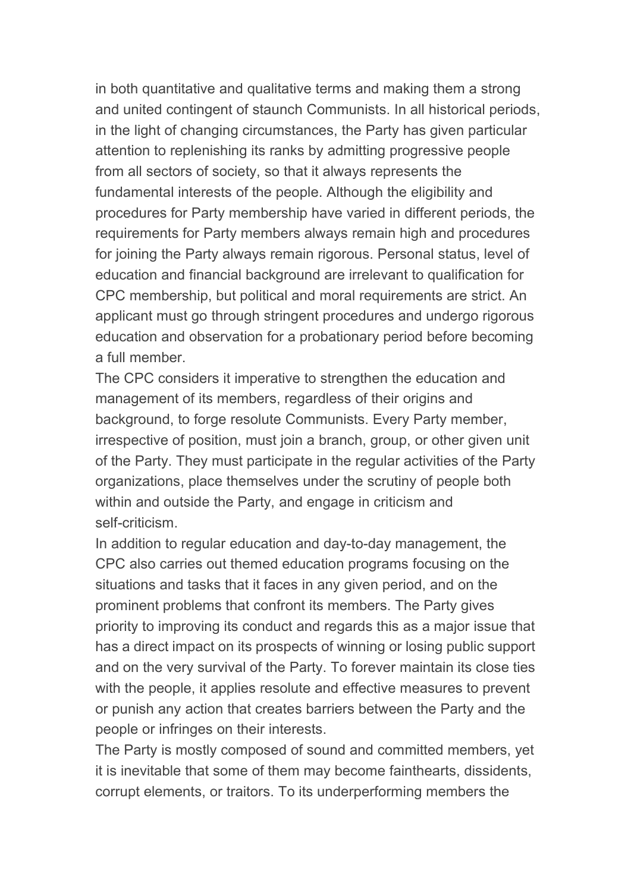in both quantitative and qualitative terms and making them a strong and united contingent of staunch Communists. In all historical periods, in the light of changing circumstances, the Party has given particular attention to replenishing its ranks by admitting progressive people from all sectors of society, so that it always represents the fundamental interests of the people. Although the eligibility and procedures for Party membership have varied in different periods, the requirements for Party members always remain high and procedures for joining the Party always remain rigorous. Personal status, level of education and financial background are irrelevant to qualification for CPC membership, but political and moral requirements are strict. An applicant must go through stringent procedures and undergo rigorous education and observation for a probationary period before becoming a full member.

The CPC considers it imperative to strengthen the education and management of its members, regardless of their origins and background, to forge resolute Communists. Every Party member, irrespective of position, must join a branch, group, or other given unit of the Party. They must participate in the regular activities of the Party organizations, place themselves under the scrutiny of people both within and outside the Party, and engage in criticism and self-criticism.

In addition to regular education and day-to-day management, the CPC also carries out themed education programs focusing on the situations and tasks that it faces in any given period, and on the prominent problems that confront its members. The Party gives priority to improving its conduct and regards this as a major issue that has a direct impact on its prospects of winning or losing public support and on the very survival of the Party. To forever maintain its close ties with the people, it applies resolute and effective measures to prevent or punish any action that creates barriers between the Party and the people or infringes on their interests.

The Party is mostly composed of sound and committed members, yet it is inevitable that some of them may become fainthearts, dissidents, corrupt elements, or traitors. To its underperforming members the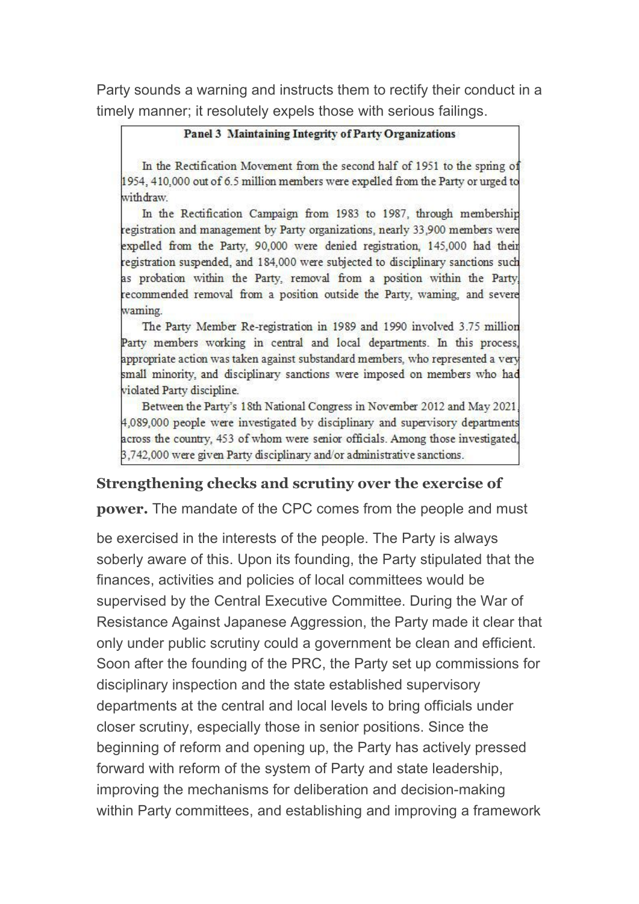Party sounds a warning and instructs them to rectify their conduct in a timely manner; it resolutely expels those with serious failings.

**Panel 3 Maintaining Integrity of Party Organizations**

In the Rectification Movement from the second half of 1951 to the spring of 1954, 410,000 out of 6.5 million members were expelled from the Party or urged to withdraw.

In the Rectification Campaign from 1983 to 1987, through membership registration and management by Party organizations, nearly 33,900 members were expelled from the Party, 90,000 were denied registration, 145,000 had their registration suspended, and 184,000 were subjected to disciplinary sanctions such as probation within the Party, removal from a position within the Party, recommended removal from a position outside the Party, warning, and severe warning.

The Party Member Re-registration in 1989 and 1990 involved 3.75 million Party members working in central and local departments. In this process, appropriate action was taken against substandard members, who represented a very small minority, and disciplinary sanctions were imposed on members who had violated Party discipline.

Between the Party's 18th National Congress in November 2012 and May 2021, 4,089,000 people were investigated by disciplinary and supervisory departments across the country, 453 of whom were senior officials. Among those investigated, 3,742,000 were given Party disciplinary and/or administrative sanctions.

**Strengthening checks and scrutiny over the exercise of power.** The mandate of the CPC comes from the people and must be exercised in the interests of the people. The Party is always soberly aware of this. Upon its founding, the Party stipulated that the finances, activities and policies of local committees would be supervised by the Central Executive Committee. During the War of Resistance Against Japanese Aggression, the Party made it clear that only under public scrutiny could a government be clean and efficient. Soon after the founding of the PRC, the Party set up commissions for disciplinary inspection and the state established supervisory departments at the central and local levels to bring officials under closer scrutiny, especially those in senior positions. Since the beginning of reform and opening up, the Party has actively pressed forward with reform of the system of Party and state leadership, improving the mechanisms for deliberation and decision-making within Party committees, and establishing and improving a framework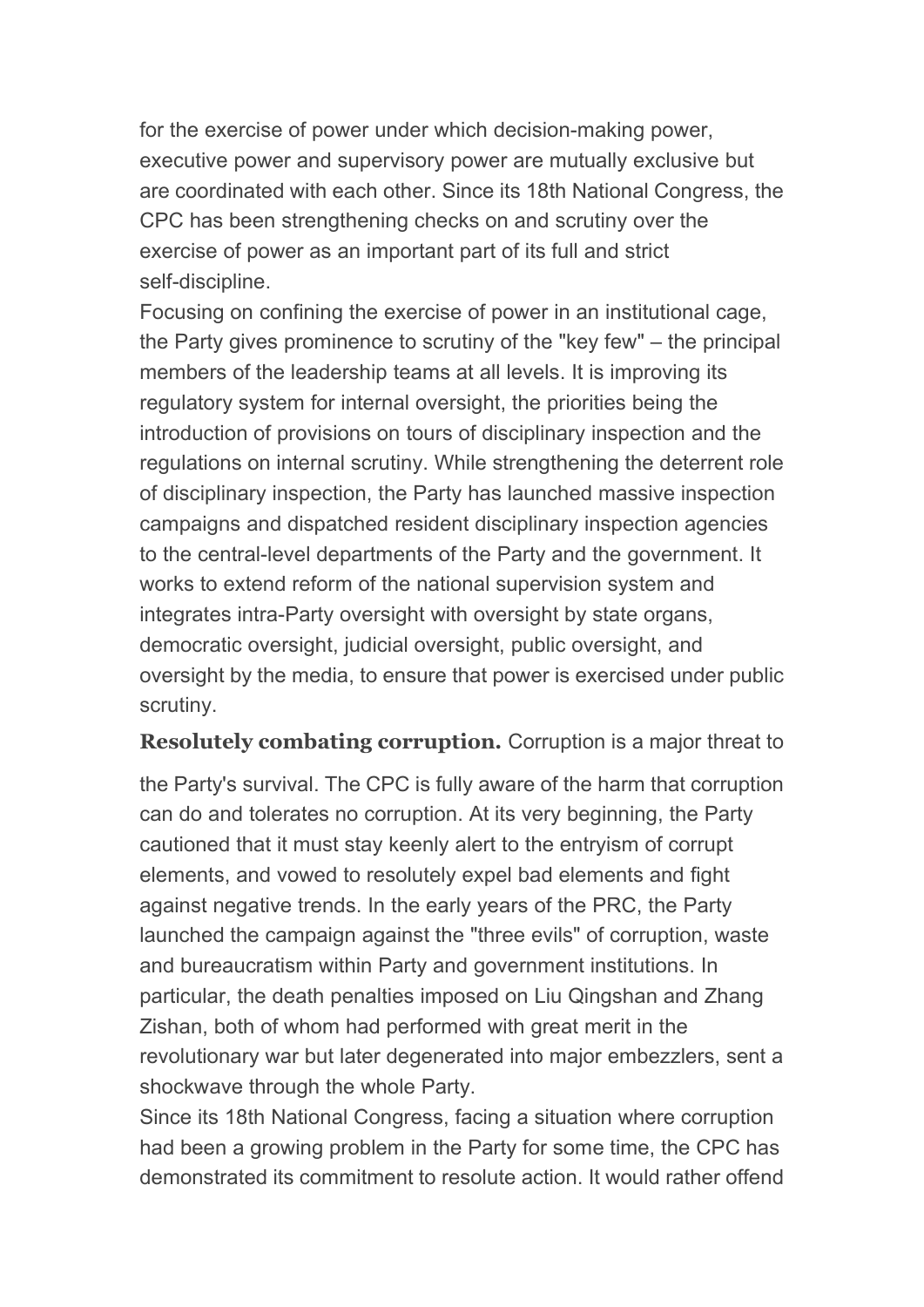for the exercise of power under which decision-making power, executive power and supervisory power are mutually exclusive but are coordinated with each other. Since its 18th National Congress, the CPC has been strengthening checks on and scrutiny over the exercise of power as an important part of its full and strict self-discipline.

Focusing on confining the exercise of power in an institutional cage, the Party gives prominence to scrutiny of the "key few" – the principal members of the leadership teams at all levels. It is improving its regulatory system for internal oversight, the priorities being the introduction of provisions on tours of disciplinary inspection and the regulations on internal scrutiny. While strengthening the deterrent role of disciplinary inspection, the Party has launched massive inspection campaigns and dispatched resident disciplinary inspection agencies to the central-level departments of the Party and the government. It works to extend reform of the national supervision system and integrates intra-Party oversight with oversight by state organs, democratic oversight, judicial oversight, public oversight, and oversight by the media, to ensure that power is exercised under public scrutiny.

**Resolutely combating corruption.** Corruption is a major threat to the Party's survival. The CPC is fully aware of the harm that corruption can do and tolerates no corruption. At its very beginning, the Party cautioned that it must stay keenly alert to the entryism of corrupt elements, and vowed to resolutely expel bad elements and fight against negative trends. In the early years of the PRC, the Party launched the campaign against the "three evils" of corruption, waste and bureaucratism within Party and government institutions. In particular, the death penalties imposed on Liu Qingshan and Zhang Zishan, both of whom had performed with great merit in the revolutionary war but later degenerated into major embezzlers, sent a shockwave through the whole Party.

Since its 18th National Congress, facing a situation where corruption had been a growing problem in the Party for some time, the CPC has demonstrated its commitment to resolute action. It would rather offend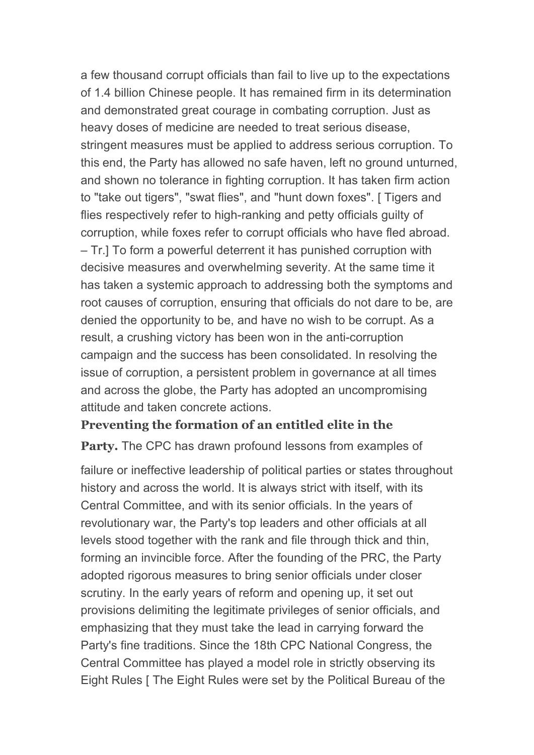a few thousand corrupt officials than fail to live up to the expectations of 1.4 billion Chinese people. It has remained firm in its determination and demonstrated great courage in combating corruption. Just as heavy doses of medicine are needed to treat serious disease, stringent measures must be applied to address serious corruption. To this end, the Party has allowed no safe haven, left no ground unturned, and shown no tolerance in fighting corruption. It has taken firm action to "take out tigers", "swat flies", and "hunt down foxes". [ Tigers and flies respectively refer to high-ranking and petty officials guilty of corruption, while foxes refer to corrupt officials who have fled abroad. – Tr.] To form a powerful deterrent it has punished corruption with decisive measures and overwhelming severity. At the same time it has taken a systemic approach to addressing both the symptoms and root causes of corruption, ensuring that officials do not dare to be, are denied the opportunity to be, and have no wish to be corrupt. As a result, a crushing victory has been won in the anti-corruption campaign and the success has been consolidated. In resolving the issue of corruption, a persistent problem in governance at all times and across the globe, the Party has adopted an uncompromising attitude and taken concrete actions.

**Preventing the formation of an entitled elite in the Party.** The CPC has drawn profound lessons from examples of failure or ineffective leadership of political parties or states throughout history and across the world. It is always strict with itself, with its Central Committee, and with its senior officials. In the years of revolutionary war, the Party's top leaders and other officials at all levels stood together with the rank and file through thick and thin, forming an invincible force. After the founding of the PRC, the Party adopted rigorous measures to bring senior officials under closer scrutiny. In the early years of reform and opening up, it set out provisions delimiting the legitimate privileges of senior officials, and emphasizing that they must take the lead in carrying forward the Party's fine traditions. Since the 18th CPC National Congress, the Central Committee has played a model role in strictly observing its Eight Rules [ The Eight Rules were set by the Political Bureau of the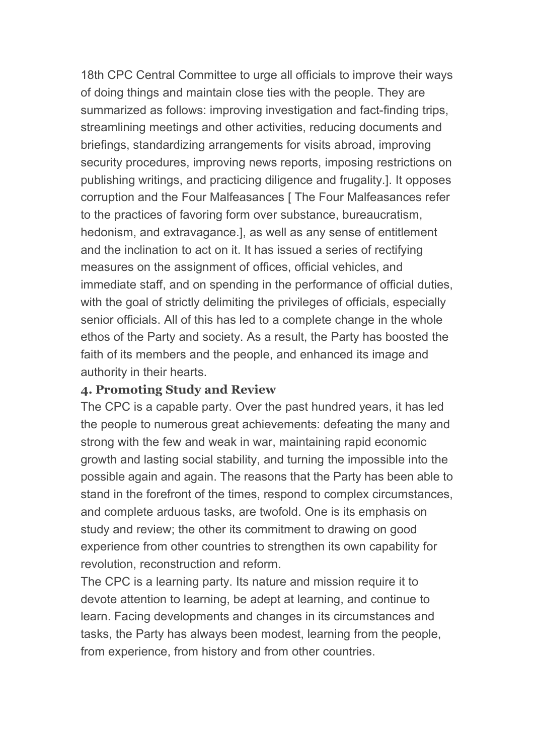18th CPC Central Committee to urge all officials to improve their ways of doing things and maintain close ties with the people. They are summarized as follows: improving investigation and fact-finding trips, streamlining meetings and other activities, reducing documents and briefings, standardizing arrangements for visits abroad, improving security procedures, improving news reports, imposing restrictions on publishing writings, and practicing diligence and frugality.]. It opposes corruption and the Four Malfeasances [ The Four Malfeasances refer to the practices of favoring form over substance, bureaucratism, hedonism, and extravagance.], as well as any sense of entitlement and the inclination to act on it. It has issued a series of rectifying measures on the assignment of offices, official vehicles, and immediate staff, and on spending in the performance of official duties, with the goal of strictly delimiting the privileges of officials, especially senior officials. All of this has led to a complete change in the whole ethos of the Party and society. As a result, the Party has boosted the faith of its members and the people, and enhanced its image and authority in their hearts.

### 4. Promoting Study and Review

The CPC is a capable party. Over the past hundred years, it has led the people to numerous great achievements: defeating the many and strong with the few and weak in war, maintaining rapid economic growth and lasting social stability, and turning the impossible into the possible again and again. The reasons that the Party has been able to stand in the forefront of the times, respond to complex circumstances, and complete arduous tasks, are twofold. One is its emphasis on study and review; the other its commitment to drawing on good experience from other countries to strengthen its own capability for revolution, reconstruction and reform.

The CPC is a learning party. Its nature and mission require it to devote attention to learning, be adept at learning, and continue to learn. Facing developments and changes in its circumstances and tasks, the Party has always been modest, learning from the people, from experience, from history and from other countries.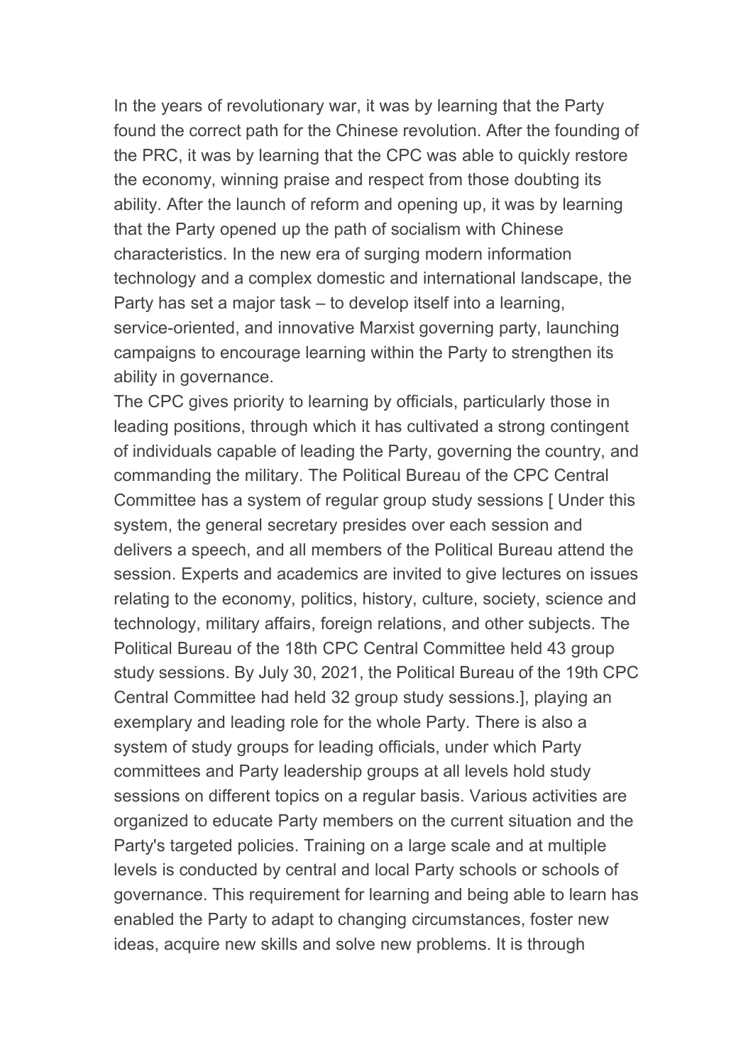In the years of revolutionary war, it was by learning that the Party found the correct path for the Chinese revolution. After the founding of the PRC, it was by learning that the CPC was able to quickly restore the economy, winning praise and respect from those doubting its ability. After the launch of reform and opening up, it was by learning that the Party opened up the path of socialism with Chinese characteristics. In the new era of surging modern information technology and a complex domestic and international landscape, the Party has set a major task – to develop itself into a learning, service-oriented, and innovative Marxist governing party, launching campaigns to encourage learning within the Party to strengthen its ability in governance.

The CPC gives priority to learning by officials, particularly those in leading positions, through which it has cultivated a strong contingent of individuals capable of leading the Party, governing the country, and commanding the military. The Political Bureau of the CPC Central Committee has a system of regular group study sessions [ Under this system, the general secretary presides over each session and delivers a speech, and all members of the Political Bureau attend the session. Experts and academics are invited to give lectures on issues relating to the economy, politics, history, culture, society, science and technology, military affairs, foreign relations, and other subjects. The Political Bureau of the 18th CPC Central Committee held 43 group study sessions. By July 30, 2021, the Political Bureau of the 19th CPC Central Committee had held 32 group study sessions.], playing an exemplary and leading role for the whole Party. There is also a system of study groups for leading officials, under which Party committees and Party leadership groups at all levels hold study sessions on different topics on a regular basis. Various activities are organized to educate Party members on the current situation and the Party's targeted policies. Training on a large scale and at multiple levels is conducted by central and local Party schools or schools of governance. This requirement for learning and being able to learn has enabled the Party to adapt to changing circumstances, foster new ideas, acquire new skills and solve new problems. It is through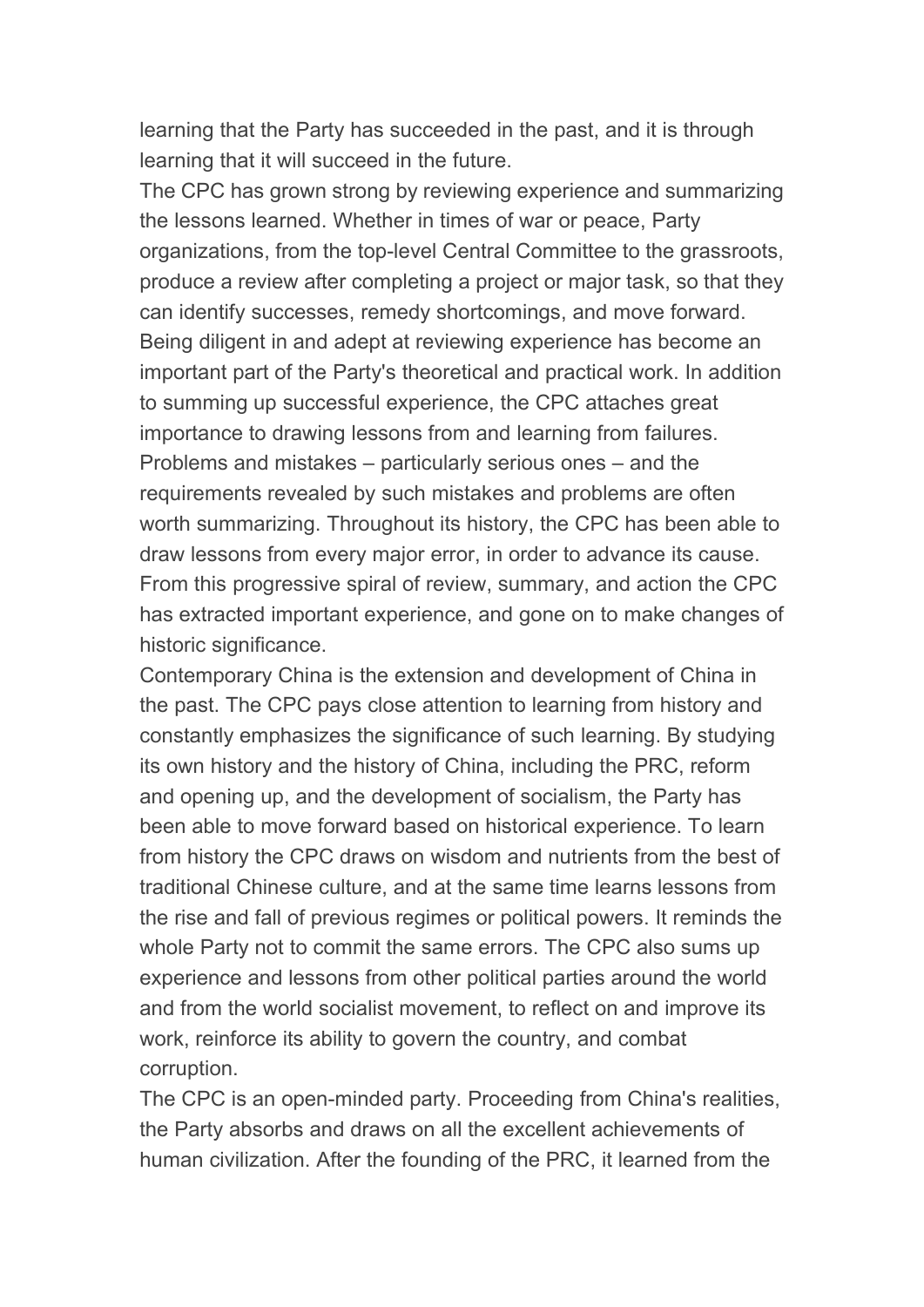learning that the Party has succeeded in the past, and it is through learning that it will succeed in the future.

The CPC has grown strong by reviewing experience and summarizing the lessons learned. Whether in times of war or peace, Party organizations, from the top-level Central Committee to the grassroots, produce a review after completing a project or major task, so that they can identify successes, remedy shortcomings, and move forward. Being diligent in and adept at reviewing experience has become an important part of the Party's theoretical and practical work. In addition to summing up successful experience, the CPC attaches great importance to drawing lessons from and learning from failures. Problems and mistakes – particularly serious ones – and the requirements revealed by such mistakes and problems are often worth summarizing. Throughout its history, the CPC has been able to draw lessons from every major error, in order to advance its cause. From this progressive spiral of review, summary, and action the CPC has extracted important experience, and gone on to make changes of historic significance.

Contemporary China is the extension and development of China in the past. The CPC pays close attention to learning from history and constantly emphasizes the significance of such learning. By studying its own history and the history of China, including the PRC, reform and opening up, and the development of socialism, the Party has been able to move forward based on historical experience. To learn from history the CPC draws on wisdom and nutrients from the best of traditional Chinese culture, and at the same time learns lessons from the rise and fall of previous regimes or political powers. It reminds the whole Party not to commit the same errors. The CPC also sums up experience and lessons from other political parties around the world and from the world socialist movement, to reflect on and improve its work, reinforce its ability to govern the country, and combat corruption.

The CPC is an open-minded party. Proceeding from China's realities, the Party absorbs and draws on all the excellent achievements of human civilization. After the founding of the PRC, it learned from the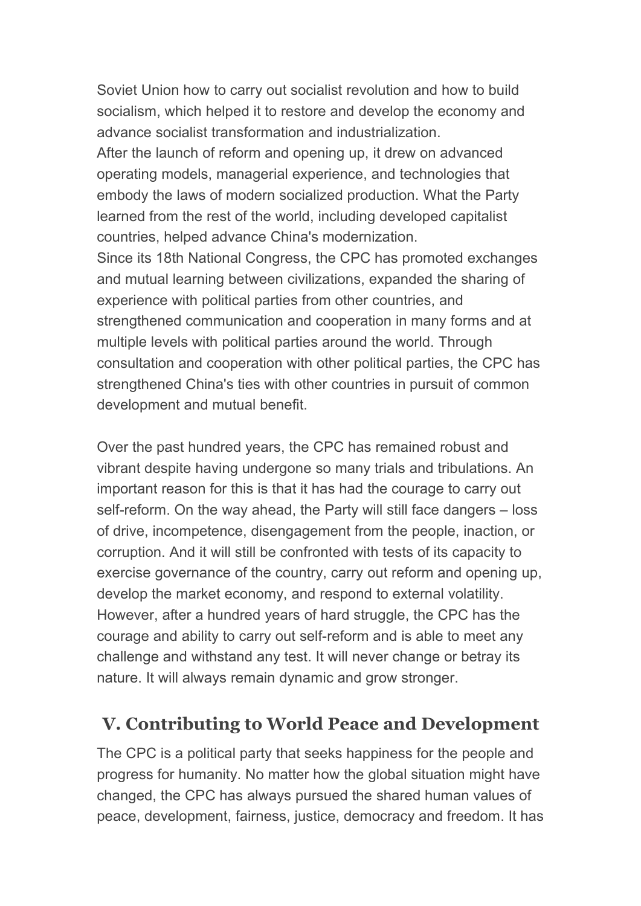Soviet Union how to carry out socialist revolution and how to build socialism, which helped it to restore and develop the economy and advance socialist transformation and industrialization.

After the launch of reform and opening up, it drew on advanced operating models, managerial experience, and technologies that embody the laws of modern socialized production. What the Party learned from the rest of the world, including developed capitalist countries, helped advance China's modernization.

Since its 18th National Congress, the CPC has promoted exchanges and mutual learning between civilizations, expanded the sharing of experience with political parties from other countries, and strengthened communication and cooperation in many forms and at multiple levels with political parties around the world. Through consultation and cooperation with other political parties, the CPC has strengthened China's ties with other countries in pursuit of common development and mutual benefit.

Over the past hundred years, the CPC has remained robust and vibrant despite having undergone so many trials and tribulations. An important reason for this is that it has had the courage to carry out self-reform. On the way ahead, the Party will still face dangers – loss of drive, incompetence, disengagement from the people, inaction, or corruption. And it will still be confronted with tests of its capacity to exercise governance of the country, carry out reform and opening up, develop the market economy, and respond to external volatility. However, after a hundred years of hard struggle, the CPC has the courage and ability to carry out self-reform and is able to meet any challenge and withstand any test. It will never change or betray its nature. It will always remain dynamic and grow stronger.

## V. Contributing to World Peace and Development

The CPC is a political party that seeks happiness for the people and progress for humanity. No matter how the global situation might have changed, the CPC has always pursued the shared human values of peace, development, fairness, justice, democracy and freedom. It has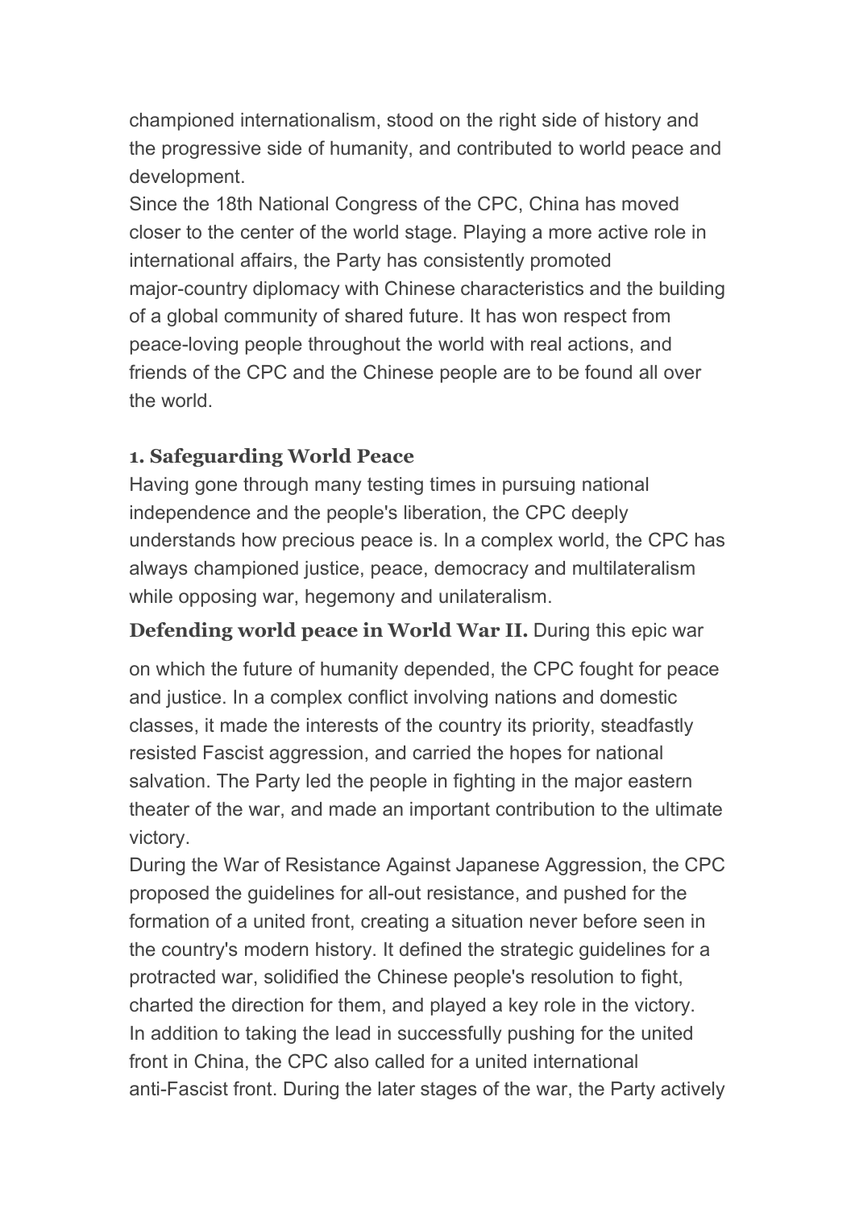championed internationalism, stood on the right side of history and the progressive side of humanity, and contributed to world peace and development.

Since the 18th National Congress of the CPC, China has moved closer to the center of the world stage. Playing a more active role in international affairs, the Party has consistently promoted major-country diplomacy with Chinese characteristics and the building of a global community of shared future. It has won respect from peace-loving people throughout the world with real actions, and friends of the CPC and the Chinese people are to be found all over the world.

### 1. Safeguarding World Peace

Having gone through many testing times in pursuing national independence and the people's liberation, the CPC deeply understands how precious peace is. In a complex world, the CPC has always championed justice, peace, democracy and multilateralism while opposing war, hegemony and unilateralism.

**Defending world peace in World War II.** During this epic war on which the future of humanity depended, the CPC fought for peace and justice. In a complex conflict involving nations and domestic classes, it made the interests of the country its priority, steadfastly resisted Fascist aggression, and carried the hopes for national salvation. The Party led the people in fighting in the major eastern theater of the war, and made an important contribution to the ultimate victory.

During the War of Resistance Against Japanese Aggression, the CPC proposed the guidelines for all-out resistance, and pushed for the formation of a united front, creating a situation never before seen in the country's modern history. It defined the strategic guidelines for a protracted war, solidified the Chinese people's resolution to fight, charted the direction for them, and played a key role in the victory.

In addition to taking the lead in successfully pushing for the united front in China, the CPC also called for a united international anti-Fascist front. During the later stages of the war, the Party actively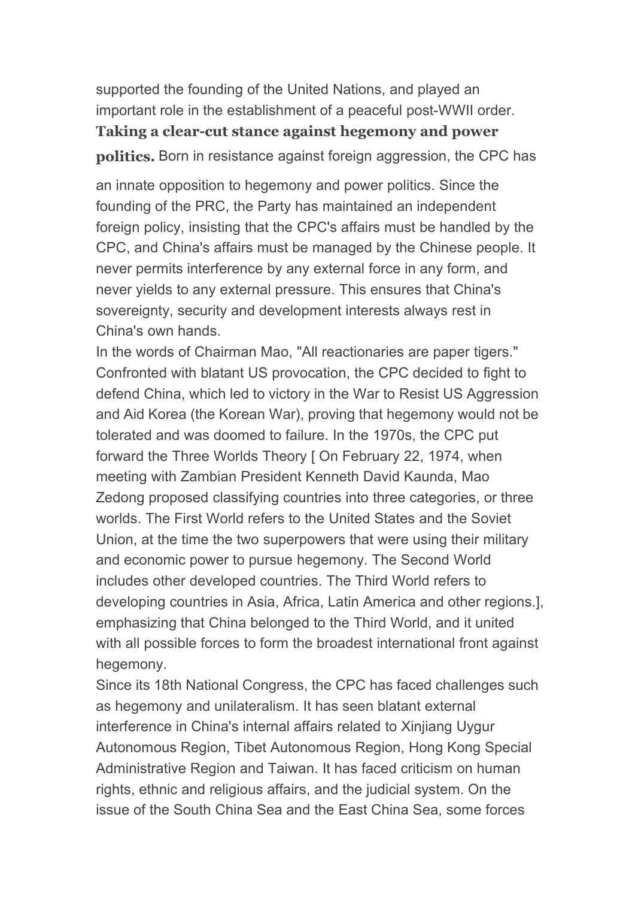supported the founding of the United Nations, and played an important role in the establishment of a peaceful post-WWII order.

**Taking a clear-cut stance against hegemony and power politics.** Born in resistance against foreign aggression, the CPC has an innate opposition to hegemony and power politics. Since the founding of the PRC, the Party has maintained an independent foreign policy, insisting that the CPC's affairs must be handled by the CPC, and China's affairs must be managed by the Chinese people. It never permits interference by any external force in any form, and never yields to any external pressure. This ensures that China's sovereignty, security and development interests always rest in China's own hands.

In the words of Chairman Mao, "All reactionaries are paper tigers." Confronted with blatant US provocation, the CPC decided to fight to defend China, which led to victory in the War to Resist US Aggression and Aid Korea (the Korean War), proving that hegemony would not be tolerated and was doomed to failure. In the 1970s, the CPC put forward the Three Worlds Theory [ On February 22, 1974, when meeting with Zambian President Kenneth David Kaunda, Mao Zedong proposed classifying countries into three categories, or three worlds. The First World refers to the United States and the Soviet Union, at the time the two superpowers that were using their military and economic power to pursue hegemony. The Second World includes other developed countries. The Third World refers to developing countries in Asia, Africa, Latin America and other regions.], emphasizing that China belonged to the Third World, and it united with all possible forces to form the broadest international front against hegemony.

Since its 18th National Congress, the CPC has faced challenges such as hegemony and unilateralism. It has seen blatant external interference in China's internal affairs related to Xinjiang Uygur Autonomous Region, Tibet Autonomous Region, Hong Kong Special Administrative Region and Taiwan. It has faced criticism on human rights, ethnic and religious affairs, and the judicial system. On the issue of the South China Sea and the East China Sea, some forces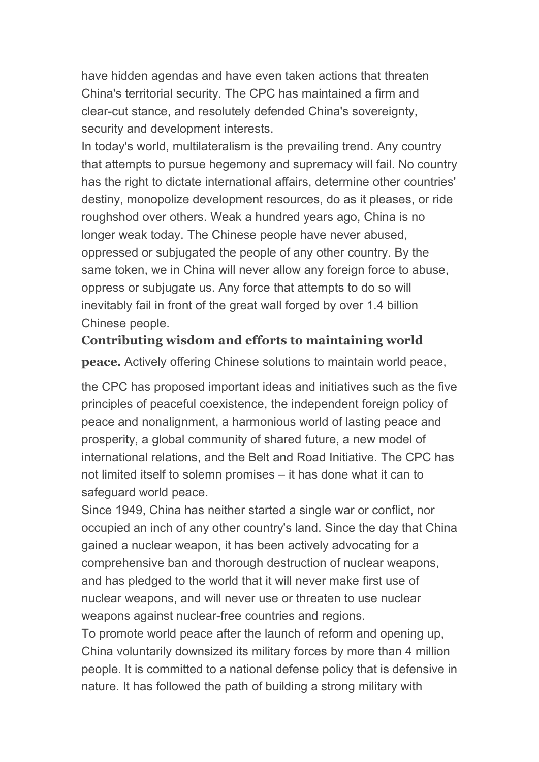have hidden agendas and have even taken actions that threaten China's territorial security. The CPC has maintained a firm and clear-cut stance, and resolutely defended China's sovereignty, security and development interests.

In today's world, multilateralism is the prevailing trend. Any country that attempts to pursue hegemony and supremacy will fail. No country has the right to dictate international affairs, determine other countries' destiny, monopolize development resources, do as it pleases, or ride roughshod over others. Weak a hundred years ago, China is no longer weak today. The Chinese people have never abused, oppressed or subjugated the people of any other country. By the same token, we in China will never allow any foreign force to abuse, oppress or subjugate us. Any force that attempts to do so will inevitably fail in front of the great wall forged by over 1.4 billion Chinese people.

**Contributing wisdom and efforts to maintaining world peace.** Actively offering Chinese solutions to maintain world peace, the CPC has proposed important ideas and initiatives such as the five principles of peaceful coexistence, the independent foreign policy of peace and nonalignment, a harmonious world of lasting peace and prosperity, a global community of shared future, a new model of international relations, and the Belt and Road Initiative. The CPC has not limited itself to solemn promises – it has done what it can to safeguard world peace.

Since 1949, China has neither started a single war or conflict, nor occupied an inch of any other country's land. Since the day that China gained a nuclear weapon, it has been actively advocating for a comprehensive ban and thorough destruction of nuclear weapons, and has pledged to the world that it will never make first use of nuclear weapons, and will never use or threaten to use nuclear weapons against nuclear-free countries and regions.

To promote world peace after the launch of reform and opening up, China voluntarily downsized its military forces by more than 4 million people. It is committed to a national defense policy that is defensive in nature. It has followed the path of building a strong military with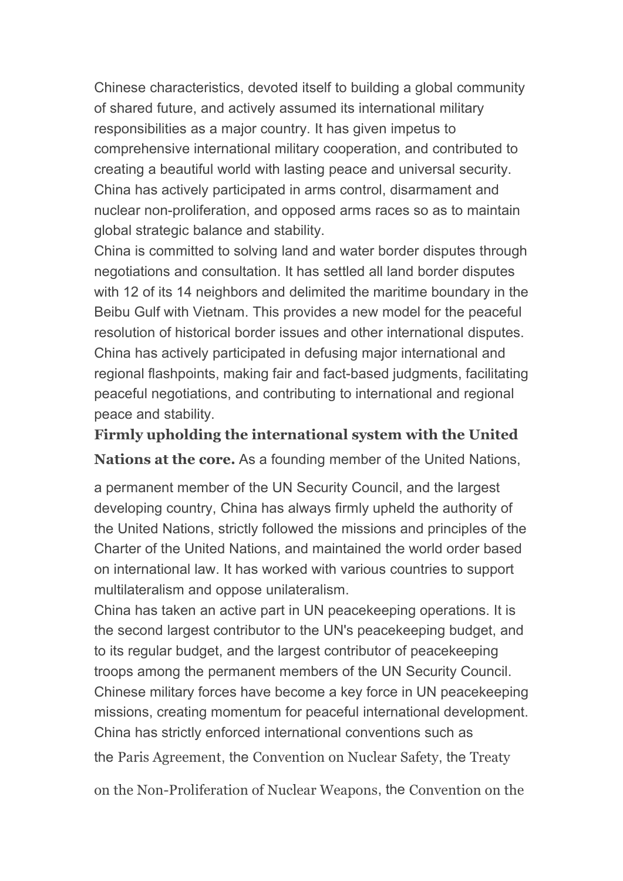Chinese characteristics, devoted itself to building a global community of shared future, and actively assumed its international military responsibilities as a major country. It has given impetus to comprehensive international military cooperation, and contributed to creating a beautiful world with lasting peace and universal security. China has actively participated in arms control, disarmament and nuclear non-proliferation, and opposed arms races so as to maintain global strategic balance and stability.

China is committed to solving land and water border disputes through negotiations and consultation. It has settled all land border disputes with 12 of its 14 neighbors and delimited the maritime boundary in the Beibu Gulf with Vietnam. This provides a new model for the peaceful resolution of historical border issues and other international disputes. China has actively participated in defusing major international and regional flashpoints, making fair and fact-based judgments, facilitating peaceful negotiations, and contributing to international and regional peace and stability.

**Firmly upholding the international system with the United Nations at the core.** As a founding member of the United Nations, a permanent member of the UN Security Council, and the largest developing country, China has always firmly upheld the authority of the United Nations, strictly followed the missions and principles of the Charter of the United Nations, and maintained the world order based on international law. It has worked with various countries to support multilateralism and oppose unilateralism.

China has taken an active part in UN peacekeeping operations. It is the second largest contributor to the UN's peacekeeping budget, and to its regular budget, and the largest contributor of peacekeeping troops among the permanent members of the UN Security Council. Chinese military forces have become a key force in UN peacekeeping missions, creating momentum for peaceful international development. China has strictly enforced international conventions such as the *Paris Agreement*, the *Convention on Nuclear Safety*, the *Treaty on the Non-Proliferation of Nuclear Weapons*, the *Convention on the*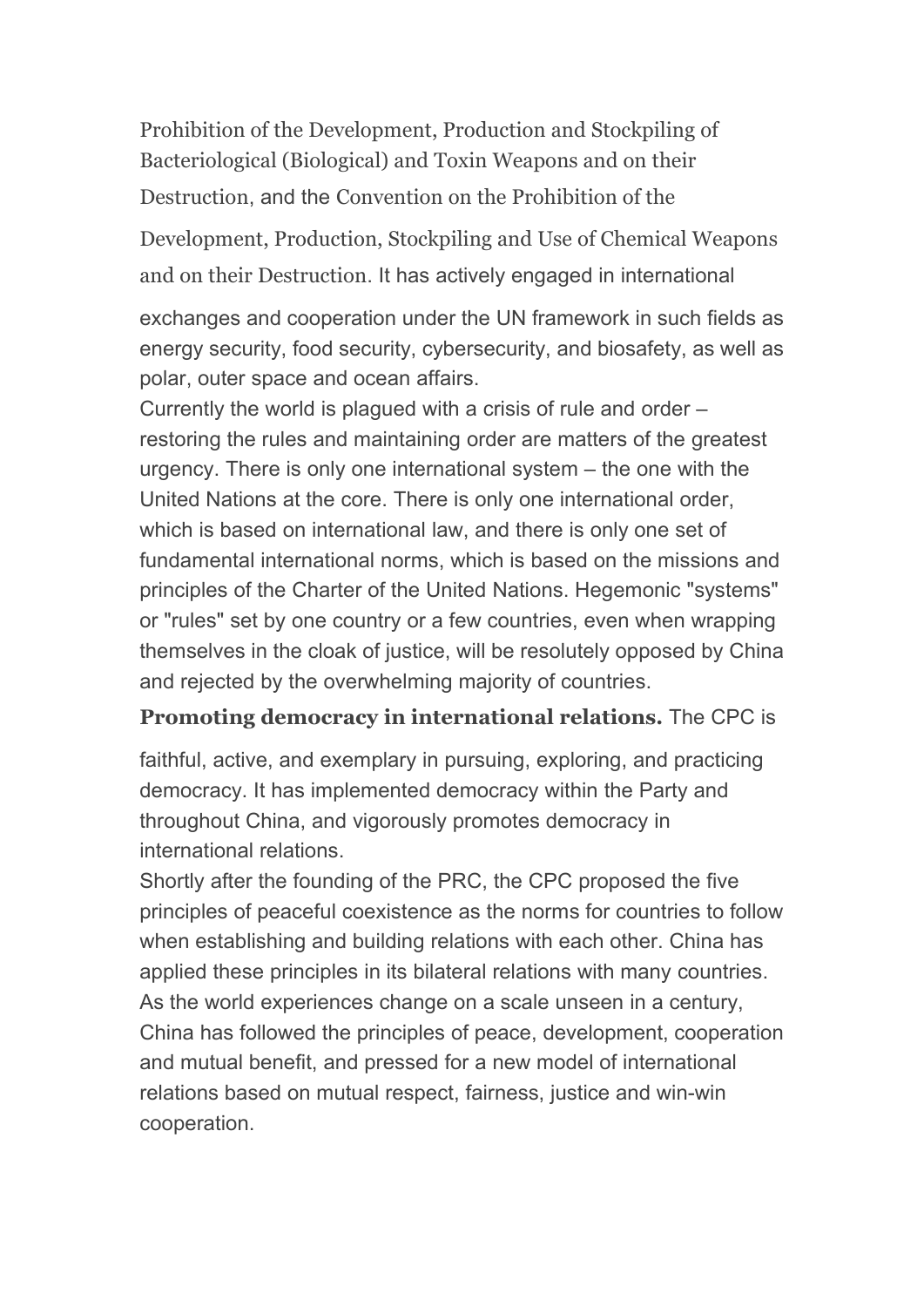Prohibition of the Development, Production and Stockpiling of Bacteriological (Biological) and Toxin Weapons and on their Destruction, and the Convention on the Prohibition of the Development, Production, Stockpiling and Use of Chemical Weapons and on their Destruction. It has actively engaged in international exchanges and cooperation under the UN framework in such fields as energy security, food security, cybersecurity, and biosafety, as well as polar, outer space and ocean affairs.

Currently the world is plagued with a crisis of rule and order – restoring the rules and maintaining order are matters of the greatest urgency. There is only one international system – the one with the United Nations at the core. There is only one international order, which is based on international law, and there is only one set of fundamental international norms, which is based on the missions and principles of the Charter of the United Nations. Hegemonic "systems" or "rules" set by one country or a few countries, even when wrapping themselves in the cloak of justice, will be resolutely opposed by China and rejected by the overwhelming majority of countries.

**Promoting democracy in international relations.** The CPC is faithful, active, and exemplary in pursuing, exploring, and practicing democracy. It has implemented democracy within the Party and throughout China, and vigorously promotes democracy in international relations.

Shortly after the founding of the PRC, the CPC proposed the five principles of peaceful coexistence as the norms for countries to follow when establishing and building relations with each other. China has applied these principles in its bilateral relations with many countries. As the world experiences change on a scale unseen in a century, China has followed the principles of peace, development, cooperation and mutual benefit, and pressed for a new model of international relations based on mutual respect, fairness, justice and win-win cooperation.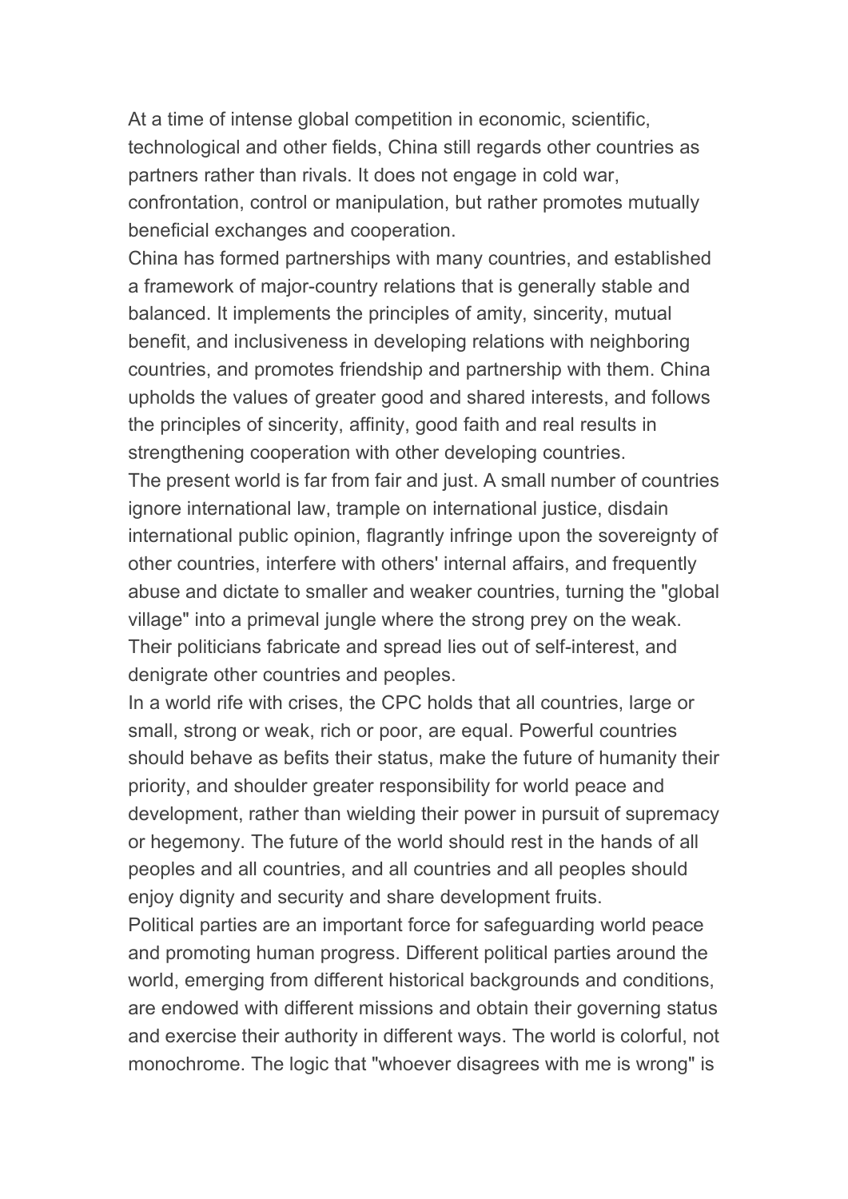At a time of intense global competition in economic, scientific, technological and other fields, China still regards other countries as partners rather than rivals. It does not engage in cold war, confrontation, control or manipulation, but rather promotes mutually beneficial exchanges and cooperation.

China has formed partnerships with many countries, and established a framework of major-country relations that is generally stable and balanced. It implements the principles of amity, sincerity, mutual benefit, and inclusiveness in developing relations with neighboring countries, and promotes friendship and partnership with them. China upholds the values of greater good and shared interests, and follows the principles of sincerity, affinity, good faith and real results in strengthening cooperation with other developing countries.

The present world is far from fair and just. A small number of countries ignore international law, trample on international justice, disdain international public opinion, flagrantly infringe upon the sovereignty of other countries, interfere with others' internal affairs, and frequently abuse and dictate to smaller and weaker countries, turning the "global village" into a primeval jungle where the strong prey on the weak. Their politicians fabricate and spread lies out of self-interest, and denigrate other countries and peoples.

In a world rife with crises, the CPC holds that all countries, large or small, strong or weak, rich or poor, are equal. Powerful countries should behave as befits their status, make the future of humanity their priority, and shoulder greater responsibility for world peace and development, rather than wielding their power in pursuit of supremacy or hegemony. The future of the world should rest in the hands of all peoples and all countries, and all countries and all peoples should enjoy dignity and security and share development fruits.

Political parties are an important force for safeguarding world peace and promoting human progress. Different political parties around the world, emerging from different historical backgrounds and conditions, are endowed with different missions and obtain their governing status and exercise their authority in different ways. The world is colorful, not monochrome. The logic that "whoever disagrees with me is wrong" is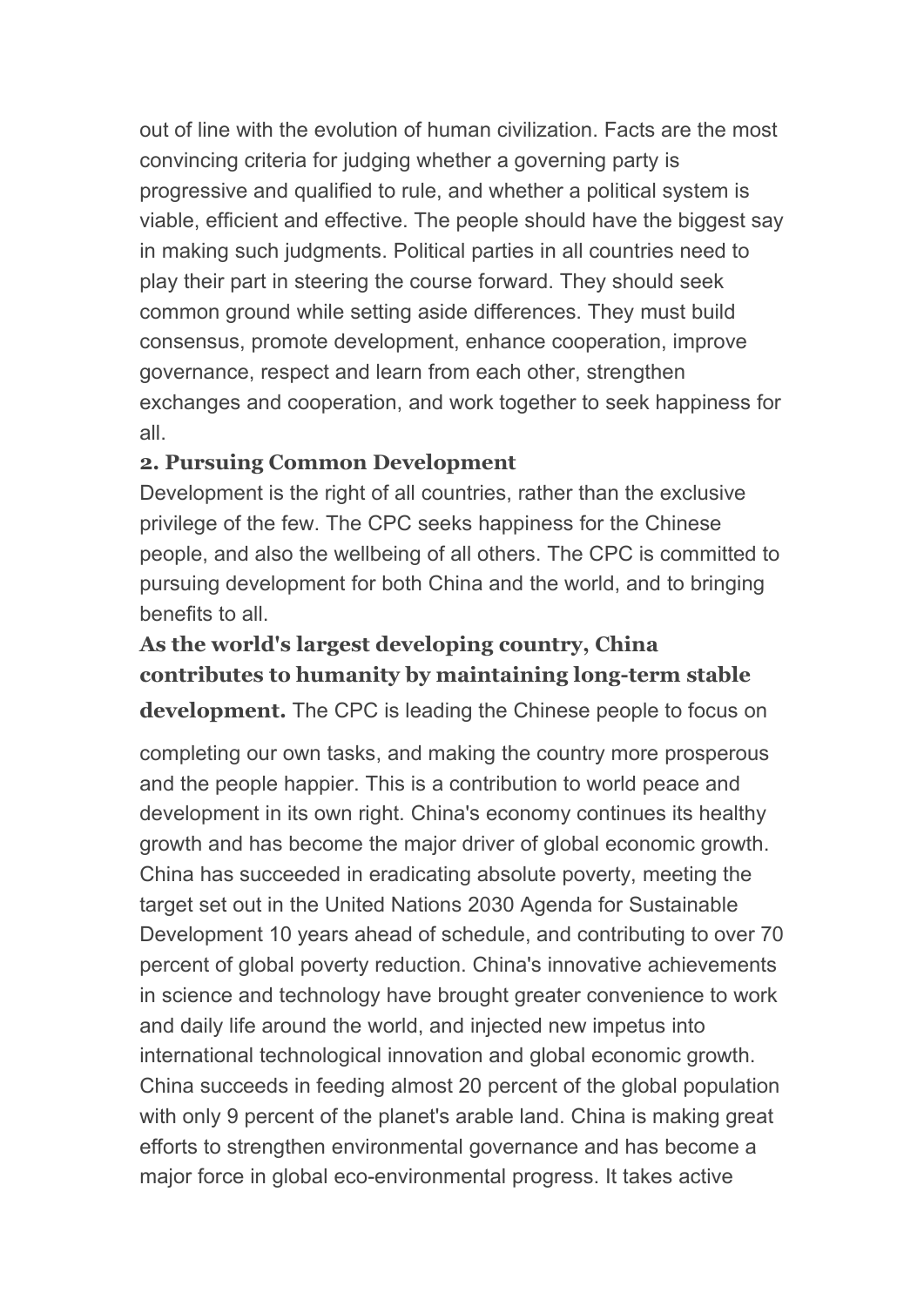out of line with the evolution of human civilization. Facts are the most convincing criteria for judging whether a governing party is progressive and qualified to rule, and whether a political system is viable, efficient and effective. The people should have the biggest say in making such judgments. Political parties in all countries need to play their part in steering the course forward. They should seek common ground while setting aside differences. They must build consensus, promote development, enhance cooperation, improve governance, respect and learn from each other, strengthen exchanges and cooperation, and work together to seek happiness for all.

### 2. Pursuing Common Development

Development is the right of all countries, rather than the exclusive privilege of the few. The CPC seeks happiness for the Chinese people, and also the wellbeing of all others. The CPC is committed to pursuing development for both China and the world, and to bringing benefits to all.

**As the world's largest developing country, China contributes to humanity by maintaining long-term stable development.** The CPC is leading the Chinese people to focus on completing our own tasks, and making the country more prosperous and the people happier. This is a contribution to world peace and development in its own right. China's economy continues its healthy growth and has become the major driver of global economic growth. China has succeeded in eradicating absolute poverty, meeting the target set out in the United Nations 2030 Agenda for Sustainable Development 10 years ahead of schedule, and contributing to over 70 percent of global poverty reduction. China's innovative achievements in science and technology have brought greater convenience to work and daily life around the world, and injected new impetus into international technological innovation and global economic growth. China succeeds in feeding almost 20 percent of the global population with only 9 percent of the planet's arable land. China is making great efforts to strengthen environmental governance and has become a major force in global eco-environmental progress. It takes active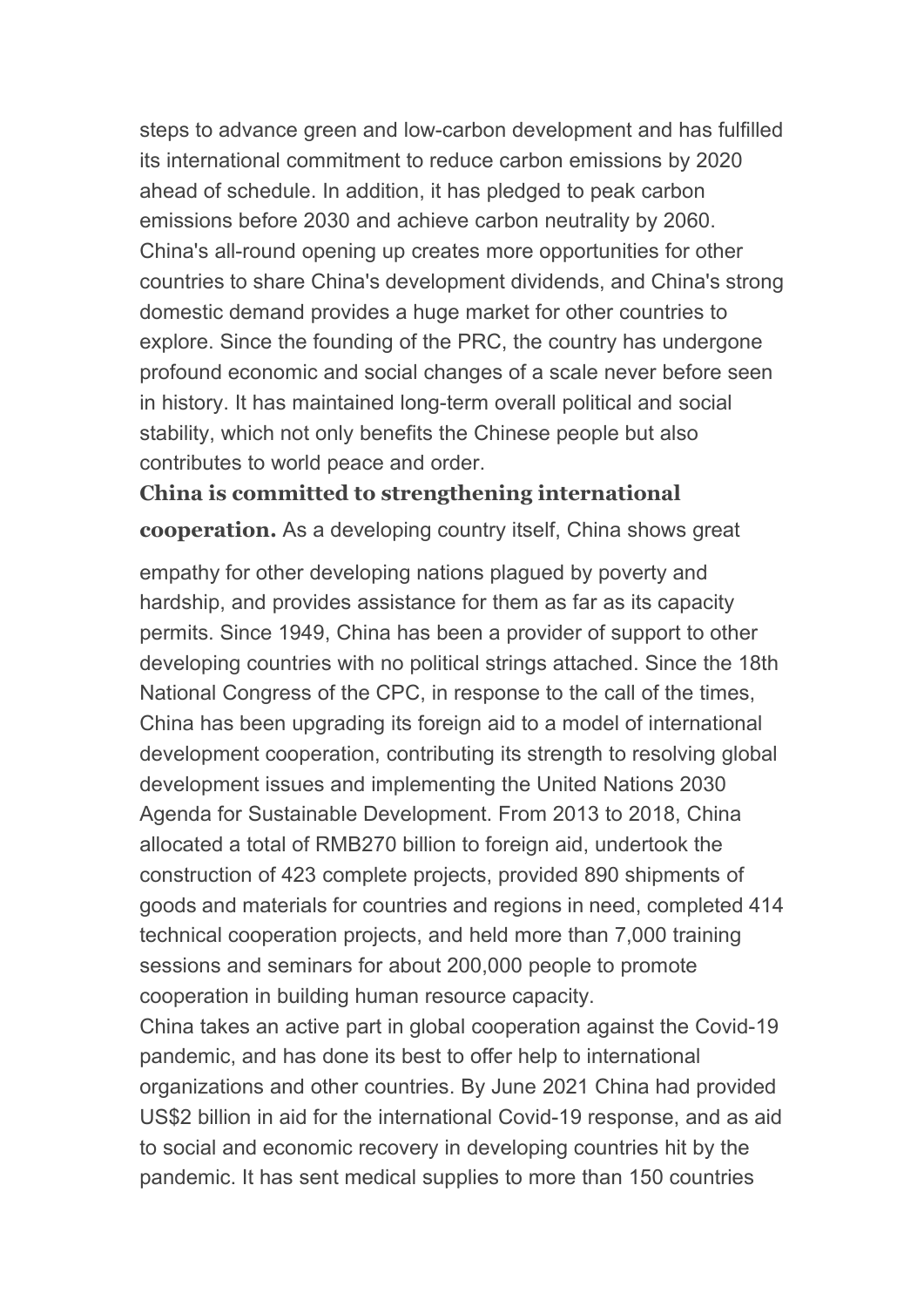steps to advance green and low-carbon development and has fulfilled its international commitment to reduce carbon emissions by 2020 ahead of schedule. In addition, it has pledged to peak carbon emissions before 2030 and achieve carbon neutrality by 2060. China's all-round opening up creates more opportunities for other countries to share China's development dividends, and China's strong domestic demand provides a huge market for other countries to explore. Since the founding of the PRC, the country has undergone profound economic and social changes of a scale never before seen in history. It has maintained long-term overall political and social stability, which not only benefits the Chinese people but also contributes to world peace and order.

**China is committed to strengthening international cooperation.** As a developing country itself, China shows great empathy for other developing nations plagued by poverty and hardship, and provides assistance for them as far as its capacity permits. Since 1949, China has been a provider of support to other developing countries with no political strings attached. Since the 18th National Congress of the CPC, in response to the call of the times, China has been upgrading its foreign aid to a model of international development cooperation, contributing its strength to resolving global development issues and implementing the United Nations 2030 Agenda for Sustainable Development. From 2013 to 2018, China allocated a total of RMB270 billion to foreign aid, undertook the construction of 423 complete projects, provided 890 shipments of goods and materials for countries and regions in need, completed 414 technical cooperation projects, and held more than 7,000 training sessions and seminars for about 200,000 people to promote cooperation in building human resource capacity.

China takes an active part in global cooperation against the Covid-19 pandemic, and has done its best to offer help to international organizations and other countries. By June 2021 China had provided US$2 billion in aid for the international Covid-19 response, and as aid to social and economic recovery in developing countries hit by the pandemic. It has sent medical supplies to more than 150 countries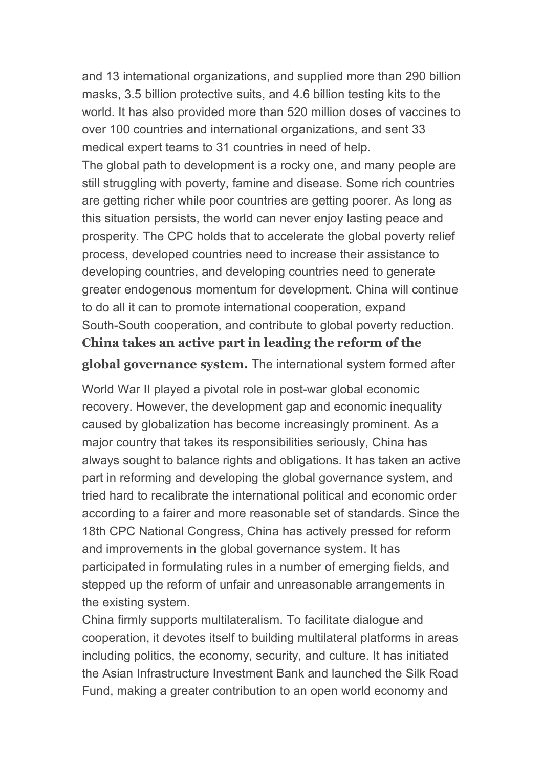and 13 international organizations, and supplied more than 290 billion masks, 3.5 billion protective suits, and 4.6 billion testing kits to the world. It has also provided more than 520 million doses of vaccines to over 100 countries and international organizations, and sent 33 medical expert teams to 31 countries in need of help.

The global path to development is a rocky one, and many people are still struggling with poverty, famine and disease. Some rich countries are getting richer while poor countries are getting poorer. As long as this situation persists, the world can never enjoy lasting peace and prosperity. The CPC holds that to accelerate the global poverty relief process, developed countries need to increase their assistance to developing countries, and developing countries need to generate greater endogenous momentum for development. China will continue to do all it can to promote international cooperation, expand South-South cooperation, and contribute to global poverty reduction.

**China takes an active part in leading the reform of the global governance system.** The international system formed after World War II played a pivotal role in post-war global economic recovery. However, the development gap and economic inequality caused by globalization has become increasingly prominent. As a major country that takes its responsibilities seriously, China has always sought to balance rights and obligations. It has taken an active part in reforming and developing the global governance system, and tried hard to recalibrate the international political and economic order according to a fairer and more reasonable set of standards. Since the 18th CPC National Congress, China has actively pressed for reform and improvements in the global governance system. It has participated in formulating rules in a number of emerging fields, and stepped up the reform of unfair and unreasonable arrangements in the existing system.

China firmly supports multilateralism. To facilitate dialogue and cooperation, it devotes itself to building multilateral platforms in areas including politics, the economy, security, and culture. It has initiated the Asian Infrastructure Investment Bank and launched the Silk Road Fund, making a greater contribution to an open world economy and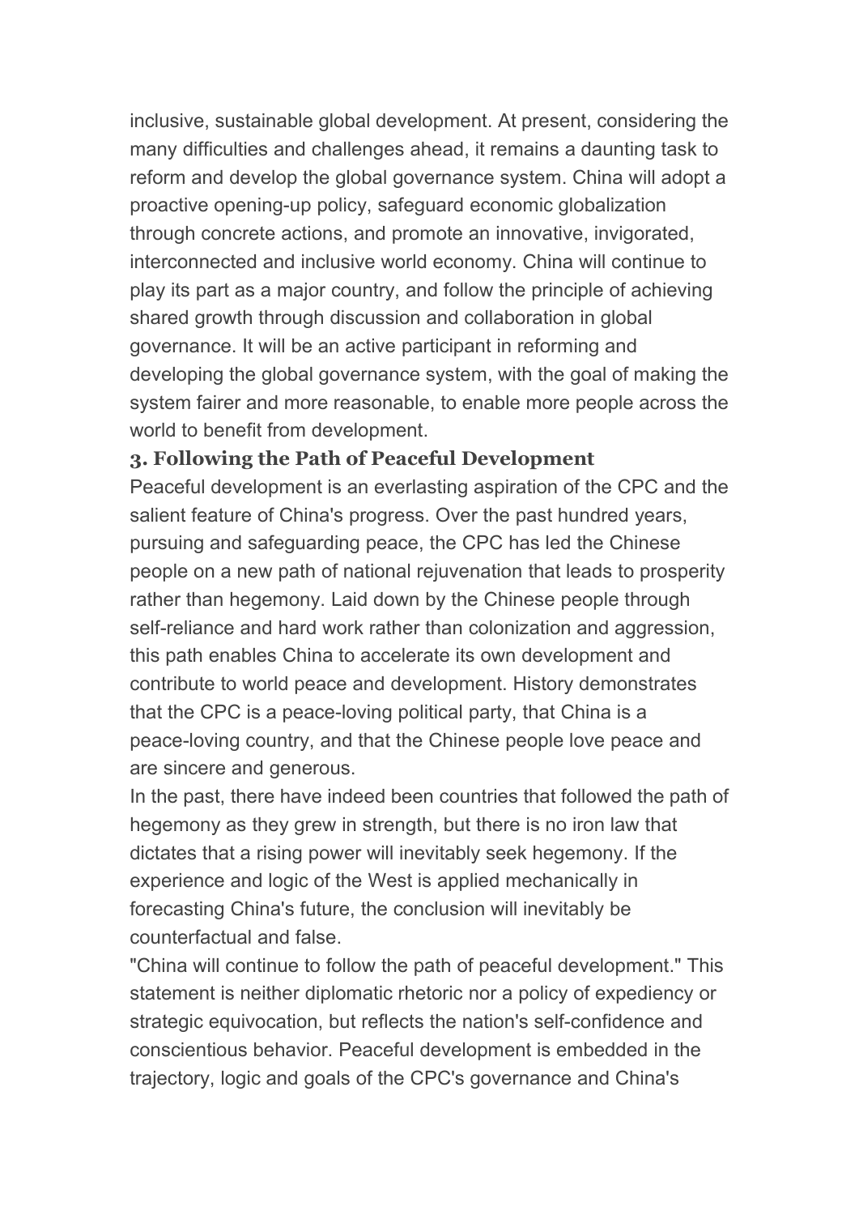inclusive, sustainable global development. At present, considering the many difficulties and challenges ahead, it remains a daunting task to reform and develop the global governance system. China will adopt a proactive opening-up policy, safeguard economic globalization through concrete actions, and promote an innovative, invigorated, interconnected and inclusive world economy. China will continue to play its part as a major country, and follow the principle of achieving shared growth through discussion and collaboration in global governance. It will be an active participant in reforming and developing the global governance system, with the goal of making the system fairer and more reasonable, to enable more people across the world to benefit from development.

### 3. Following the Path of Peaceful Development

Peaceful development is an everlasting aspiration of the CPC and the salient feature of China's progress. Over the past hundred years, pursuing and safeguarding peace, the CPC has led the Chinese people on a new path of national rejuvenation that leads to prosperity rather than hegemony. Laid down by the Chinese people through self-reliance and hard work rather than colonization and aggression, this path enables China to accelerate its own development and contribute to world peace and development. History demonstrates that the CPC is a peace-loving political party, that China is a peace-loving country, and that the Chinese people love peace and are sincere and generous.

In the past, there have indeed been countries that followed the path of hegemony as they grew in strength, but there is no iron law that dictates that a rising power will inevitably seek hegemony. If the experience and logic of the West is applied mechanically in forecasting China's future, the conclusion will inevitably be counterfactual and false.

"China will continue to follow the path of peaceful development." This statement is neither diplomatic rhetoric nor a policy of expediency or strategic equivocation, but reflects the nation's self-confidence and conscientious behavior. Peaceful development is embedded in the trajectory, logic and goals of the CPC's governance and China's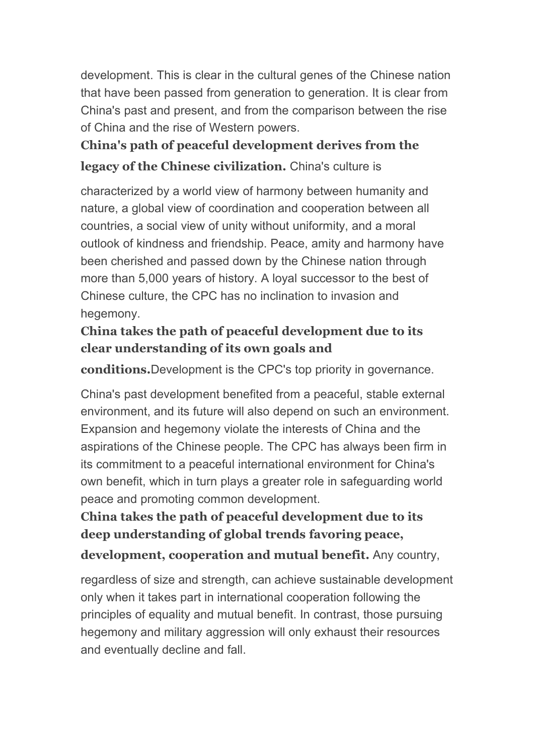development. This is clear in the cultural genes of the Chinese nation that have been passed from generation to generation. It is clear from China's past and present, and from the comparison between the rise of China and the rise of Western powers.

**China's path of peaceful development derives from the legacy of the Chinese civilization.** China's culture is characterized by a world view of harmony between humanity and nature, a global view of coordination and cooperation between all countries, a social view of unity without uniformity, and a moral outlook of kindness and friendship. Peace, amity and harmony have been cherished and passed down by the Chinese nation through more than 5,000 years of history. A loyal successor to the best of Chinese culture, the CPC has no inclination to invasion and hegemony.

**China takes the path of peaceful development due to its clear understanding of its own goals and conditions.**Development is the CPC's top priority in governance. China's past development benefited from a peaceful, stable external environment, and its future will also depend on such an environment. Expansion and hegemony violate the interests of China and the aspirations of the Chinese people. The CPC has always been firm in its commitment to a peaceful international environment for China's own benefit, which in turn plays a greater role in safeguarding world peace and promoting common development.

**China takes the path of peaceful development due to its deep understanding of global trends favoring peace, development, cooperation and mutual benefit.** Any country, regardless of size and strength, can achieve sustainable development only when it takes part in international cooperation following the principles of equality and mutual benefit. In contrast, those pursuing hegemony and military aggression will only exhaust their resources and eventually decline and fall.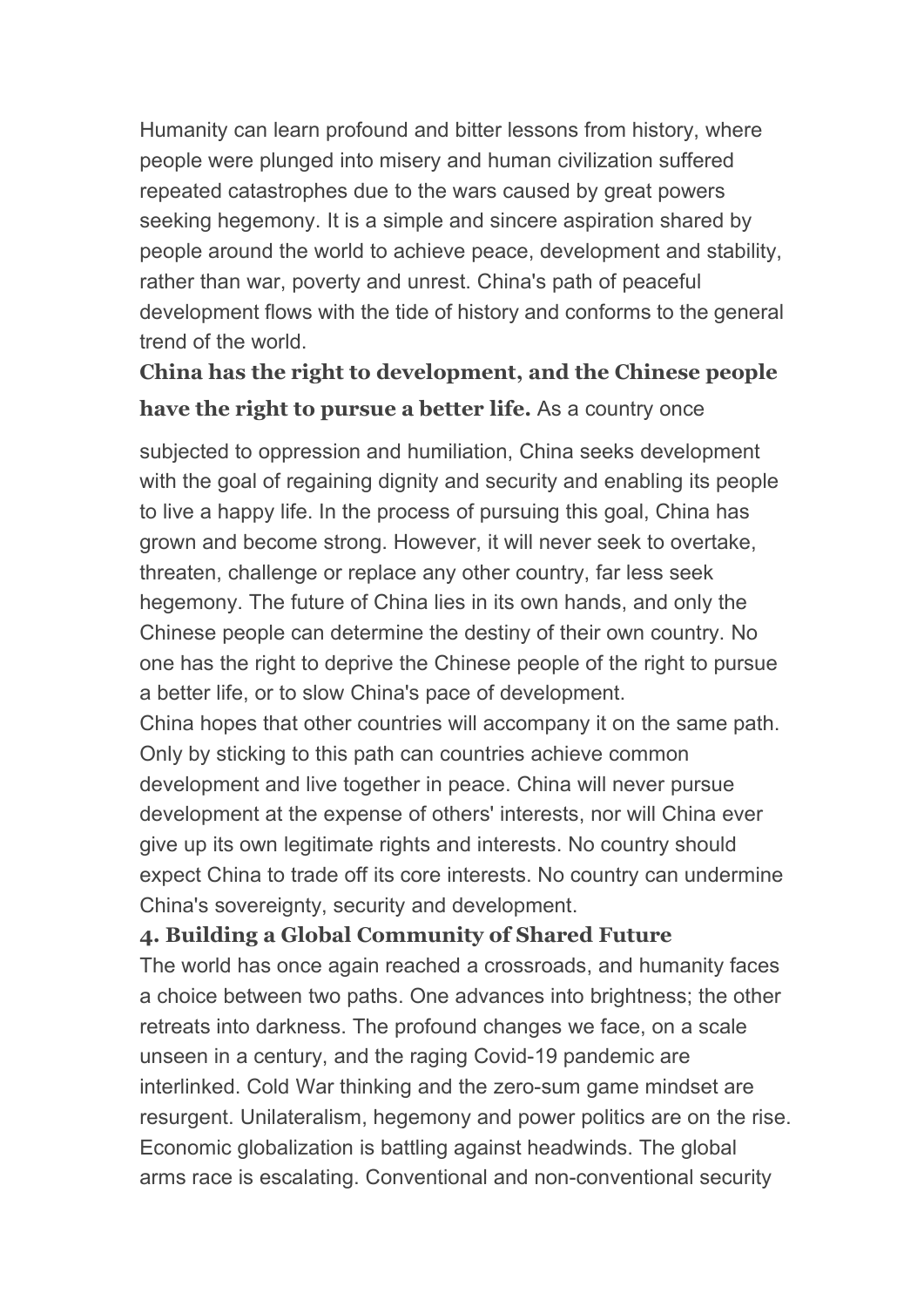Humanity can learn profound and bitter lessons from history, where people were plunged into misery and human civilization suffered repeated catastrophes due to the wars caused by great powers seeking hegemony. It is a simple and sincere aspiration shared by people around the world to achieve peace, development and stability, rather than war, poverty and unrest. China's path of peaceful development flows with the tide of history and conforms to the general trend of the world.

**China has the right to development, and the Chinese people have the right to pursue a better life.** As a country once subjected to oppression and humiliation, China seeks development with the goal of regaining dignity and security and enabling its people to live a happy life. In the process of pursuing this goal, China has grown and become strong. However, it will never seek to overtake, threaten, challenge or replace any other country, far less seek hegemony. The future of China lies in its own hands, and only the Chinese people can determine the destiny of their own country. No one has the right to deprive the Chinese people of the right to pursue a better life, or to slow China's pace of development.

China hopes that other countries will accompany it on the same path. Only by sticking to this path can countries achieve common development and live together in peace. China will never pursue development at the expense of others' interests, nor will China ever give up its own legitimate rights and interests. No country should expect China to trade off its core interests. No country can undermine China's sovereignty, security and development.

### 4. Building a Global Community of Shared Future

The world has once again reached a crossroads, and humanity faces a choice between two paths. One advances into brightness; the other retreats into darkness. The profound changes we face, on a scale unseen in a century, and the raging Covid-19 pandemic are interlinked. Cold War thinking and the zero-sum game mindset are resurgent. Unilateralism, hegemony and power politics are on the rise. Economic globalization is battling against headwinds. The global arms race is escalating. Conventional and non-conventional security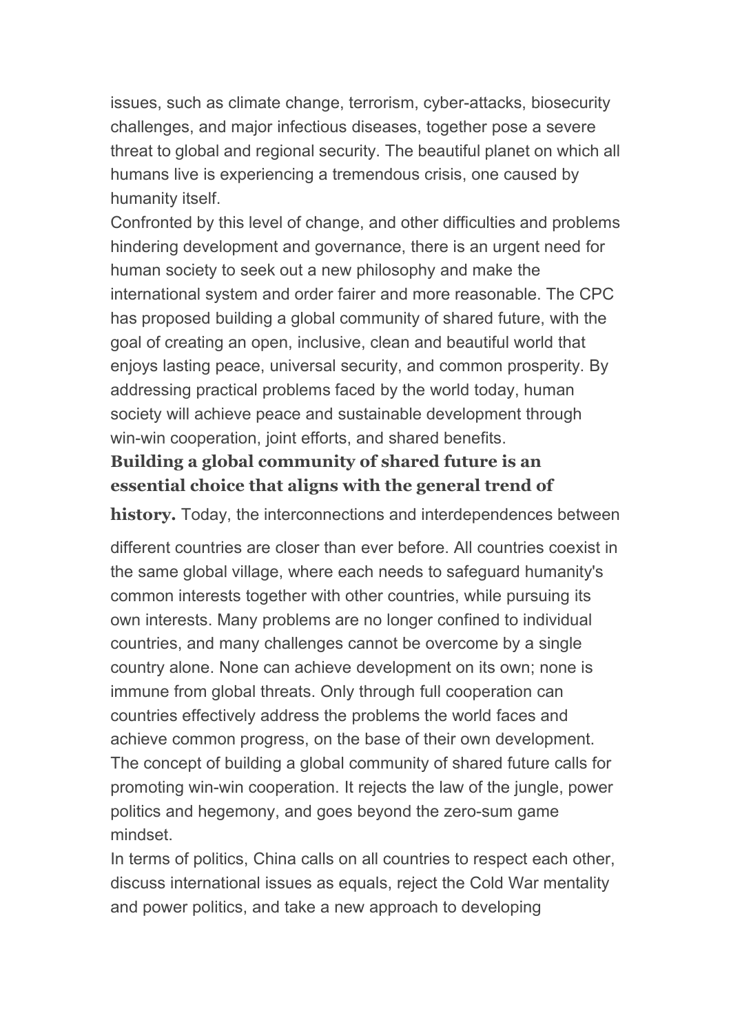issues, such as climate change, terrorism, cyber-attacks, biosecurity challenges, and major infectious diseases, together pose a severe threat to global and regional security. The beautiful planet on which all humans live is experiencing a tremendous crisis, one caused by humanity itself.

Confronted by this level of change, and other difficulties and problems hindering development and governance, there is an urgent need for human society to seek out a new philosophy and make the international system and order fairer and more reasonable. The CPC has proposed building a global community of shared future, with the goal of creating an open, inclusive, clean and beautiful world that enjoys lasting peace, universal security, and common prosperity. By addressing practical problems faced by the world today, human society will achieve peace and sustainable development through win-win cooperation, joint efforts, and shared benefits.

**Building a global community of shared future is an essential choice that aligns with the general trend of history.** Today, the interconnections and interdependences between different countries are closer than ever before. All countries coexist in the same global village, where each needs to safeguard humanity's common interests together with other countries, while pursuing its own interests. Many problems are no longer confined to individual countries, and many challenges cannot be overcome by a single country alone. None can achieve development on its own; none is immune from global threats. Only through full cooperation can countries effectively address the problems the world faces and achieve common progress, on the base of their own development. The concept of building a global community of shared future calls for promoting win-win cooperation. It rejects the law of the jungle, power politics and hegemony, and goes beyond the zero-sum game mindset.

In terms of politics, China calls on all countries to respect each other, discuss international issues as equals, reject the Cold War mentality and power politics, and take a new approach to developing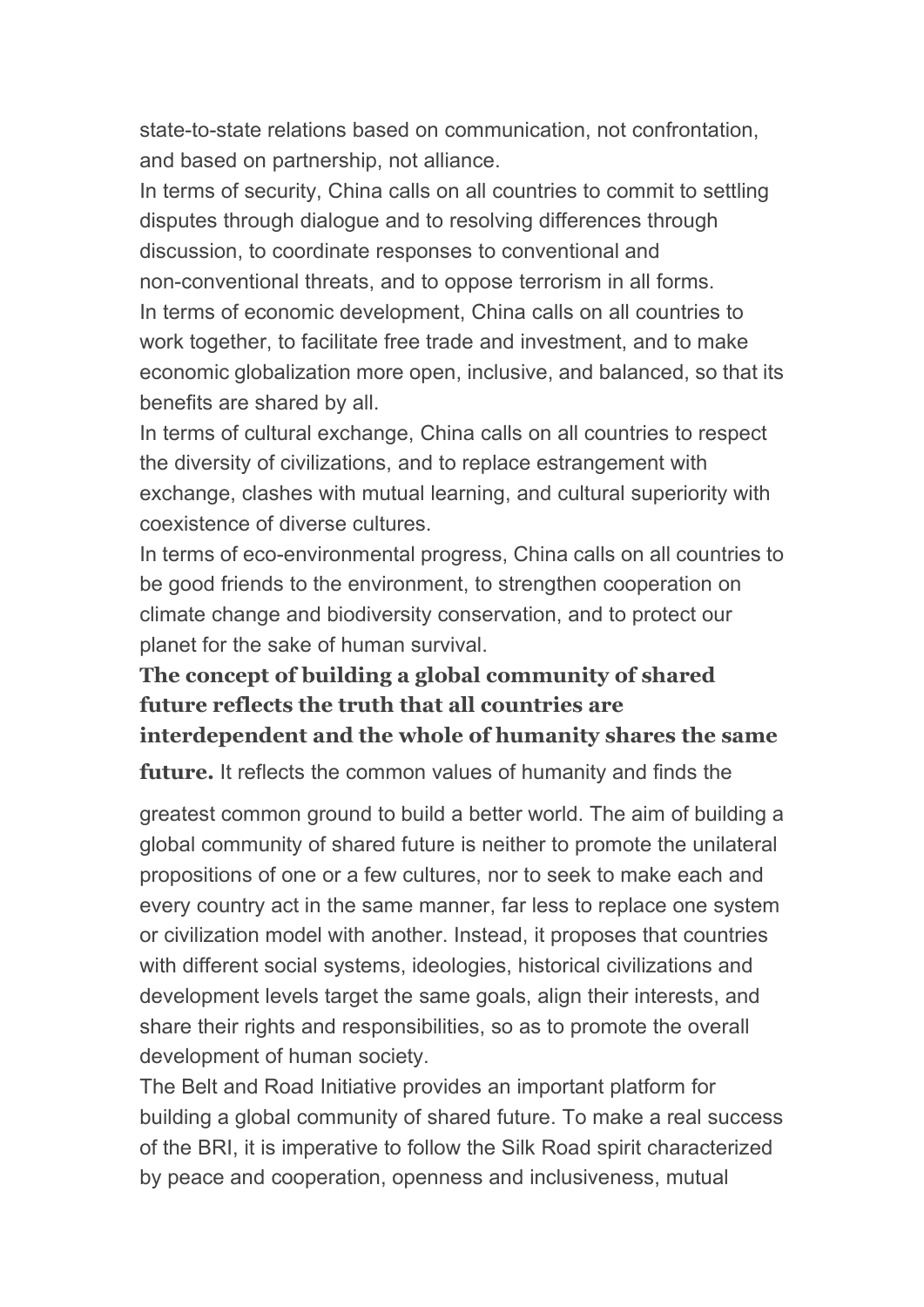state-to-state relations based on communication, not confrontation, and based on partnership, not alliance.

In terms of security, China calls on all countries to commit to settling disputes through dialogue and to resolving differences through discussion, to coordinate responses to conventional and non-conventional threats, and to oppose terrorism in all forms.

In terms of economic development, China calls on all countries to work together, to facilitate free trade and investment, and to make economic globalization more open, inclusive, and balanced, so that its benefits are shared by all.

In terms of cultural exchange, China calls on all countries to respect the diversity of civilizations, and to replace estrangement with exchange, clashes with mutual learning, and cultural superiority with coexistence of diverse cultures.

In terms of eco-environmental progress, China calls on all countries to be good friends to the environment, to strengthen cooperation on climate change and biodiversity conservation, and to protect our planet for the sake of human survival.

**The concept of building a global community of shared future reflects the truth that all countries are interdependent and the whole of humanity shares the same future.** It reflects the common values of humanity and finds the greatest common ground to build a better world. The aim of building a global community of shared future is neither to promote the unilateral propositions of one or a few cultures, nor to seek to make each and every country act in the same manner, far less to replace one system or civilization model with another. Instead, it proposes that countries with different social systems, ideologies, historical civilizations and development levels target the same goals, align their interests, and share their rights and responsibilities, so as to promote the overall development of human society.

The Belt and Road Initiative provides an important platform for building a global community of shared future. To make a real success of the BRI, it is imperative to follow the Silk Road spirit characterized by peace and cooperation, openness and inclusiveness, mutual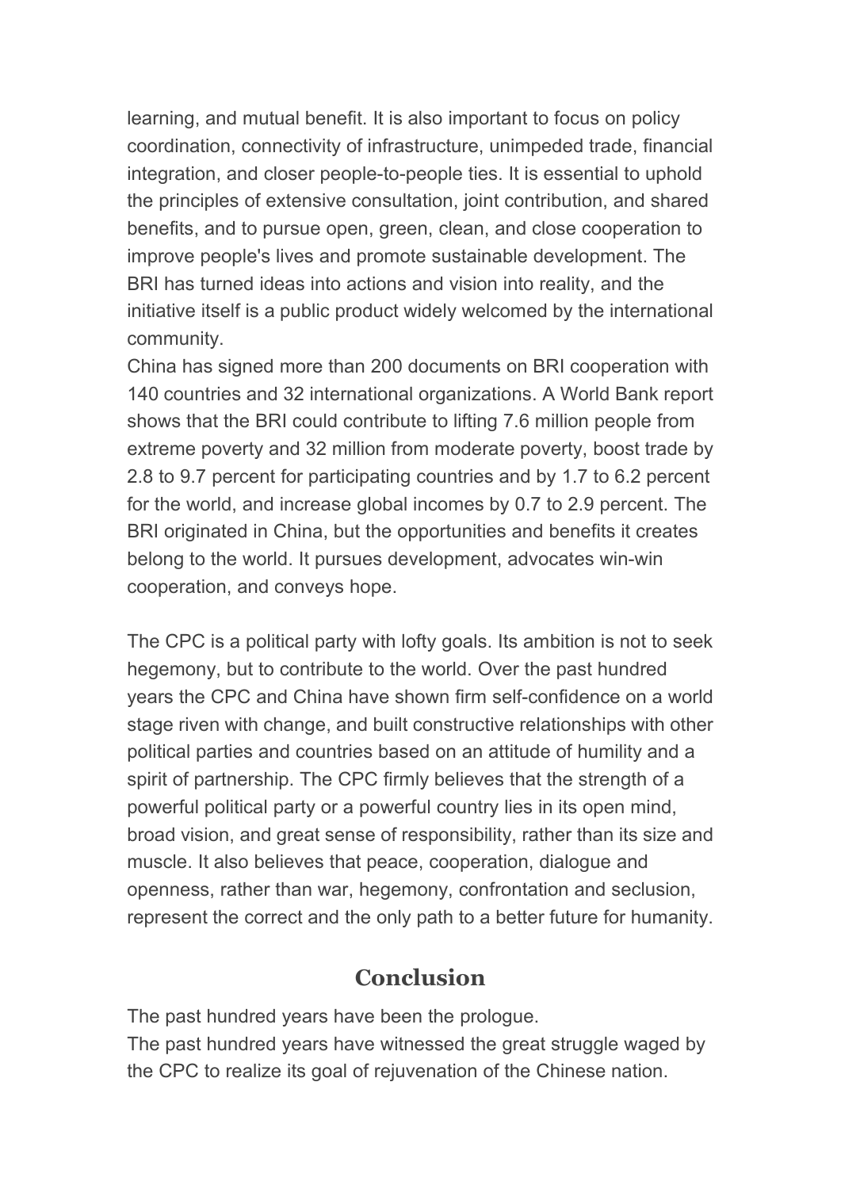learning, and mutual benefit. It is also important to focus on policy coordination, connectivity of infrastructure, unimpeded trade, financial integration, and closer people-to-people ties. It is essential to uphold the principles of extensive consultation, joint contribution, and shared benefits, and to pursue open, green, clean, and close cooperation to improve people's lives and promote sustainable development. The BRI has turned ideas into actions and vision into reality, and the initiative itself is a public product widely welcomed by the international community.

China has signed more than 200 documents on BRI cooperation with 140 countries and 32 international organizations. A World Bank report shows that the BRI could contribute to lifting 7.6 million people from extreme poverty and 32 million from moderate poverty, boost trade by 2.8 to 9.7 percent for participating countries and by 1.7 to 6.2 percent for the world, and increase global incomes by 0.7 to 2.9 percent. The BRI originated in China, but the opportunities and benefits it creates belong to the world. It pursues development, advocates win-win cooperation, and conveys hope.

The CPC is a political party with lofty goals. Its ambition is not to seek hegemony, but to contribute to the world. Over the past hundred years the CPC and China have shown firm self-confidence on a world stage riven with change, and built constructive relationships with other political parties and countries based on an attitude of humility and a spirit of partnership. The CPC firmly believes that the strength of a powerful political party or a powerful country lies in its open mind, broad vision, and great sense of responsibility, rather than its size and muscle. It also believes that peace, cooperation, dialogue and openness, rather than war, hegemony, confrontation and seclusion, represent the correct and the only path to a better future for humanity.

## Conclusion

The past hundred years have been the prologue.

The past hundred years have witnessed the great struggle waged by the CPC to realize its goal of rejuvenation of the Chinese nation.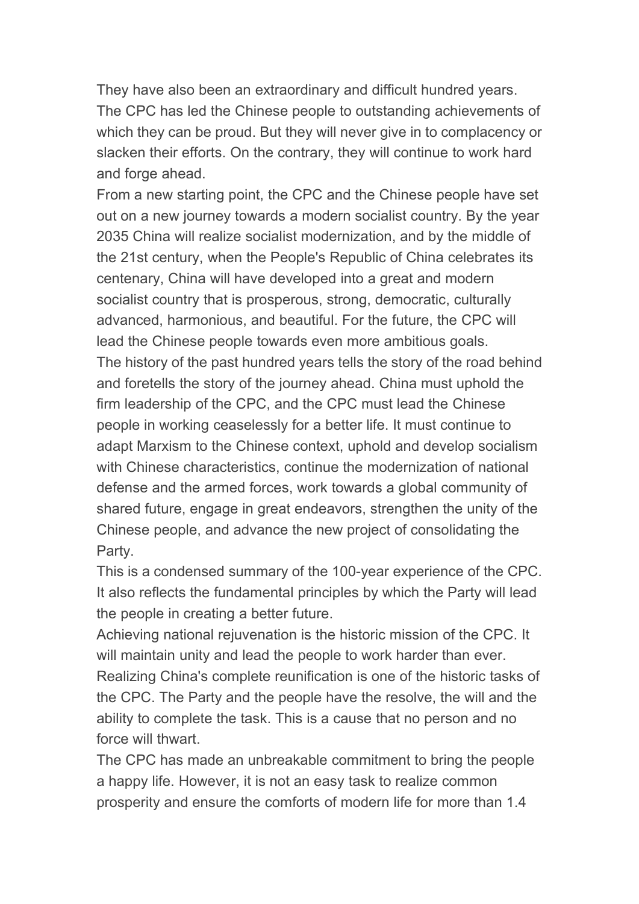They have also been an extraordinary and difficult hundred years. The CPC has led the Chinese people to outstanding achievements of which they can be proud. But they will never give in to complacency or slacken their efforts. On the contrary, they will continue to work hard and forge ahead.

From a new starting point, the CPC and the Chinese people have set out on a new journey towards a modern socialist country. By the year 2035 China will realize socialist modernization, and by the middle of the 21st century, when the People's Republic of China celebrates its centenary, China will have developed into a great and modern socialist country that is prosperous, strong, democratic, culturally advanced, harmonious, and beautiful. For the future, the CPC will lead the Chinese people towards even more ambitious goals.

The history of the past hundred years tells the story of the road behind and foretells the story of the journey ahead. China must uphold the firm leadership of the CPC, and the CPC must lead the Chinese people in working ceaselessly for a better life. It must continue to adapt Marxism to the Chinese context, uphold and develop socialism with Chinese characteristics, continue the modernization of national defense and the armed forces, work towards a global community of shared future, engage in great endeavors, strengthen the unity of the Chinese people, and advance the new project of consolidating the Party.

This is a condensed summary of the 100-year experience of the CPC. It also reflects the fundamental principles by which the Party will lead the people in creating a better future.

Achieving national rejuvenation is the historic mission of the CPC. It will maintain unity and lead the people to work harder than ever.

Realizing China's complete reunification is one of the historic tasks of the CPC. The Party and the people have the resolve, the will and the ability to complete the task. This is a cause that no person and no force will thwart.

The CPC has made an unbreakable commitment to bring the people a happy life. However, it is not an easy task to realize common prosperity and ensure the comforts of modern life for more than 1.4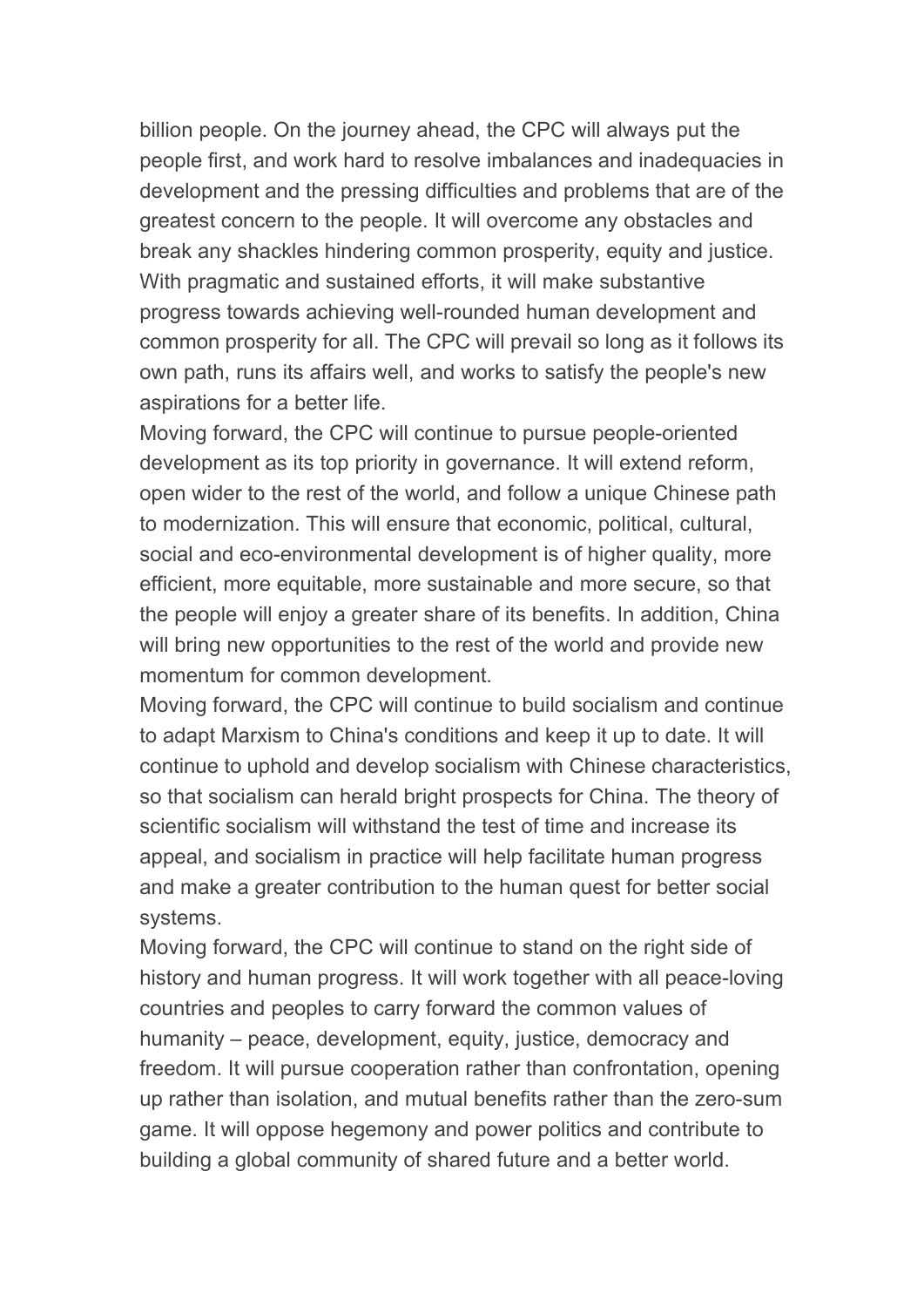billion people. On the journey ahead, the CPC will always put the people first, and work hard to resolve imbalances and inadequacies in development and the pressing difficulties and problems that are of the greatest concern to the people. It will overcome any obstacles and break any shackles hindering common prosperity, equity and justice. With pragmatic and sustained efforts, it will make substantive progress towards achieving well-rounded human development and common prosperity for all. The CPC will prevail so long as it follows its own path, runs its affairs well, and works to satisfy the people's new aspirations for a better life.

Moving forward, the CPC will continue to pursue people-oriented development as its top priority in governance. It will extend reform, open wider to the rest of the world, and follow a unique Chinese path to modernization. This will ensure that economic, political, cultural, social and eco-environmental development is of higher quality, more efficient, more equitable, more sustainable and more secure, so that the people will enjoy a greater share of its benefits. In addition, China will bring new opportunities to the rest of the world and provide new momentum for common development.

Moving forward, the CPC will continue to build socialism and continue to adapt Marxism to China's conditions and keep it up to date. It will continue to uphold and develop socialism with Chinese characteristics, so that socialism can herald bright prospects for China. The theory of scientific socialism will withstand the test of time and increase its appeal, and socialism in practice will help facilitate human progress and make a greater contribution to the human quest for better social systems.

Moving forward, the CPC will continue to stand on the right side of history and human progress. It will work together with all peace-loving countries and peoples to carry forward the common values of humanity – peace, development, equity, justice, democracy and freedom. It will pursue cooperation rather than confrontation, opening up rather than isolation, and mutual benefits rather than the zero-sum game. It will oppose hegemony and power politics and contribute to building a global community of shared future and a better world.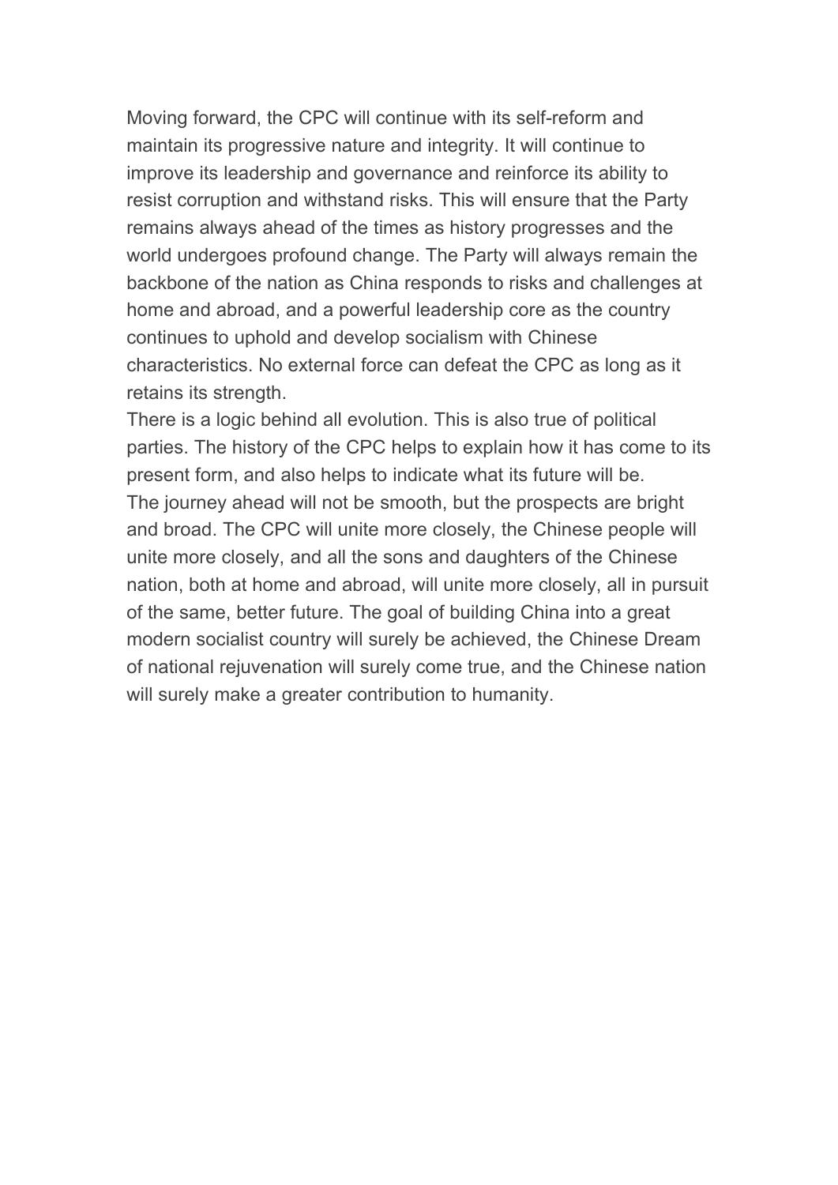Moving forward, the CPC will continue with its self-reform and maintain its progressive nature and integrity. It will continue to improve its leadership and governance and reinforce its ability to resist corruption and withstand risks. This will ensure that the Party remains always ahead of the times as history progresses and the world undergoes profound change. The Party will always remain the backbone of the nation as China responds to risks and challenges at home and abroad, and a powerful leadership core as the country continues to uphold and develop socialism with Chinese characteristics. No external force can defeat the CPC as long as it retains its strength.

There is a logic behind all evolution. This is also true of political parties. The history of the CPC helps to explain how it has come to its present form, and also helps to indicate what its future will be.

The journey ahead will not be smooth, but the prospects are bright and broad. The CPC will unite more closely, the Chinese people will unite more closely, and all the sons and daughters of the Chinese nation, both at home and abroad, will unite more closely, all in pursuit of the same, better future. The goal of building China into a great modern socialist country will surely be achieved, the Chinese Dream of national rejuvenation will surely come true, and the Chinese nation will surely make a greater contribution to humanity.